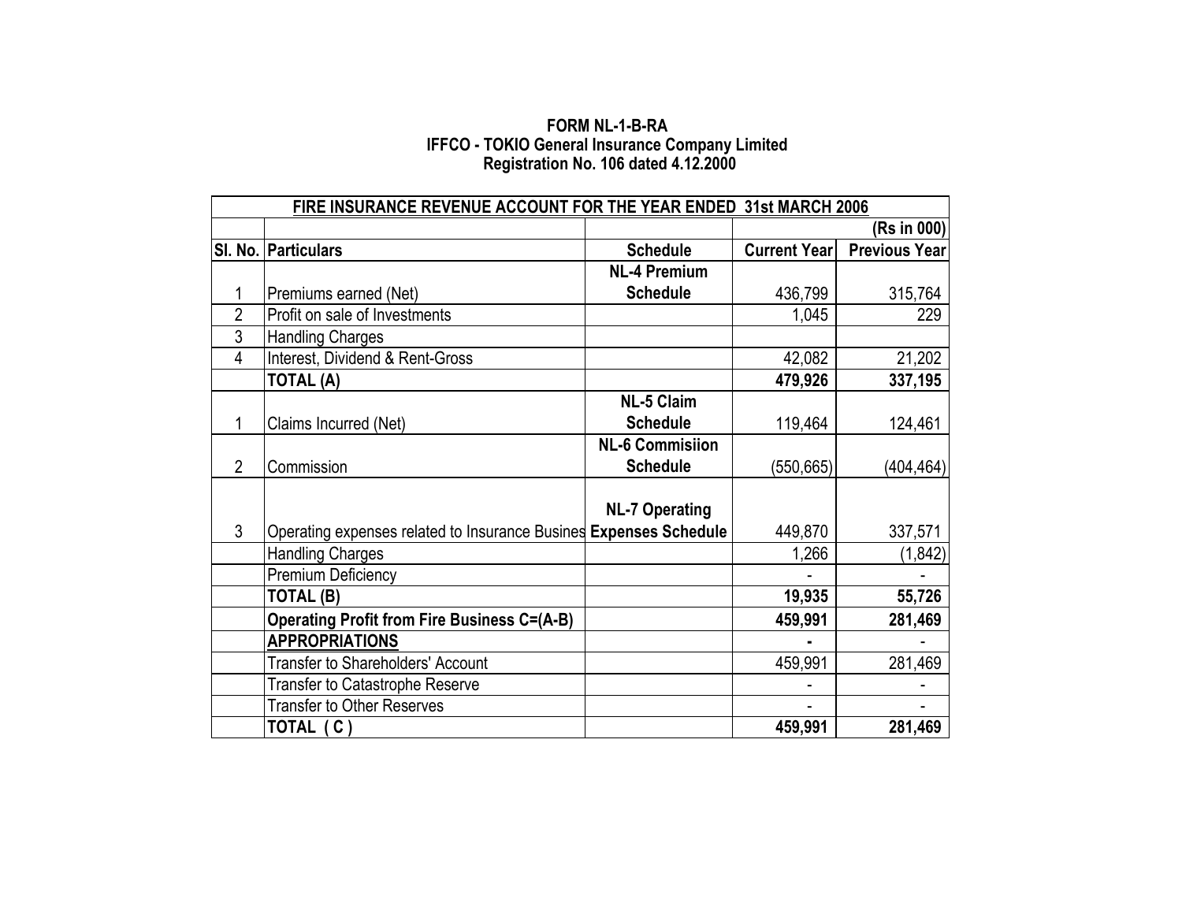**FORM NL-1-B-RA**
**IFFCO - TOKIO General Insurance Company Limited**
**Registration No. 106 dated 4.12.2000**

| FIRE INSURANCE REVENUE ACCOUNT FOR THE YEAR ENDED 31st MARCH 2006 | | | | |
|---|---|---|---|---|
| | | | | (Rs in 000) |
| Sl. No. | Particulars | Schedule | Current Year | Previous Year |
| 1 | Premiums earned (Net) | NL-4 Premium Schedule | 436,799 | 315,764 |
| 2 | Profit on sale of Investments | | 1,045 | 229 |
| 3 | Handling Charges | | | |
| 4 | Interest, Dividend & Rent-Gross | | 42,082 | 21,202 |
| | **TOTAL (A)** | | **479,926** | **337,195** |
| 1 | Claims Incurred (Net) | NL-5 Claim Schedule | 119,464 | 124,461 |
| 2 | Commission | NL-6 Commisiion Schedule | (550,665) | (404,464) |
| 3 | Operating expenses related to Insurance Busines | NL-7 Operating Expenses Schedule | 449,870 | 337,571 |
| | Handling Charges | | 1,266 | (1,842) |
| | Premium Deficiency | | - | - |
| | **TOTAL (B)** | | **19,935** | **55,726** |
| | **Operating Profit from Fire Business C=(A-B)** | | **459,991** | **281,469** |
| | **APPROPRIATIONS** | | - | - |
| | Transfer to Shareholders' Account | | 459,991 | 281,469 |
| | Transfer to Catastrophe Reserve | | - | - |
| | Transfer to Other Reserves | | - | - |
| | **TOTAL ( C )** | | **459,991** | **281,469** |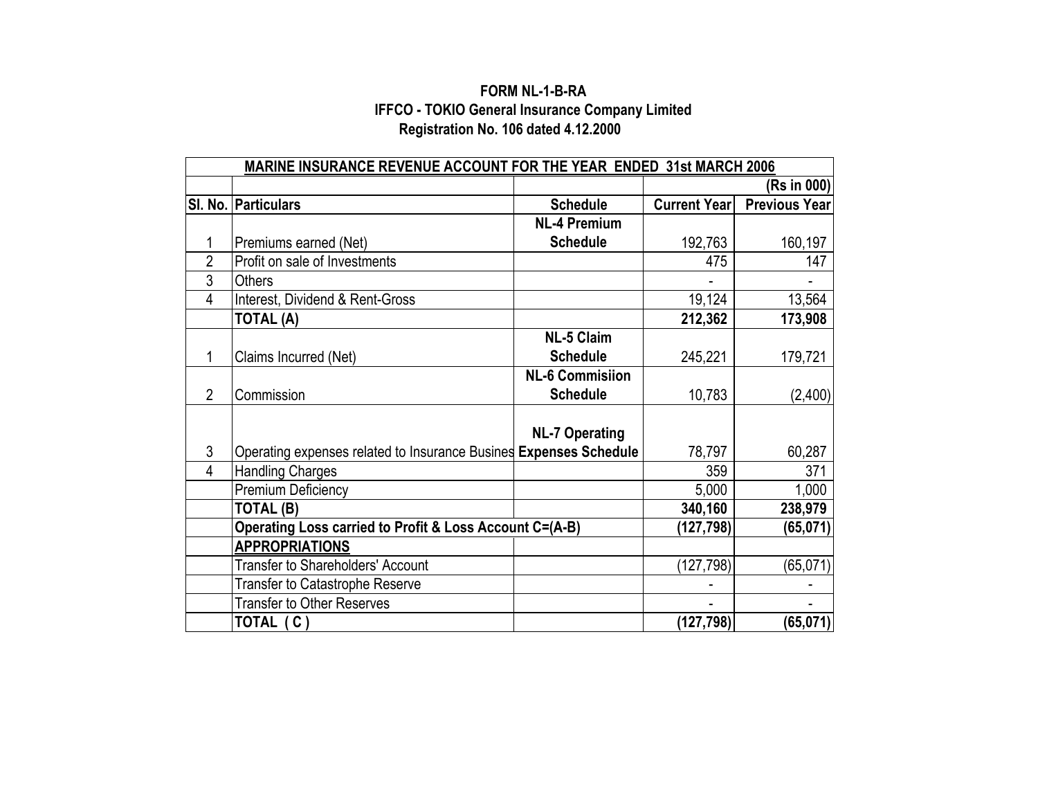**FORM NL-1-B-RA**
**IFFCO - TOKIO General Insurance Company Limited**
**Registration No. 106 dated 4.12.2000**

| MARINE INSURANCE REVENUE ACCOUNT FOR THE YEAR ENDED 31st MARCH 2006 | | | | |
|---|---|---|---|---|
| | | | | **(Rs in 000)** |
| **Sl. No.** | **Particulars** | **Schedule** | **Current Year** | **Previous Year** |
| 1 | Premiums earned (Net) | **NL-4 Premium Schedule** | 192,763 | 160,197 |
| 2 | Profit on sale of Investments | | 475 | 147 |
| 3 | Others | | - | - |
| 4 | Interest, Dividend & Rent-Gross | | 19,124 | 13,564 |
| | **TOTAL (A)** | | **212,362** | **173,908** |
| 1 | Claims Incurred (Net) | **NL-5 Claim Schedule** | 245,221 | 179,721 |
| 2 | Commission | **NL-6 Commisiion Schedule** | 10,783 | (2,400) |
| 3 | Operating expenses related to Insurance Busines | **NL-7 Operating Expenses Schedule** | 78,797 | 60,287 |
| 4 | Handling Charges | | 359 | 371 |
| | Premium Deficiency | | 5,000 | 1,000 |
| | **TOTAL (B)** | | **340,160** | **238,979** |
| | **Operating Loss carried to Profit & Loss Account C=(A-B)** | | **(127,798)** | **(65,071)** |
| | **APPROPRIATIONS** | | | |
| | Transfer to Shareholders' Account | | (127,798) | (65,071) |
| | Transfer to Catastrophe Reserve | | - | - |
| | Transfer to Other Reserves | | - | - |
| | **TOTAL ( C )** | | **(127,798)** | **(65,071)** |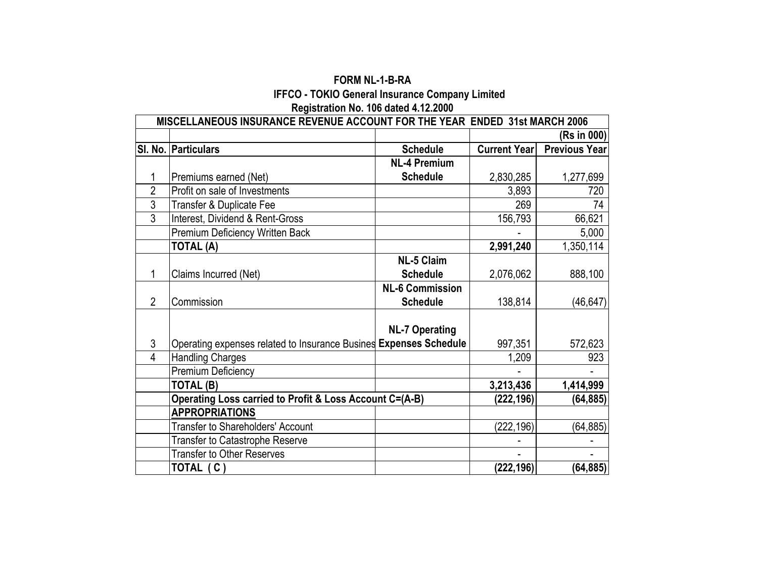**FORM NL-1-B-RA**

**IFFCO - TOKIO General Insurance Company Limited**

**Registration No. 106 dated 4.12.2000**

| **MISCELLANEOUS INSURANCE REVENUE ACCOUNT FOR THE YEAR ENDED 31st MARCH 2006** | | | | |
|---|---|---|---|---|
| | | | | **(Rs in 000)** |
| **Sl. No.** | **Particulars** | **Schedule** | **Current Year** | **Previous Year** |
| 1 | Premiums earned (Net) | **NL-4 Premium Schedule** | 2,830,285 | 1,277,699 |
| 2 | Profit on sale of Investments | | 3,893 | 720 |
| 3 | Transfer & Duplicate Fee | | 269 | 74 |
| 3 | Interest, Dividend & Rent-Gross | | 156,793 | 66,621 |
| | Premium Deficiency Written Back | | - | 5,000 |
| | **TOTAL (A)** | | **2,991,240** | 1,350,114 |
| 1 | Claims Incurred (Net) | **NL-5 Claim Schedule** | 2,076,062 | 888,100 |
| 2 | Commission | **NL-6 Commission Schedule** | 138,814 | (46,647) |
| 3 | Operating expenses related to Insurance Busines | **NL-7 Operating Expenses Schedule** | 997,351 | 572,623 |
| 4 | Handling Charges | | 1,209 | 923 |
| | Premium Deficiency | | - | - |
| | **TOTAL (B)** | | **3,213,436** | **1,414,999** |
| | **Operating Loss carried to Profit & Loss Account C=(A-B)** | | **(222,196)** | **(64,885)** |
| | **APPROPRIATIONS** | | | |
| | Transfer to Shareholders' Account | | (222,196) | (64,885) |
| | Transfer to Catastrophe Reserve | | - | - |
| | Transfer to Other Reserves | | - | - |
| | **TOTAL ( C )** | | **(222,196)** | **(64,885)** |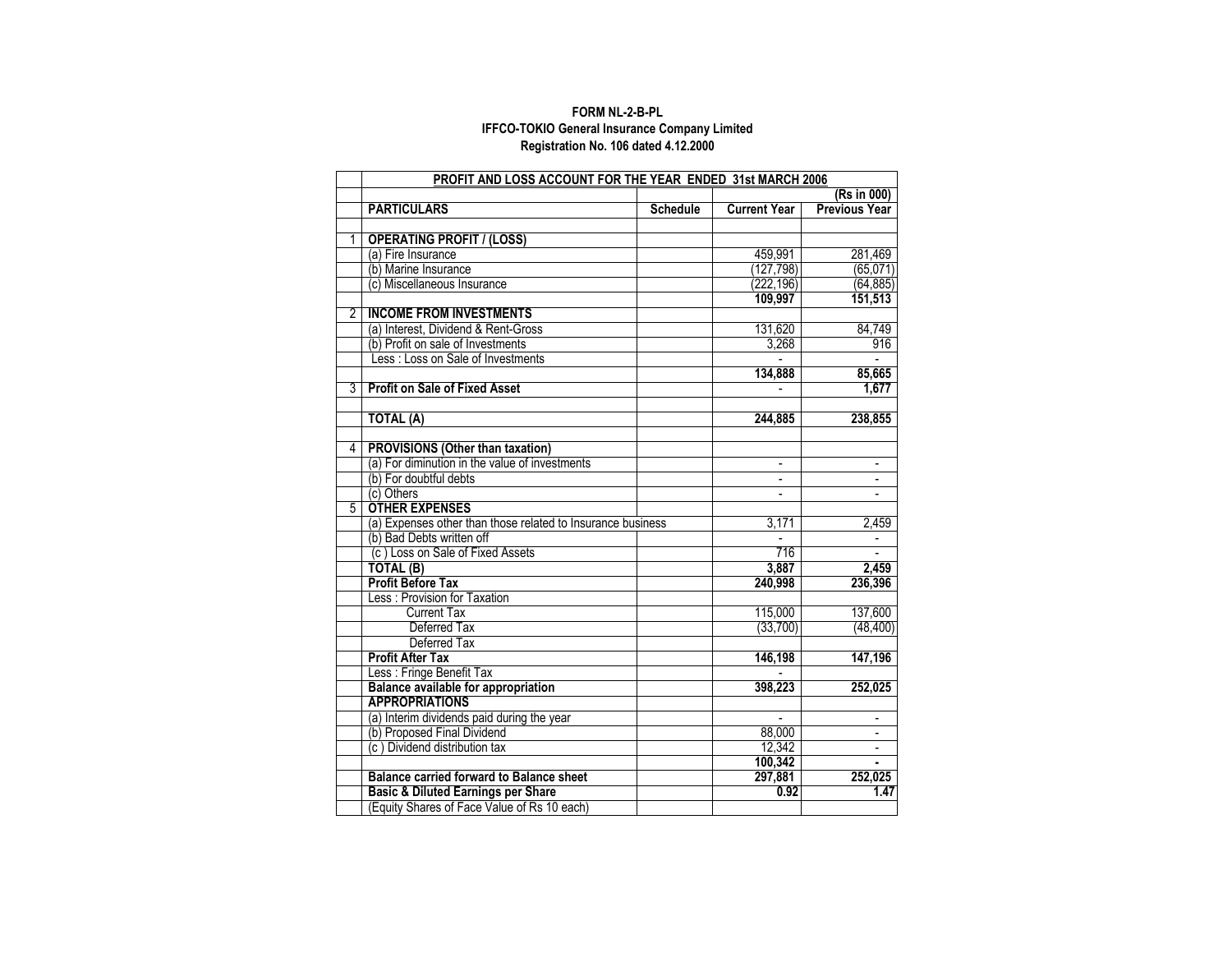**FORM NL-2-B-PL**
**IFFCO-TOKIO General Insurance Company Limited**
**Registration No. 106 dated 4.12.2000**

| | **PROFIT AND LOSS ACCOUNT FOR THE YEAR ENDED 31st MARCH 2006** | | | |
|---|---|---|---|---|
| | | | | **(Rs in 000)** |
| | **PARTICULARS** | **Schedule** | **Current Year** | **Previous Year** |
| | | | | |
| 1 | **OPERATING PROFIT / (LOSS)** | | | |
| | (a) Fire Insurance | | 459,991 | 281,469 |
| | (b) Marine Insurance | | (127,798) | (65,071) |
| | (c) Miscellaneous Insurance | | (222,196) | (64,885) |
| | | | **109,997** | **151,513** |
| 2 | **INCOME FROM INVESTMENTS** | | | |
| | (a) Interest, Dividend & Rent-Gross | | 131,620 | 84,749 |
| | (b) Profit on sale of Investments | | 3,268 | 916 |
| | Less : Loss on Sale of Investments | | - | - |
| | | | **134,888** | **85,665** |
| 3 | **Profit on Sale of Fixed Asset** | | - | **1,677** |
| | | | | |
| | **TOTAL (A)** | | **244,885** | **238,855** |
| | | | | |
| 4 | **PROVISIONS (Other than taxation)** | | | |
| | (a) For diminution in the value of investments | | - | - |
| | (b) For doubtful debts | | - | - |
| | (c) Others | | - | - |
| 5 | **OTHER EXPENSES** | | | |
| | (a) Expenses other than those related to Insurance business | | 3,171 | 2,459 |
| | (b) Bad Debts written off | | - | - |
| | (c ) Loss on Sale of Fixed Assets | | 716 | - |
| | **TOTAL (B)** | | **3,887** | **2,459** |
| | **Profit Before Tax** | | **240,998** | **236,396** |
| | Less : Provision for Taxation | | | |
| | Current Tax | | 115,000 | 137,600 |
| | Deferred Tax | | (33,700) | (48,400) |
| | Deferred Tax | | | |
| | **Profit After Tax** | | **146,198** | **147,196** |
| | Less : Fringe Benefit Tax | | - | |
| | **Balance available for appropriation** | | **398,223** | **252,025** |
| | **APPROPRIATIONS** | | | |
| | (a) Interim dividends paid during the year | | - | - |
| | (b) Proposed Final Dividend | | 88,000 | - |
| | (c ) Dividend distribution tax | | 12,342 | - |
| | | | **100,342** | **-** |
| | **Balance carried forward to Balance sheet** | | **297,881** | **252,025** |
| | **Basic & Diluted Earnings per Share** | | **0.92** | **1.47** |
| | (Equity Shares of Face Value of Rs 10 each) | | | |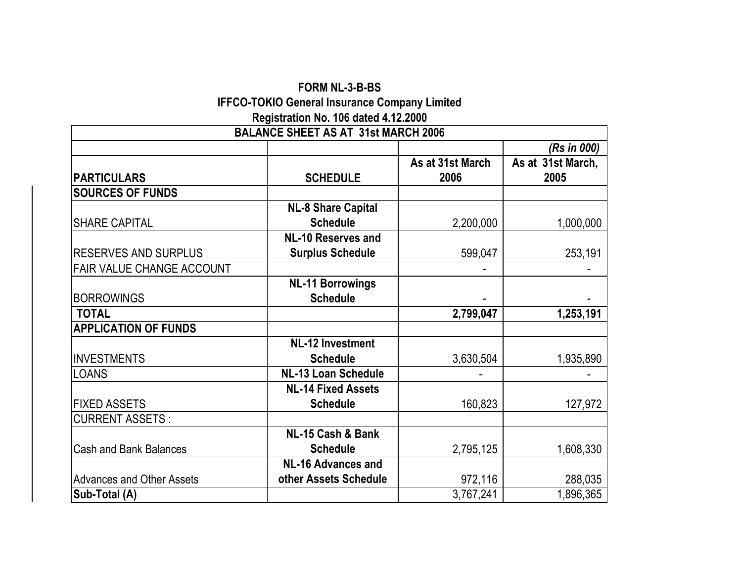**FORM NL-3-B-BS**

**IFFCO-TOKIO General Insurance Company Limited**

**Registration No. 106 dated 4.12.2000**

| **BALANCE SHEET AS AT 31st MARCH 2006** | | | |
|---|---|---|---|
| | | | *(Rs in 000)* |
| **PARTICULARS** | **SCHEDULE** | **As at 31st March 2006** | **As at 31st March, 2005** |
| **SOURCES OF FUNDS** | | | |
| SHARE CAPITAL | **NL-8 Share Capital Schedule** | 2,200,000 | 1,000,000 |
| RESERVES AND SURPLUS | **NL-10 Reserves and Surplus Schedule** | 599,047 | 253,191 |
| FAIR VALUE CHANGE ACCOUNT | | - | - |
| BORROWINGS | **NL-11 Borrowings Schedule** | - | - |
| **TOTAL** | | **2,799,047** | **1,253,191** |
| **APPLICATION OF FUNDS** | | | |
| INVESTMENTS | **NL-12 Investment Schedule** | 3,630,504 | 1,935,890 |
| LOANS | **NL-13 Loan Schedule** | - | - |
| FIXED ASSETS | **NL-14 Fixed Assets Schedule** | 160,823 | 127,972 |
| CURRENT ASSETS : | | | |
| Cash and Bank Balances | **NL-15 Cash & Bank Schedule** | 2,795,125 | 1,608,330 |
| Advances and Other Assets | **NL-16 Advances and other Assets Schedule** | 972,116 | 288,035 |
| **Sub-Total (A)** | | 3,767,241 | 1,896,365 |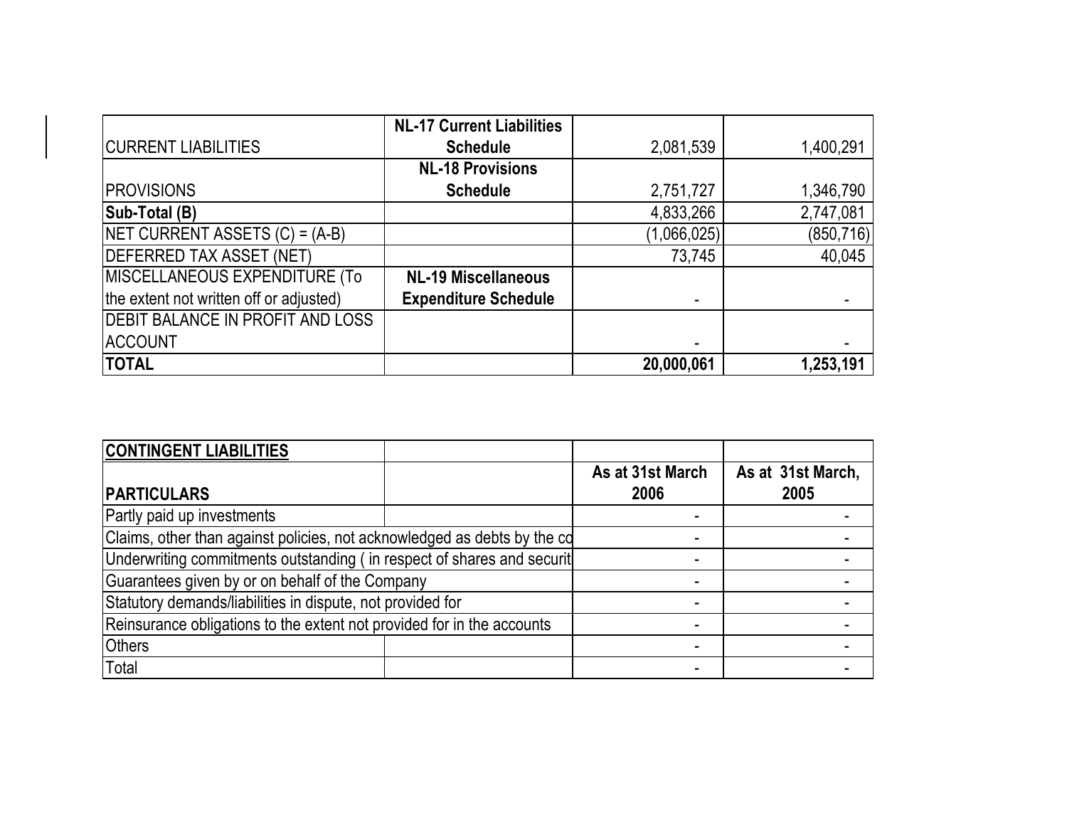| | | | |
|---|---|---|---|
| CURRENT LIABILITIES | **NL-17 Current Liabilities Schedule** | 2,081,539 | 1,400,291 |
| PROVISIONS | **NL-18 Provisions Schedule** | 2,751,727 | 1,346,790 |
| **Sub-Total (B)** | | 4,833,266 | 2,747,081 |
| NET CURRENT ASSETS (C) = (A-B) | | (1,066,025) | (850,716) |
| DEFERRED TAX ASSET (NET) | | 73,745 | 40,045 |
| MISCELLANEOUS EXPENDITURE (To the extent not written off or adjusted) | **NL-19 Miscellaneous Expenditure Schedule** | - | - |
| DEBIT BALANCE IN PROFIT AND LOSS ACCOUNT | | - | - |
| **TOTAL** | | **20,000,061** | **1,253,191** |

| **CONTINGENT LIABILITIES** | | | |
|---|---|---|---|
| **PARTICULARS** | | **As at 31st March 2006** | **As at 31st March, 2005** |
| Partly paid up investments | | - | - |
| Claims, other than against policies, not acknowledged as debts by the co | | - | - |
| Underwriting commitments outstanding ( in respect of shares and securit | | - | - |
| Guarantees given by or on behalf of the Company | | - | - |
| Statutory demands/liabilities in dispute, not provided for | | - | - |
| Reinsurance obligations to the extent not provided for in the accounts | | - | - |
| Others | | - | - |
| Total | | - | - |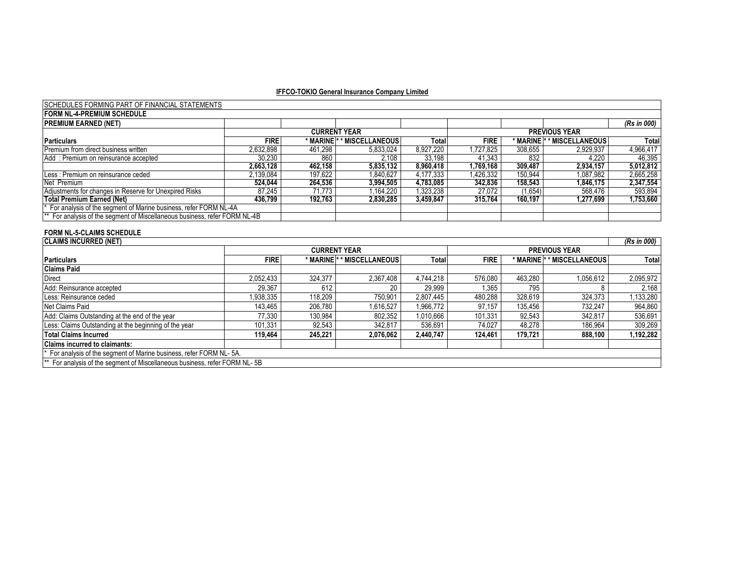**IFFCO-TOKIO General Insurance Company Limited**

SCHEDULES FORMING PART OF FINANCIAL STATEMENTS

**FORM NL-4-PREMIUM SCHEDULE**

**PREMIUM EARNED (NET)**

*(Rs in 000)*

| | CURRENT YEAR | | | | PREVIOUS YEAR | | | |
|---|---|---|---|---|---|---|---|---|
| **Particulars** | **FIRE** | *** MARINE** | **\* * MISCELLANEOUS** | **Total** | **FIRE** | *** MARINE** | **\* * MISCELLANEOUS** | **Total** |
| Premium from direct business written | 2,632,898 | 461,298 | 5,833,024 | 8,927,220 | 1,727,825 | 308,655 | 2,929,937 | 4,966,417 |
| Add : Premium on reinsurance accepted | 30,230 | 860 | 2,108 | 33,198 | 41,343 | 832 | 4,220 | 46,395 |
| | **2,663,128** | **462,158** | **5,835,132** | **8,960,418** | **1,769,168** | **309,487** | **2,934,157** | **5,012,812** |
| Less : Premium on reinsurance ceded | 2,139,084 | 197,622 | 1,840,627 | 4,177,333 | 1,426,332 | 150,944 | 1,087,982 | 2,665,258 |
| Net Premium | **524,044** | **264,536** | **3,994,505** | **4,783,085** | **342,836** | **158,543** | **1,846,175** | **2,347,554** |
| Adjustments for changes in Reserve for Unexpired Risks | 87,245 | 71,773 | 1,164,220 | 1,323,238 | 27,072 | (1,654) | 568,476 | 593,894 |
| **Total Premium Earned (Net)** | **436,799** | **192,763** | **2,830,285** | **3,459,847** | **315,764** | **160,197** | **1,277,699** | **1,753,660** |

\* For analysis of the segment of Marine business, refer FORM NL-4A

\*\* For analysis of the segment of Miscellaneous business, refer FORM NL-4B

**FORM NL-5-CLAIMS SCHEDULE**

**CLAIMS INCURRED (NET)**

*(Rs in 000)*

| | CURRENT YEAR | | | | PREVIOUS YEAR | | | |
|---|---|---|---|---|---|---|---|---|
| **Particulars** | **FIRE** | *** MARINE** | **\* * MISCELLANEOUS** | **Total** | **FIRE** | *** MARINE** | **\* * MISCELLANEOUS** | **Total** |
| **Claims Paid** | | | | | | | | |
| Direct | 2,052,433 | 324,377 | 2,367,408 | 4,744,218 | 576,080 | 463,280 | 1,056,612 | 2,095,972 |
| Add: Reinsurance accepted | 29,367 | 612 | 20 | 29,999 | 1,365 | 795 | 8 | 2,168 |
| Less: Reinsurance ceded | 1,938,335 | 118,209 | 750,901 | 2,807,445 | 480,288 | 328,619 | 324,373 | 1,133,280 |
| Net Claims Paid | 143,465 | 206,780 | 1,616,527 | 1,966,772 | 97,157 | 135,456 | 732,247 | 964,860 |
| Add: Claims Outstanding at the end of the year | 77,330 | 130,984 | 802,352 | 1,010,666 | 101,331 | 92,543 | 342,817 | 536,691 |
| Less: Claims Outstanding at the beginning of the year | 101,331 | 92,543 | 342,817 | 536,691 | 74,027 | 48,278 | 186,964 | 309,269 |
| **Total Claims Incurred** | **119,464** | **245,221** | **2,076,062** | **2,440,747** | **124,461** | **179,721** | **888,100** | **1,192,282** |
| **Claims incurred to claimants:** | | | | | | | | |

\* For analysis of the segment of Marine business, refer FORM NL- 5A.

\*\* For analysis of the segment of Miscellaneous business, refer FORM NL- 5B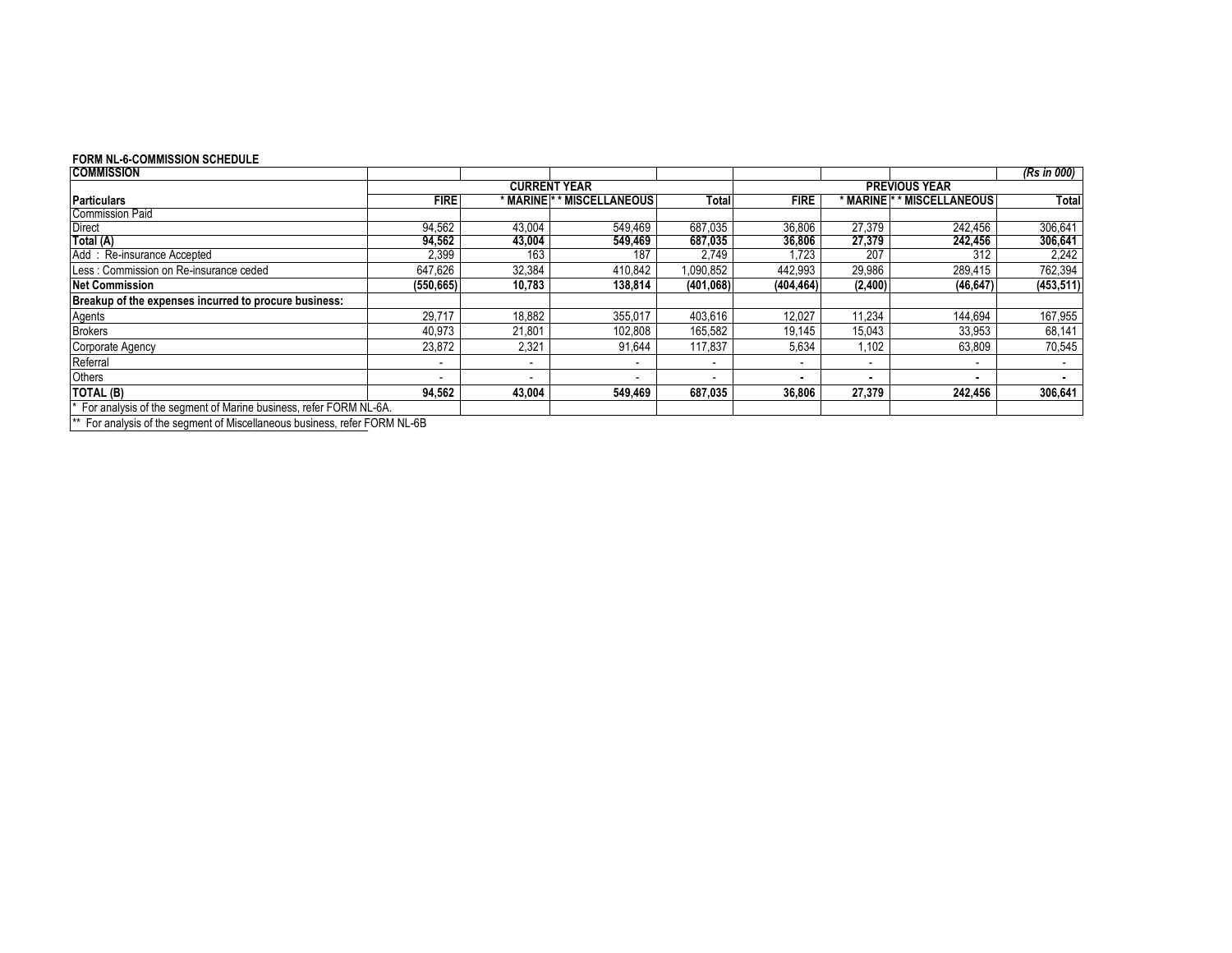**FORM NL-6-COMMISSION SCHEDULE**

| COMMISSION | | | | | | | | (Rs in 000) |
|---|---|---|---|---|---|---|---|---|
| | CURRENT YEAR | | | | PREVIOUS YEAR | | | |
| **Particulars** | **FIRE** | *** MARINE** | **** MISCELLANEOUS** | **Total** | **FIRE** | *** MARINE** | **** MISCELLANEOUS** | **Total** |
| Commission Paid | | | | | | | | |
| Direct | 94,562 | 43,004 | 549,469 | 687,035 | 36,806 | 27,379 | 242,456 | 306,641 |
| **Total (A)** | **94,562** | **43,004** | **549,469** | **687,035** | **36,806** | **27,379** | **242,456** | **306,641** |
| Add : Re-insurance Accepted | 2,399 | 163 | 187 | 2,749 | 1,723 | 207 | 312 | 2,242 |
| Less : Commission on Re-insurance ceded | 647,626 | 32,384 | 410,842 | 1,090,852 | 442,993 | 29,986 | 289,415 | 762,394 |
| **Net Commission** | **(550,665)** | **10,783** | **138,814** | **(401,068)** | **(404,464)** | **(2,400)** | **(46,647)** | **(453,511)** |
| **Breakup of the expenses incurred to procure business:** | | | | | | | | |
| Agents | 29,717 | 18,882 | 355,017 | 403,616 | 12,027 | 11,234 | 144,694 | 167,955 |
| Brokers | 40,973 | 21,801 | 102,808 | 165,582 | 19,145 | 15,043 | 33,953 | 68,141 |
| Corporate Agency | 23,872 | 2,321 | 91,644 | 117,837 | 5,634 | 1,102 | 63,809 | 70,545 |
| Referral | - | - | - | - | - | - | - | - |
| Others | - | - | - | - | - | - | - | - |
| **TOTAL (B)** | **94,562** | **43,004** | **549,469** | **687,035** | **36,806** | **27,379** | **242,456** | **306,641** |

\* For analysis of the segment of Marine business, refer FORM NL-6A.

** For analysis of the segment of Miscellaneous business, refer FORM NL-6B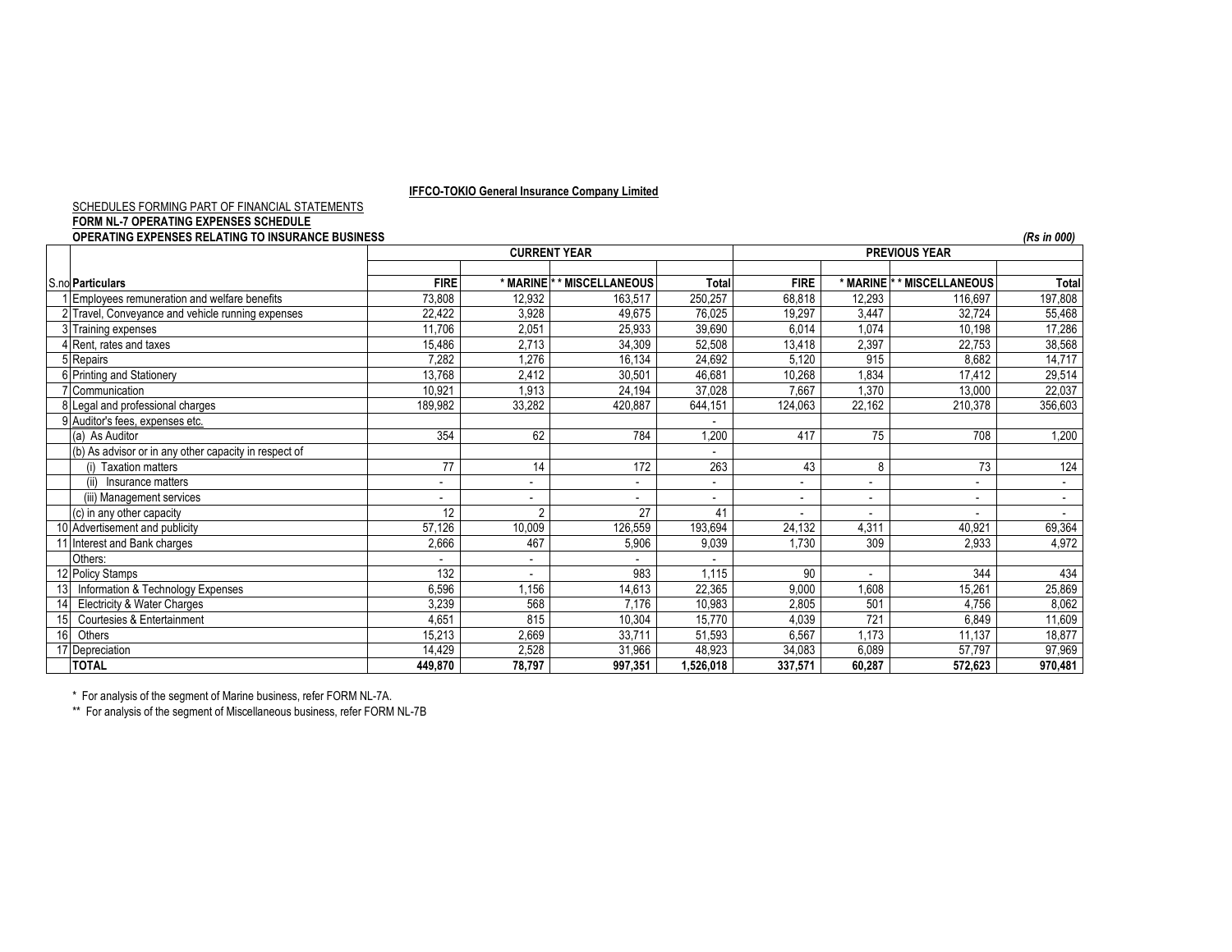**IFFCO-TOKIO General Insurance Company Limited**

SCHEDULES FORMING PART OF FINANCIAL STATEMENTS

**FORM NL-7 OPERATING EXPENSES SCHEDULE**

**OPERATING EXPENSES RELATING TO INSURANCE BUSINESS**

*(Rs in 000)*

| S.no | Particulars | CURRENT YEAR | | | | PREVIOUS YEAR | | | |
|---|---|---|---|---|---|---|---|---|---|
| | | **FIRE** | *** MARINE** | **** MISCELLANEOUS** | **Total** | **FIRE** | *** MARINE** | **** MISCELLANEOUS** | **Total** |
| 1 | Employees remuneration and welfare benefits | 73,808 | 12,932 | 163,517 | 250,257 | 68,818 | 12,293 | 116,697 | 197,808 |
| 2 | Travel, Conveyance and vehicle running expenses | 22,422 | 3,928 | 49,675 | 76,025 | 19,297 | 3,447 | 32,724 | 55,468 |
| 3 | Training expenses | 11,706 | 2,051 | 25,933 | 39,690 | 6,014 | 1,074 | 10,198 | 17,286 |
| 4 | Rent, rates and taxes | 15,486 | 2,713 | 34,309 | 52,508 | 13,418 | 2,397 | 22,753 | 38,568 |
| 5 | Repairs | 7,282 | 1,276 | 16,134 | 24,692 | 5,120 | 915 | 8,682 | 14,717 |
| 6 | Printing and Stationery | 13,768 | 2,412 | 30,501 | 46,681 | 10,268 | 1,834 | 17,412 | 29,514 |
| 7 | Communication | 10,921 | 1,913 | 24,194 | 37,028 | 7,667 | 1,370 | 13,000 | 22,037 |
| 8 | Legal and professional charges | 189,982 | 33,282 | 420,887 | 644,151 | 124,063 | 22,162 | 210,378 | 356,603 |
| 9 | Auditor's fees, expenses etc. | | | | - | | | | |
| | (a) As Auditor | 354 | 62 | 784 | 1,200 | 417 | 75 | 708 | 1,200 |
| | (b) As advisor or in any other capacity in respect of | | | | - | | | | |
| | (i) Taxation matters | 77 | 14 | 172 | 263 | 43 | 8 | 73 | 124 |
| | (ii) Insurance matters | - | - | - | - | - | - | - | - |
| | (iii) Management services | - | - | - | - | - | - | - | - |
| | (c) in any other capacity | 12 | 2 | 27 | 41 | - | - | - | - |
| 10 | Advertisement and publicity | 57,126 | 10,009 | 126,559 | 193,694 | 24,132 | 4,311 | 40,921 | 69,364 |
| 11 | Interest and Bank charges | 2,666 | 467 | 5,906 | 9,039 | 1,730 | 309 | 2,933 | 4,972 |
| | Others: | - | - | - | - | | | | |
| 12 | Policy Stamps | 132 | - | 983 | 1,115 | 90 | - | 344 | 434 |
| 13 | Information & Technology Expenses | 6,596 | 1,156 | 14,613 | 22,365 | 9,000 | 1,608 | 15,261 | 25,869 |
| 14 | Electricity & Water Charges | 3,239 | 568 | 7,176 | 10,983 | 2,805 | 501 | 4,756 | 8,062 |
| 15 | Courtesies & Entertainment | 4,651 | 815 | 10,304 | 15,770 | 4,039 | 721 | 6,849 | 11,609 |
| 16 | Others | 15,213 | 2,669 | 33,711 | 51,593 | 6,567 | 1,173 | 11,137 | 18,877 |
| 17 | Depreciation | 14,429 | 2,528 | 31,966 | 48,923 | 34,083 | 6,089 | 57,797 | 97,969 |
| | **TOTAL** | **449,870** | **78,797** | **997,351** | **1,526,018** | **337,571** | **60,287** | **572,623** | **970,481** |

\* For analysis of the segment of Marine business, refer FORM NL-7A.

** For analysis of the segment of Miscellaneous business, refer FORM NL-7B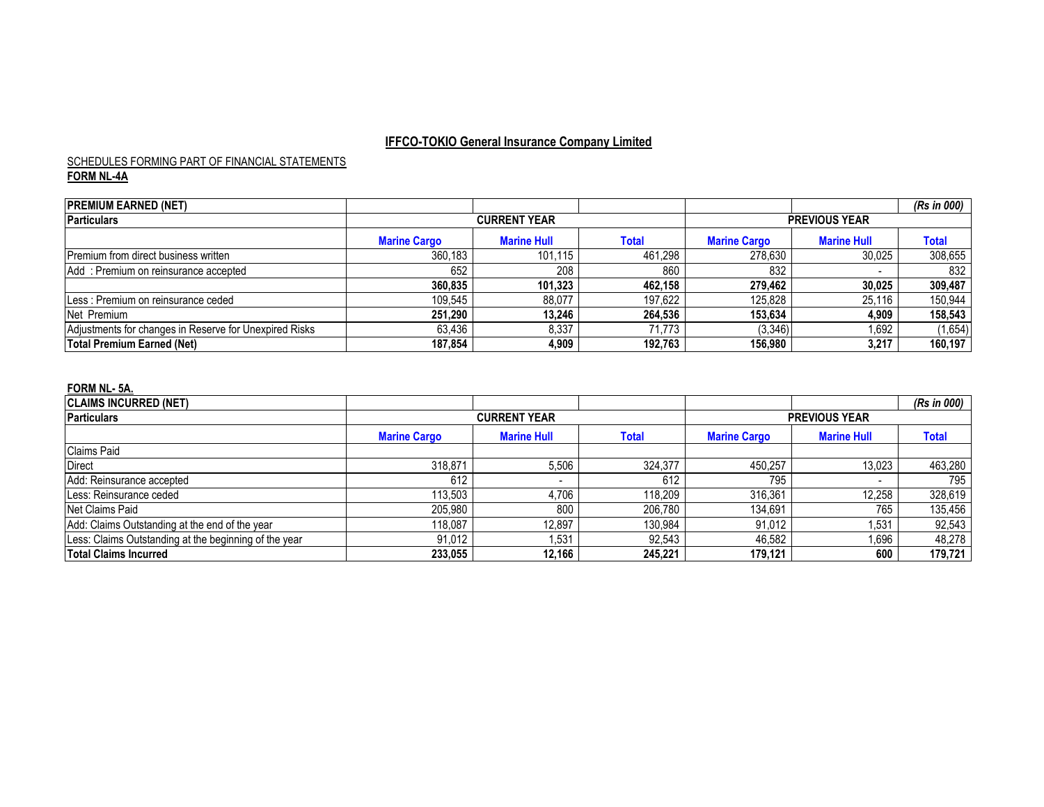# IFFCO-TOKIO General Insurance Company Limited

SCHEDULES FORMING PART OF FINANCIAL STATEMENTS

**FORM NL-4A**

| **PREMIUM EARNED (NET)** | | | | | | *(Rs in 000)* |
|---|---|---|---|---|---|---|
| **Particulars** | **CURRENT YEAR** | | | **PREVIOUS YEAR** | | |
| | **Marine Cargo** | **Marine Hull** | **Total** | **Marine Cargo** | **Marine Hull** | **Total** |
| Premium from direct business written | 360,183 | 101,115 | 461,298 | 278,630 | 30,025 | 308,655 |
| Add : Premium on reinsurance accepted | 652 | 208 | 860 | 832 | - | 832 |
| | **360,835** | **101,323** | **462,158** | **279,462** | **30,025** | **309,487** |
| Less : Premium on reinsurance ceded | 109,545 | 88,077 | 197,622 | 125,828 | 25,116 | 150,944 |
| Net Premium | **251,290** | **13,246** | **264,536** | **153,634** | **4,909** | **158,543** |
| Adjustments for changes in Reserve for Unexpired Risks | 63,436 | 8,337 | 71,773 | (3,346) | 1,692 | (1,654) |
| **Total Premium Earned (Net)** | **187,854** | **4,909** | **192,763** | **156,980** | **3,217** | **160,197** |

**FORM NL- 5A.**

| **CLAIMS INCURRED (NET)** | | | | | | *(Rs in 000)* |
|---|---|---|---|---|---|---|
| **Particulars** | **CURRENT YEAR** | | | **PREVIOUS YEAR** | | |
| | **Marine Cargo** | **Marine Hull** | **Total** | **Marine Cargo** | **Marine Hull** | **Total** |
| Claims Paid | | | | | | |
| Direct | 318,871 | 5,506 | 324,377 | 450,257 | 13,023 | 463,280 |
| Add: Reinsurance accepted | 612 | - | 612 | 795 | - | 795 |
| Less: Reinsurance ceded | 113,503 | 4,706 | 118,209 | 316,361 | 12,258 | 328,619 |
| Net Claims Paid | 205,980 | 800 | 206,780 | 134,691 | 765 | 135,456 |
| Add: Claims Outstanding at the end of the year | 118,087 | 12,897 | 130,984 | 91,012 | 1,531 | 92,543 |
| Less: Claims Outstanding at the beginning of the year | 91,012 | 1,531 | 92,543 | 46,582 | 1,696 | 48,278 |
| **Total Claims Incurred** | **233,055** | **12,166** | **245,221** | **179,121** | **600** | **179,721** |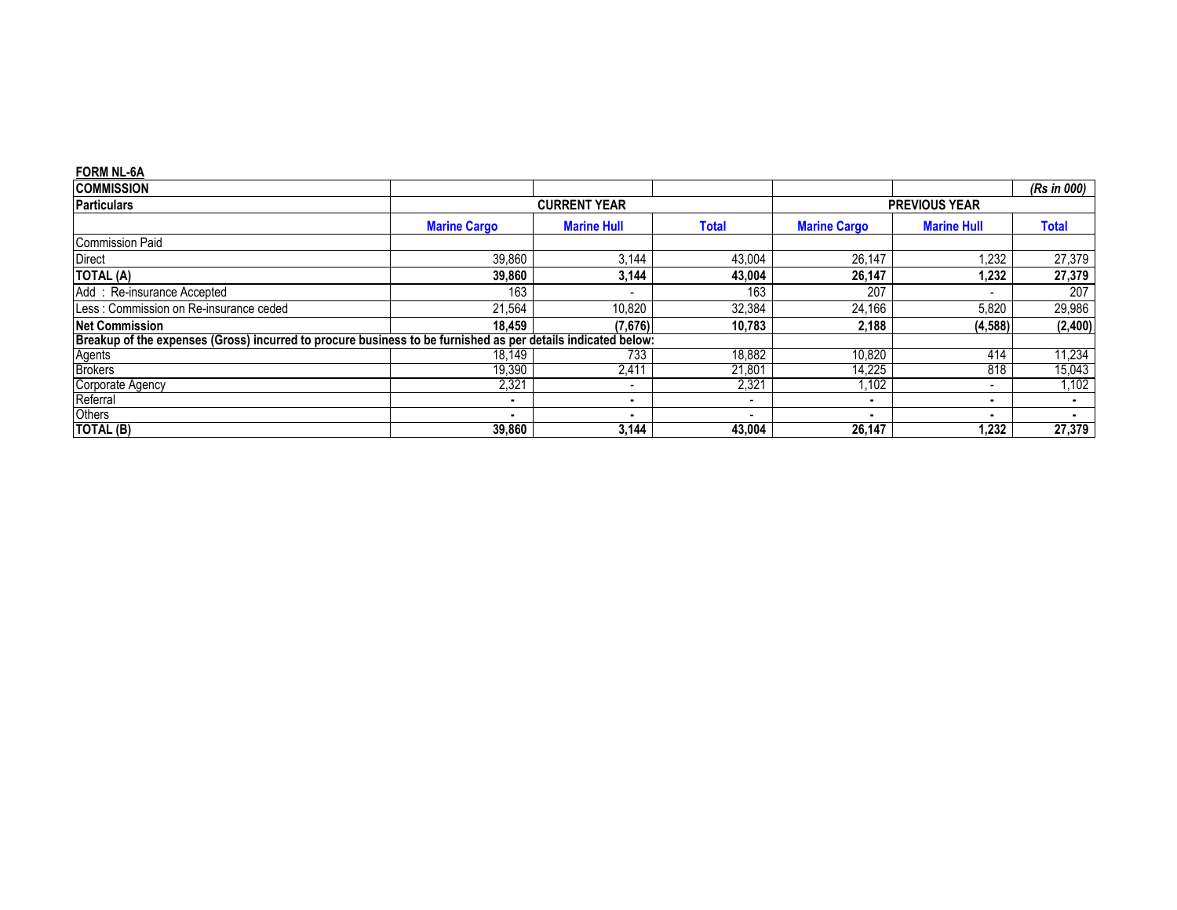**FORM NL-6A**

| COMMISSION | | | | | | (Rs in 000) |
|---|---|---|---|---|---|---|
| **Particulars** | **CURRENT YEAR** | | | **PREVIOUS YEAR** | | |
| | **Marine Cargo** | **Marine Hull** | **Total** | **Marine Cargo** | **Marine Hull** | **Total** |
| Commission Paid | | | | | | |
| Direct | 39,860 | 3,144 | 43,004 | 26,147 | 1,232 | 27,379 |
| **TOTAL (A)** | **39,860** | **3,144** | **43,004** | **26,147** | **1,232** | **27,379** |
| Add : Re-insurance Accepted | 163 | - | 163 | 207 | - | 207 |
| Less : Commission on Re-insurance ceded | 21,564 | 10,820 | 32,384 | 24,166 | 5,820 | 29,986 |
| **Net Commission** | **18,459** | **(7,676)** | **10,783** | **2,188** | **(4,588)** | **(2,400)** |
| **Breakup of the expenses (Gross) incurred to procure business to be furnished as per details indicated below:** | | | | | | |
| Agents | 18,149 | 733 | 18,882 | 10,820 | 414 | 11,234 |
| Brokers | 19,390 | 2,411 | 21,801 | 14,225 | 818 | 15,043 |
| Corporate Agency | 2,321 | - | 2,321 | 1,102 | - | 1,102 |
| Referral | - | - | - | - | - | - |
| Others | - | - | - | - | - | - |
| **TOTAL (B)** | **39,860** | **3,144** | **43,004** | **26,147** | **1,232** | **27,379** |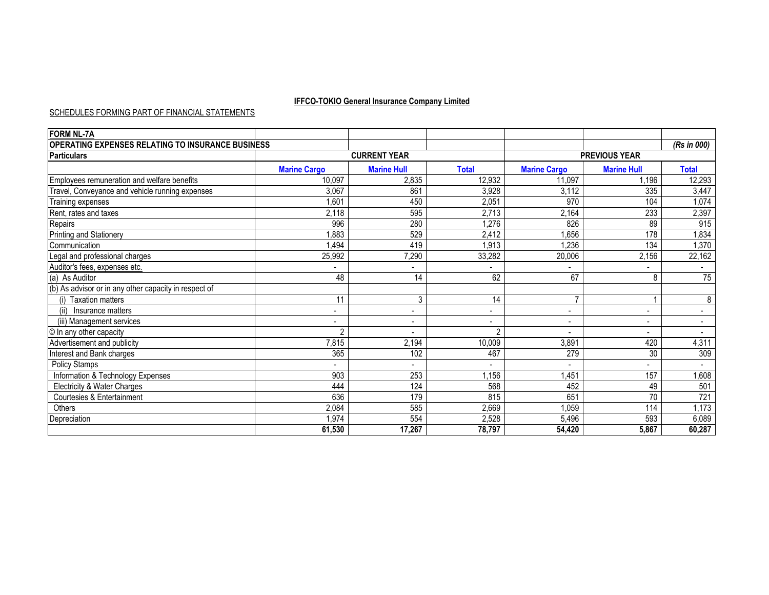**IFFCO-TOKIO General Insurance Company Limited**

SCHEDULES FORMING PART OF FINANCIAL STATEMENTS

| FORM NL-7A | | | | | | |
|---|---|---|---|---|---|---|
| **OPERATING EXPENSES RELATING TO INSURANCE BUSINESS** | | | | | | *(Rs in 000)* |
| **Particulars** | **CURRENT YEAR** | | | **PREVIOUS YEAR** | | |
| | **Marine Cargo** | **Marine Hull** | **Total** | **Marine Cargo** | **Marine Hull** | **Total** |
| Employees remuneration and welfare benefits | 10,097 | 2,835 | 12,932 | 11,097 | 1,196 | 12,293 |
| Travel, Conveyance and vehicle running expenses | 3,067 | 861 | 3,928 | 3,112 | 335 | 3,447 |
| Training expenses | 1,601 | 450 | 2,051 | 970 | 104 | 1,074 |
| Rent, rates and taxes | 2,118 | 595 | 2,713 | 2,164 | 233 | 2,397 |
| Repairs | 996 | 280 | 1,276 | 826 | 89 | 915 |
| Printing and Stationery | 1,883 | 529 | 2,412 | 1,656 | 178 | 1,834 |
| Communication | 1,494 | 419 | 1,913 | 1,236 | 134 | 1,370 |
| Legal and professional charges | 25,992 | 7,290 | 33,282 | 20,006 | 2,156 | 22,162 |
| Auditor's fees, expenses etc. | - | - | - | - | - | - |
| (a) As Auditor | 48 | 14 | 62 | 67 | 8 | 75 |
| (b) As advisor or in any other capacity in respect of | | | | | | |
| (i) Taxation matters | 11 | 3 | 14 | 7 | 1 | 8 |
| (ii) Insurance matters | - | - | - | - | - | - |
| (iii) Management services | - | - | - | - | - | - |
| © In any other capacity | 2 | - | 2 | - | - | - |
| Advertisement and publicity | 7,815 | 2,194 | 10,009 | 3,891 | 420 | 4,311 |
| Interest and Bank charges | 365 | 102 | 467 | 279 | 30 | 309 |
| Policy Stamps | - | - | - | - | - | - |
| Information & Technology Expenses | 903 | 253 | 1,156 | 1,451 | 157 | 1,608 |
| Electricity & Water Charges | 444 | 124 | 568 | 452 | 49 | 501 |
| Courtesies & Entertainment | 636 | 179 | 815 | 651 | 70 | 721 |
| Others | 2,084 | 585 | 2,669 | 1,059 | 114 | 1,173 |
| Depreciation | 1,974 | 554 | 2,528 | 5,496 | 593 | 6,089 |
| | **61,530** | **17,267** | **78,797** | **54,420** | **5,867** | **60,287** |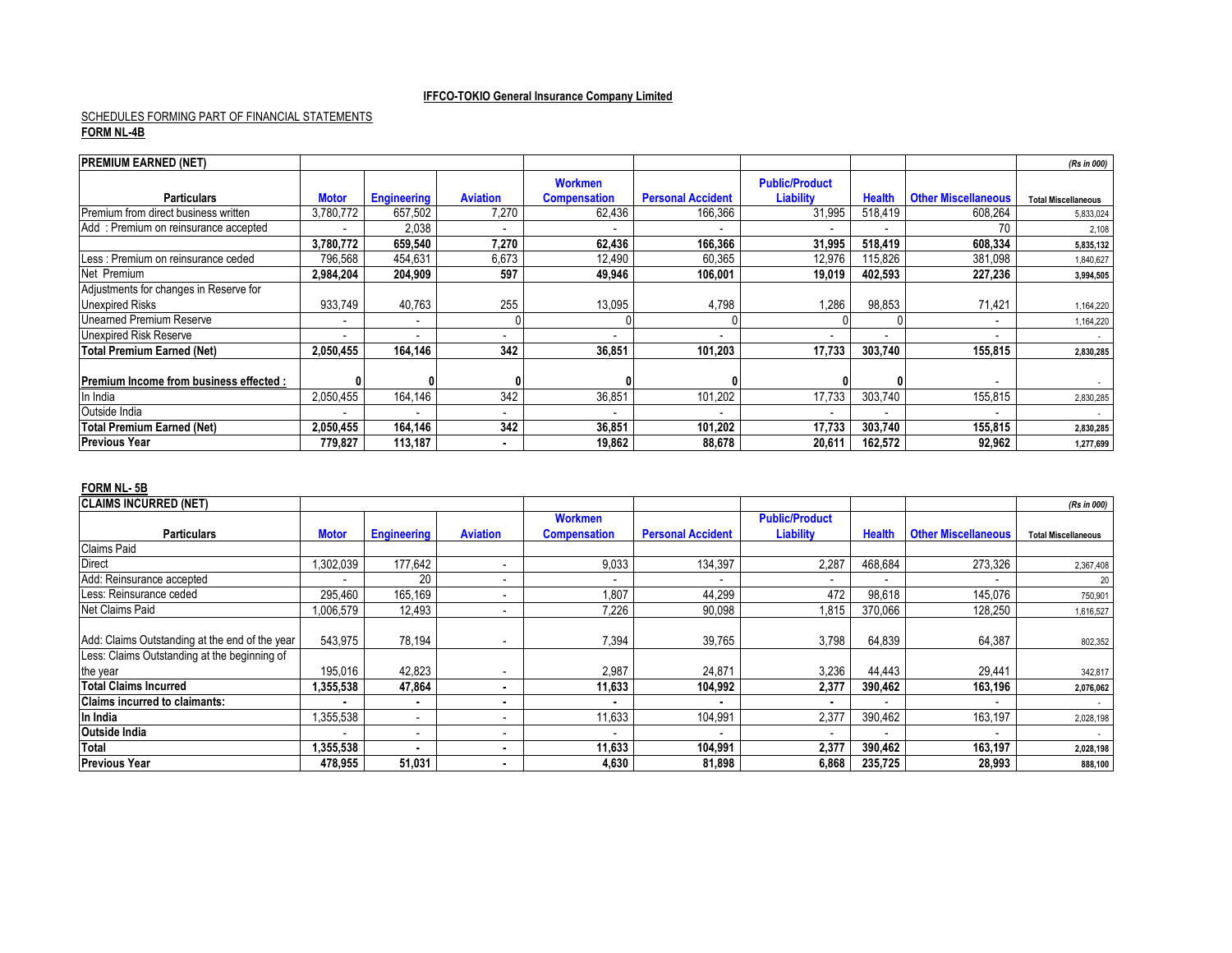**IFFCO-TOKIO General Insurance Company Limited**

SCHEDULES FORMING PART OF FINANCIAL STATEMENTS

**FORM NL-4B**

| **PREMIUM EARNED (NET)** | | | | | | | | | *(Rs in 000)* |
|---|---|---|---|---|---|---|---|---|---|
| **Particulars** | **Motor** | **Engineering** | **Aviation** | **Workmen Compensation** | **Personal Accident** | **Public/Product Liability** | **Health** | **Other Miscellaneous** | **Total Miscellaneous** |
| Premium from direct business written | 3,780,772 | 657,502 | 7,270 | 62,436 | 166,366 | 31,995 | 518,419 | 608,264 | 5,833,024 |
| Add : Premium on reinsurance accepted | - | 2,038 | - | - | - | - | - | 70 | 2,108 |
| | **3,780,772** | **659,540** | **7,270** | **62,436** | **166,366** | **31,995** | **518,419** | **608,334** | **5,835,132** |
| Less : Premium on reinsurance ceded | 796,568 | 454,631 | 6,673 | 12,490 | 60,365 | 12,976 | 115,826 | 381,098 | 1,840,627 |
| Net Premium | **2,984,204** | **204,909** | **597** | **49,946** | **106,001** | **19,019** | **402,593** | **227,236** | **3,994,505** |
| Adjustments for changes in Reserve for Unexpired Risks | 933,749 | 40,763 | 255 | 13,095 | 4,798 | 1,286 | 98,853 | 71,421 | 1,164,220 |
| Unearned Premium Reserve | - | - | 0 | 0 | 0 | 0 | 0 | - | 1,164,220 |
| Unexpired Risk Reserve | - | - | - | - | - | - | - | - | - |
| **Total Premium Earned (Net)** | **2,050,455** | **164,146** | **342** | **36,851** | **101,203** | **17,733** | **303,740** | **155,815** | **2,830,285** |
| **Premium Income from business effected :** | **0** | **0** | **0** | **0** | **0** | **0** | **0** | - | - |
| In India | 2,050,455 | 164,146 | 342 | 36,851 | 101,202 | 17,733 | 303,740 | 155,815 | 2,830,285 |
| Outside India | - | - | - | - | - | - | - | - | - |
| **Total Premium Earned (Net)** | **2,050,455** | **164,146** | **342** | **36,851** | **101,202** | **17,733** | **303,740** | **155,815** | **2,830,285** |
| **Previous Year** | **779,827** | **113,187** | **-** | **19,862** | **88,678** | **20,611** | **162,572** | **92,962** | **1,277,699** |

**FORM NL- 5B**

| **CLAIMS INCURRED (NET)** | | | | | | | | | *(Rs in 000)* |
|---|---|---|---|---|---|---|---|---|---|
| **Particulars** | **Motor** | **Engineering** | **Aviation** | **Workmen Compensation** | **Personal Accident** | **Public/Product Liability** | **Health** | **Other Miscellaneous** | **Total Miscellaneous** |
| Claims Paid | | | | | | | | | |
| Direct | 1,302,039 | 177,642 | - | 9,033 | 134,397 | 2,287 | 468,684 | 273,326 | 2,367,408 |
| Add: Reinsurance accepted | - | 20 | - | - | - | - | - | - | 20 |
| Less: Reinsurance ceded | 295,460 | 165,169 | - | 1,807 | 44,299 | 472 | 98,618 | 145,076 | 750,901 |
| Net Claims Paid | 1,006,579 | 12,493 | - | 7,226 | 90,098 | 1,815 | 370,066 | 128,250 | 1,616,527 |
| Add: Claims Outstanding at the end of the year | 543,975 | 78,194 | - | 7,394 | 39,765 | 3,798 | 64,839 | 64,387 | 802,352 |
| Less: Claims Outstanding at the beginning of the year | 195,016 | 42,823 | - | 2,987 | 24,871 | 3,236 | 44,443 | 29,441 | 342,817 |
| **Total Claims Incurred** | **1,355,538** | **47,864** | **-** | **11,633** | **104,992** | **2,377** | **390,462** | **163,196** | **2,076,062** |
| **Claims incurred to claimants:** | **-** | **-** | **-** | **-** | **-** | **-** | - | - | - |
| **In India** | 1,355,538 | - | - | 11,633 | 104,991 | 2,377 | 390,462 | 163,197 | 2,028,198 |
| **Outside India** | - | - | - | - | - | - | - | - | - |
| **Total** | **1,355,538** | **-** | **-** | **11,633** | **104,991** | **2,377** | **390,462** | **163,197** | **2,028,198** |
| **Previous Year** | **478,955** | **51,031** | **-** | **4,630** | **81,898** | **6,868** | **235,725** | **28,993** | **888,100** |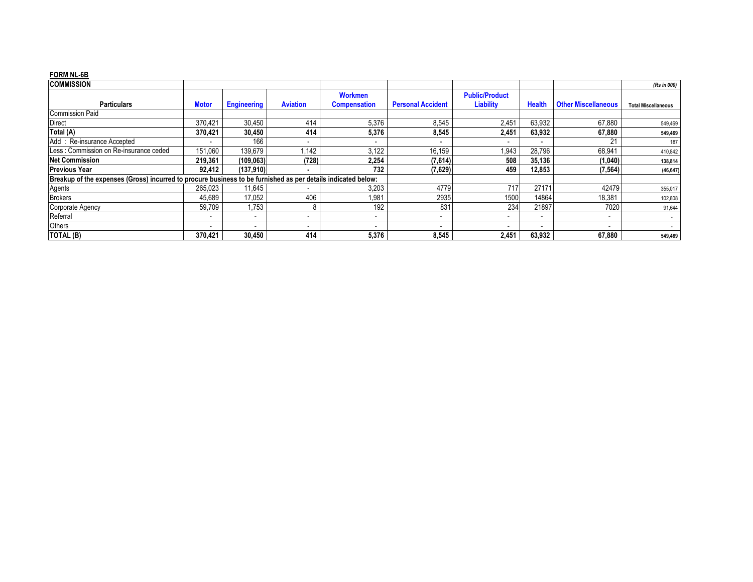**FORM NL-6B**

| COMMISSION | | | | | | | | | (Rs in 000) |
|---|---|---|---|---|---|---|---|---|---|
| **Particulars** | **Motor** | **Engineering** | **Aviation** | **Workmen Compensation** | **Personal Accident** | **Public/Product Liability** | **Health** | **Other Miscellaneous** | **Total Miscellaneous** |
| Commission Paid | | | | | | | | | |
| Direct | 370,421 | 30,450 | 414 | 5,376 | 8,545 | 2,451 | 63,932 | 67,880 | 549,469 |
| **Total (A)** | **370,421** | **30,450** | **414** | **5,376** | **8,545** | **2,451** | **63,932** | **67,880** | **549,469** |
| Add : Re-insurance Accepted | - | 166 | - | - | - | - | - | 21 | 187 |
| Less : Commission on Re-insurance ceded | 151,060 | 139,679 | 1,142 | 3,122 | 16,159 | 1,943 | 28,796 | 68,941 | 410,842 |
| **Net Commission** | **219,361** | **(109,063)** | **(728)** | **2,254** | **(7,614)** | **508** | **35,136** | **(1,040)** | **138,814** |
| **Previous Year** | **92,412** | **(137,910)** | **-** | **732** | **(7,629)** | **459** | **12,853** | **(7,564)** | **(46,647)** |
| **Breakup of the expenses (Gross) incurred to procure business to be furnished as per details indicated below:** | | | | | | | | | |
| Agents | 265,023 | 11,645 | - | 3,203 | 4779 | 717 | 27171 | 42479 | 355,017 |
| Brokers | 45,689 | 17,052 | 406 | 1,981 | 2935 | 1500 | 14864 | 18,381 | 102,808 |
| Corporate Agency | 59,709 | 1,753 | 8 | 192 | 831 | 234 | 21897 | 7020 | 91,644 |
| Referral | - | - | - | - | - | - | - | - | - |
| Others | - | - | - | - | - | - | - | - | - |
| **TOTAL (B)** | **370,421** | **30,450** | **414** | **5,376** | **8,545** | **2,451** | **63,932** | **67,880** | **549,469** |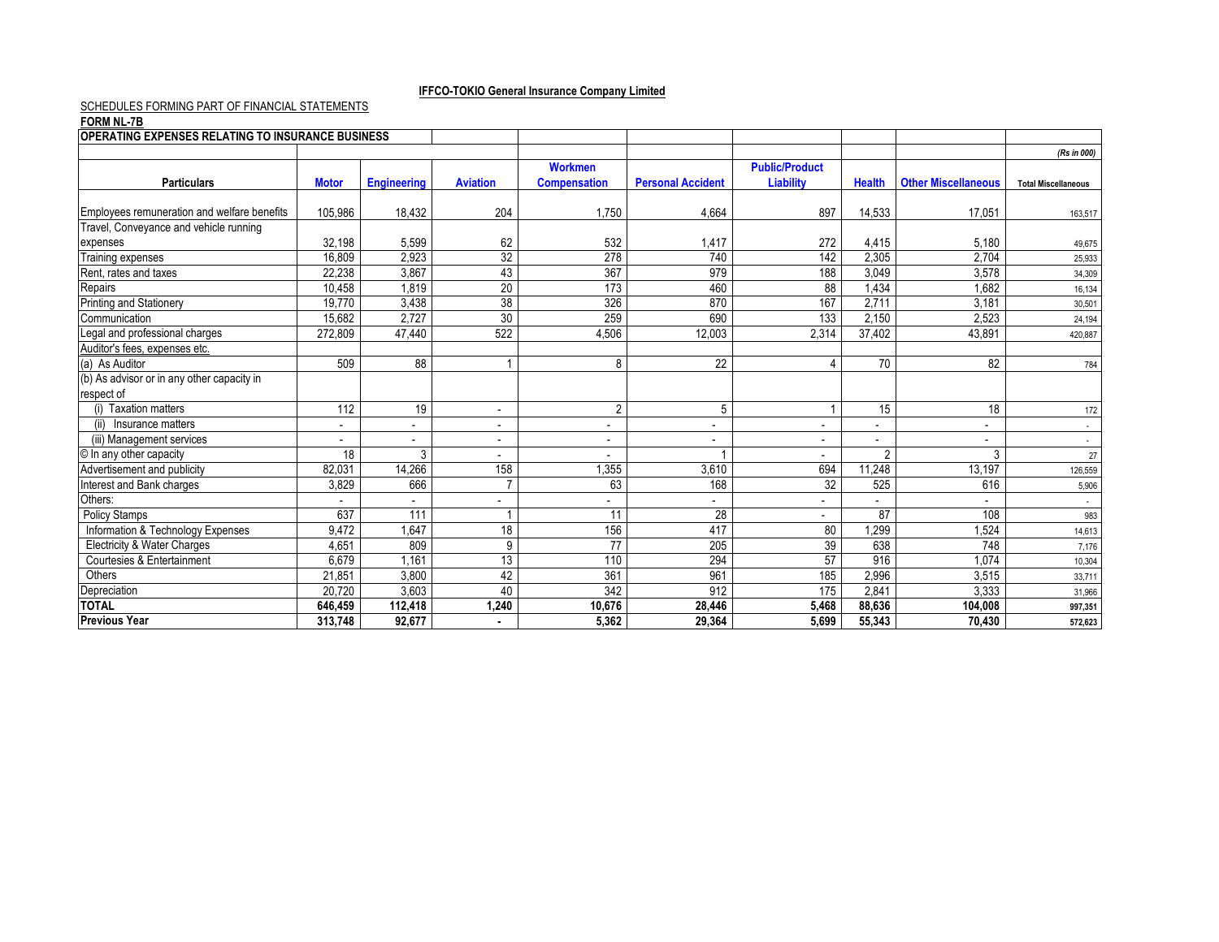**IFFCO-TOKIO General Insurance Company Limited**

SCHEDULES FORMING PART OF FINANCIAL STATEMENTS

**FORM NL-7B**

**OPERATING EXPENSES RELATING TO INSURANCE BUSINESS**

*(Rs in 000)*

| Particulars | Motor | Engineering | Aviation | Workmen Compensation | Personal Accident | Public/Product Liability | Health | Other Miscellaneous | Total Miscellaneous |
|---|---|---|---|---|---|---|---|---|---|
| Employees remuneration and welfare benefits | 105,986 | 18,432 | 204 | 1,750 | 4,664 | 897 | 14,533 | 17,051 | 163,517 |
| Travel, Conveyance and vehicle running expenses | 32,198 | 5,599 | 62 | 532 | 1,417 | 272 | 4,415 | 5,180 | 49,675 |
| Training expenses | 16,809 | 2,923 | 32 | 278 | 740 | 142 | 2,305 | 2,704 | 25,933 |
| Rent, rates and taxes | 22,238 | 3,867 | 43 | 367 | 979 | 188 | 3,049 | 3,578 | 34,309 |
| Repairs | 10,458 | 1,819 | 20 | 173 | 460 | 88 | 1,434 | 1,682 | 16,134 |
| Printing and Stationery | 19,770 | 3,438 | 38 | 326 | 870 | 167 | 2,711 | 3,181 | 30,501 |
| Communication | 15,682 | 2,727 | 30 | 259 | 690 | 133 | 2,150 | 2,523 | 24,194 |
| Legal and professional charges | 272,809 | 47,440 | 522 | 4,506 | 12,003 | 2,314 | 37,402 | 43,891 | 420,887 |
| Auditor's fees, expenses etc. | | | | | | | | | |
| (a) As Auditor | 509 | 88 | 1 | 8 | 22 | 4 | 70 | 82 | 784 |
| (b) As advisor or in any other capacity in respect of | | | | | | | | | |
| (i) Taxation matters | 112 | 19 | - | 2 | 5 | 1 | 15 | 18 | 172 |
| (ii) Insurance matters | - | - | - | - | - | - | - | - | - |
| (iii) Management services | - | - | - | - | - | - | - | - | - |
| © In any other capacity | 18 | 3 | - | - | 1 | - | 2 | 3 | 27 |
| Advertisement and publicity | 82,031 | 14,266 | 158 | 1,355 | 3,610 | 694 | 11,248 | 13,197 | 126,559 |
| Interest and Bank charges | 3,829 | 666 | 7 | 63 | 168 | 32 | 525 | 616 | 5,906 |
| Others: | - | - | - | - | - | - | - | - | - |
| Policy Stamps | 637 | 111 | 1 | 11 | 28 | - | 87 | 108 | 983 |
| Information & Technology Expenses | 9,472 | 1,647 | 18 | 156 | 417 | 80 | 1,299 | 1,524 | 14,613 |
| Electricity & Water Charges | 4,651 | 809 | 9 | 77 | 205 | 39 | 638 | 748 | 7,176 |
| Courtesies & Entertainment | 6,679 | 1,161 | 13 | 110 | 294 | 57 | 916 | 1,074 | 10,304 |
| Others | 21,851 | 3,800 | 42 | 361 | 961 | 185 | 2,996 | 3,515 | 33,711 |
| Depreciation | 20,720 | 3,603 | 40 | 342 | 912 | 175 | 2,841 | 3,333 | 31,966 |
| **TOTAL** | **646,459** | **112,418** | **1,240** | **10,676** | **28,446** | **5,468** | **88,636** | **104,008** | **997,351** |
| **Previous Year** | **313,748** | **92,677** | **-** | **5,362** | **29,364** | **5,699** | **55,343** | **70,430** | **572,623** |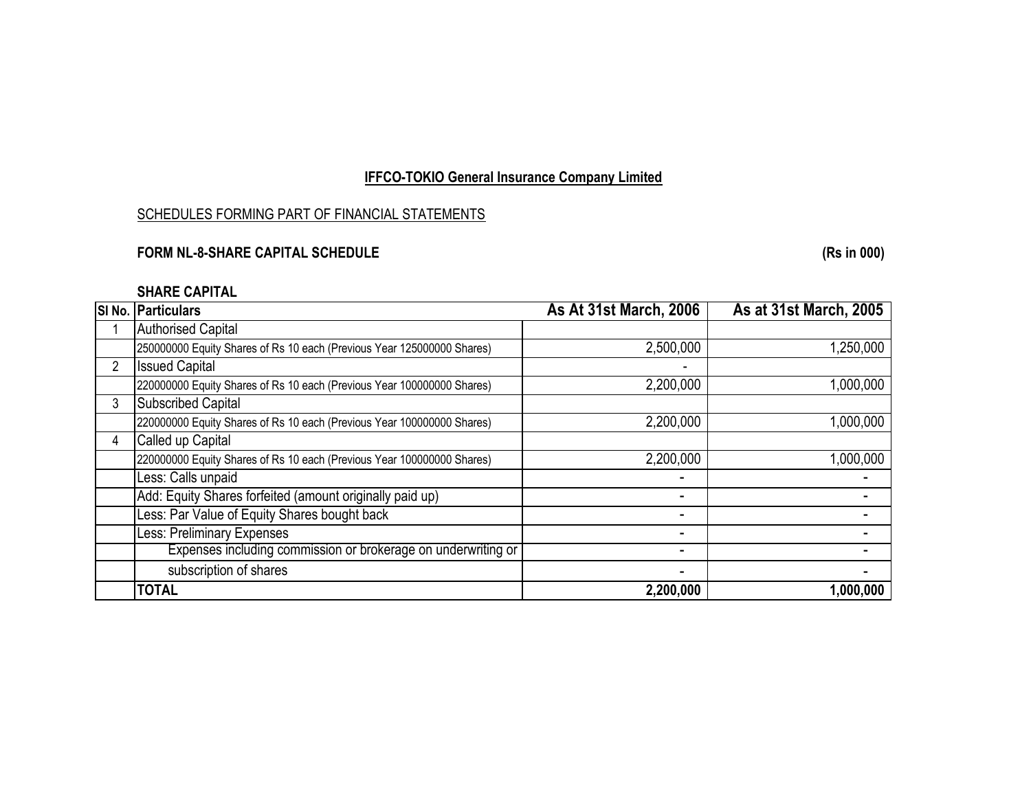**IFFCO-TOKIO General Insurance Company Limited**

SCHEDULES FORMING PART OF FINANCIAL STATEMENTS

**FORM NL-8-SHARE CAPITAL SCHEDULE** **(Rs in 000)**

**SHARE CAPITAL**

| Sl No. | Particulars | As At 31st March, 2006 | As at 31st March, 2005 |
|---|---|---|---|
| 1 | Authorised Capital | | |
| | 250000000 Equity Shares of Rs 10 each (Previous Year 125000000 Shares) | 2,500,000 | 1,250,000 |
| 2 | Issued Capital | - | |
| | 220000000 Equity Shares of Rs 10 each (Previous Year 100000000 Shares) | 2,200,000 | 1,000,000 |
| 3 | Subscribed Capital | | |
| | 220000000 Equity Shares of Rs 10 each (Previous Year 100000000 Shares) | 2,200,000 | 1,000,000 |
| 4 | Called up Capital | | |
| | 220000000 Equity Shares of Rs 10 each (Previous Year 100000000 Shares) | 2,200,000 | 1,000,000 |
| | Less: Calls unpaid | - | - |
| | Add: Equity Shares forfeited (amount originally paid up) | - | - |
| | Less: Par Value of Equity Shares bought back | - | - |
| | Less: Preliminary Expenses | - | - |
| | Expenses including commission or brokerage on underwriting or | - | - |
| | subscription of shares | - | - |
| | **TOTAL** | **2,200,000** | **1,000,000** |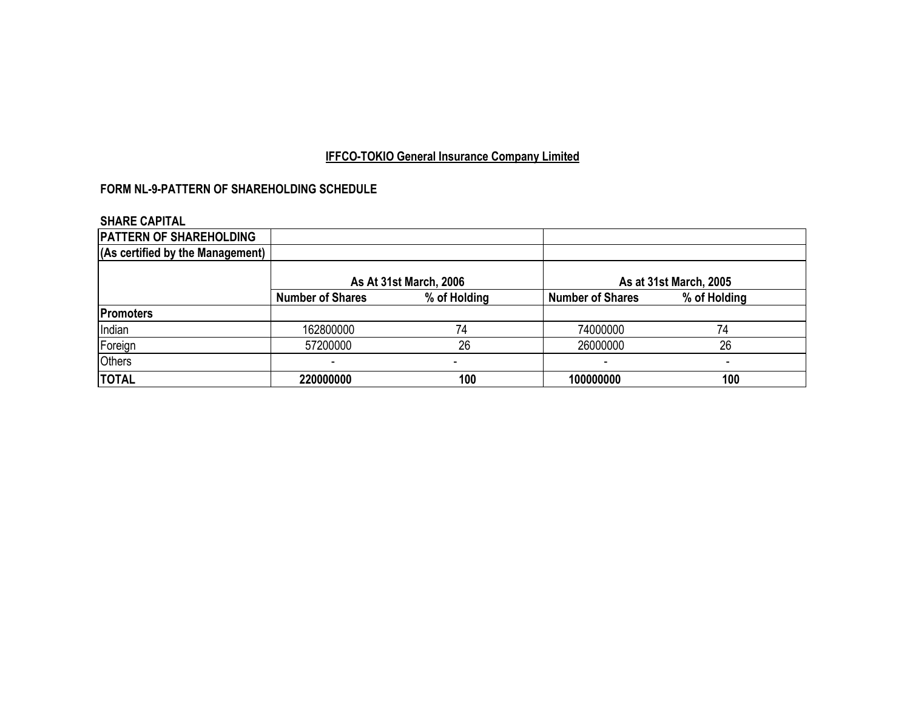## IFFCO-TOKIO General Insurance Company Limited

### FORM NL-9-PATTERN OF SHAREHOLDING SCHEDULE

**SHARE CAPITAL**

| PATTERN OF SHAREHOLDING | | | | |
|---|---|---|---|---|
| (As certified by the Management) | | | | |
| | As At 31st March, 2006 | | As at 31st March, 2005 | |
| | Number of Shares | % of Holding | Number of Shares | % of Holding |
| **Promoters** | | | | |
| Indian | 162800000 | 74 | 74000000 | 74 |
| Foreign | 57200000 | 26 | 26000000 | 26 |
| Others | - | - | - | - |
| **TOTAL** | **220000000** | **100** | **100000000** | **100** |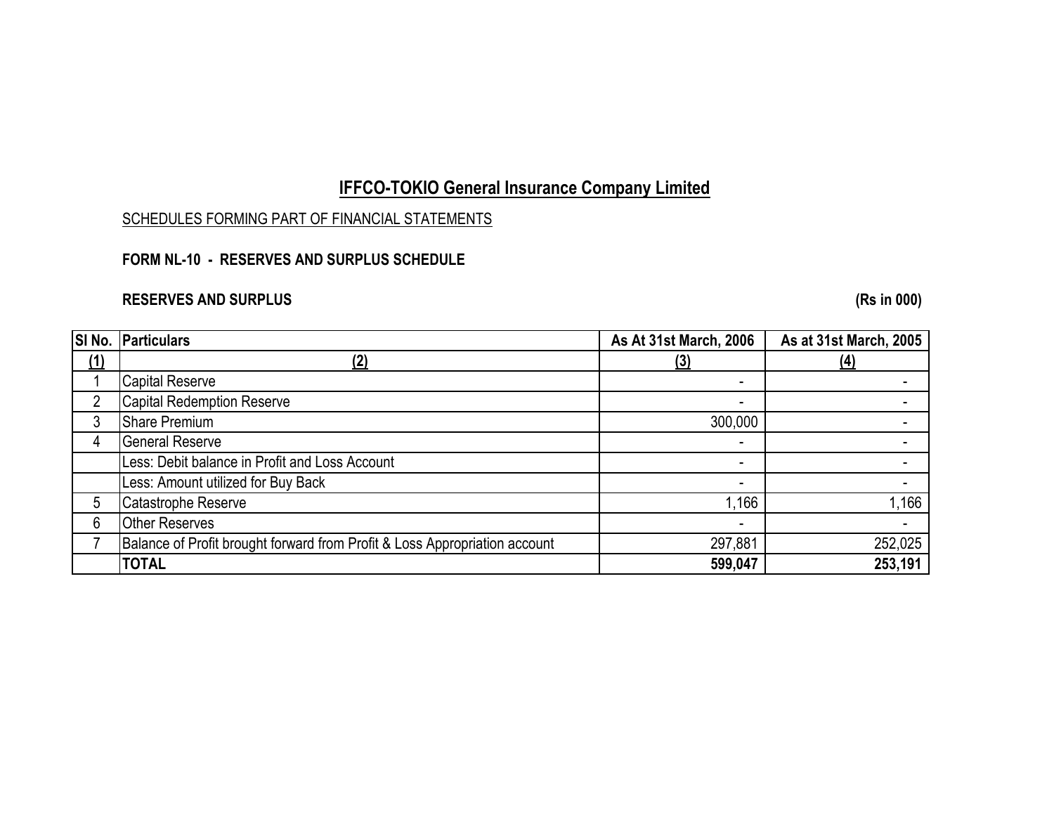# IFFCO-TOKIO General Insurance Company Limited

SCHEDULES FORMING PART OF FINANCIAL STATEMENTS

**FORM NL-10 - RESERVES AND SURPLUS SCHEDULE**

**RESERVES AND SURPLUS** **(Rs in 000)**

| Sl No. | Particulars | As At 31st March, 2006 | As at 31st March, 2005 |
|---|---|---|---|
| (1) | (2) | (3) | (4) |
| 1 | Capital Reserve | - | - |
| 2 | Capital Redemption Reserve | - | - |
| 3 | Share Premium | 300,000 | - |
| 4 | General Reserve | - | - |
| | Less: Debit balance in Profit and Loss Account | - | - |
| | Less: Amount utilized for Buy Back | - | - |
| 5 | Catastrophe Reserve | 1,166 | 1,166 |
| 6 | Other Reserves | - | - |
| 7 | Balance of Profit brought forward from Profit & Loss Appropriation account | 297,881 | 252,025 |
| | **TOTAL** | **599,047** | **253,191** |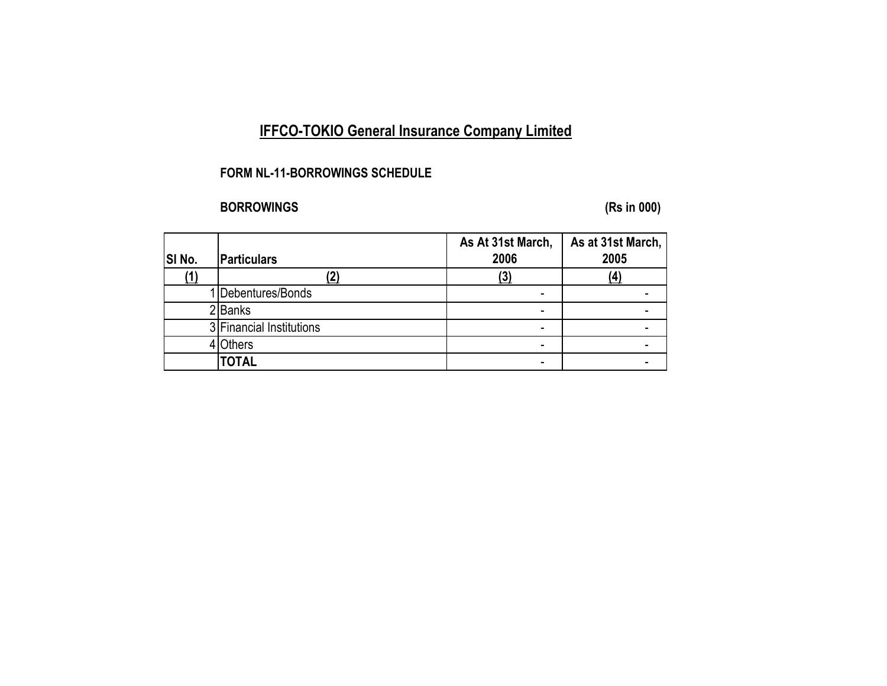# IFFCO-TOKIO General Insurance Company Limited

**FORM NL-11-BORROWINGS SCHEDULE**

**BORROWINGS** **(Rs in 000)**

| SI No. | Particulars | As At 31st March, 2006 | As at 31st March, 2005 |
|---|---|---|---|
| (1) | (2) | (3) | (4) |
| 1 | Debentures/Bonds | - | - |
| 2 | Banks | - | - |
| 3 | Financial Institutions | - | - |
| 4 | Others | - | - |
| | **TOTAL** | - | - |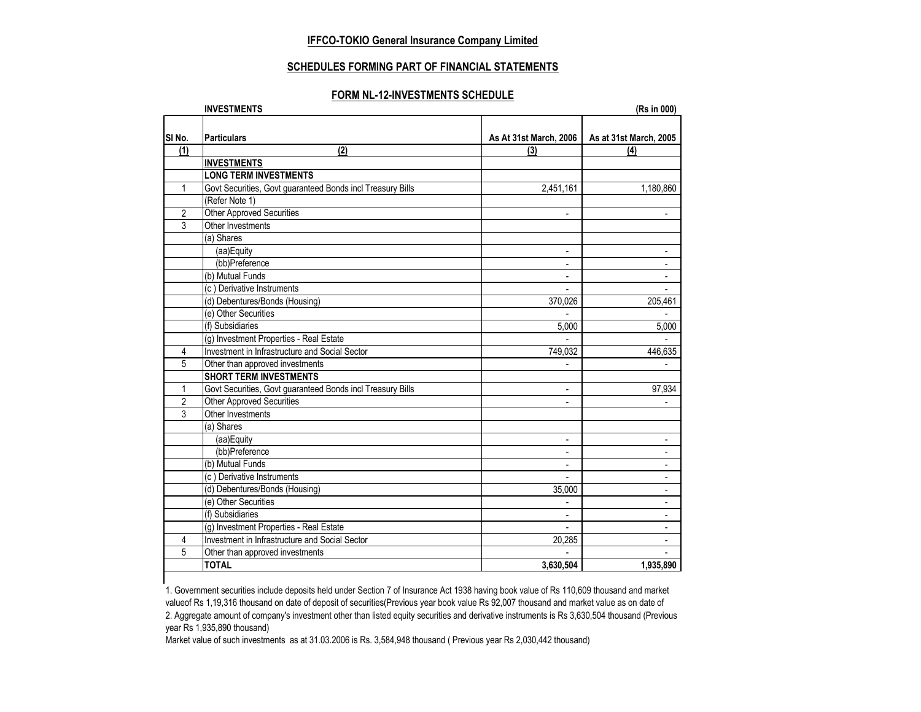**IFFCO-TOKIO General Insurance Company Limited**

**SCHEDULES FORMING PART OF FINANCIAL STATEMENTS**

**FORM NL-12-INVESTMENTS SCHEDULE**

**INVESTMENTS** **(Rs in 000)**

| SI No. | Particulars | As At 31st March, 2006 | As at 31st March, 2005 |
|---|---|---|---|
| (1) | (2) | (3) | (4) |
| | **INVESTMENTS** | | |
| | **LONG TERM INVESTMENTS** | | |
| 1 | Govt Securities, Govt guaranteed Bonds incl Treasury Bills | 2,451,161 | 1,180,860 |
| | (Refer Note 1) | | |
| 2 | Other Approved Securities | - | - |
| 3 | Other Investments | | |
| | (a) Shares | | |
| | (aa)Equity | - | - |
| | (bb)Preference | - | - |
| | (b) Mutual Funds | - | - |
| | (c ) Derivative Instruments | - | - |
| | (d) Debentures/Bonds (Housing) | 370,026 | 205,461 |
| | (e) Other Securities | - | - |
| | (f) Subsidiaries | 5,000 | 5,000 |
| | (g) Investment Properties - Real Estate | - | - |
| 4 | Investment in Infrastructure and Social Sector | 749,032 | 446,635 |
| 5 | Other than approved investments | - | - |
| | **SHORT TERM INVESTMENTS** | | |
| 1 | Govt Securities, Govt guaranteed Bonds incl Treasury Bills | - | 97,934 |
| 2 | Other Approved Securities | - | - |
| 3 | Other Investments | | |
| | (a) Shares | | |
| | (aa)Equity | - | - |
| | (bb)Preference | - | - |
| | (b) Mutual Funds | - | - |
| | (c ) Derivative Instruments | - | - |
| | (d) Debentures/Bonds (Housing) | 35,000 | - |
| | (e) Other Securities | - | - |
| | (f) Subsidiaries | - | - |
| | (g) Investment Properties - Real Estate | - | - |
| 4 | Investment in Infrastructure and Social Sector | 20,285 | - |
| 5 | Other than approved investments | - | - |
| | **TOTAL** | **3,630,504** | **1,935,890** |

1. Government securities include deposits held under Section 7 of Insurance Act 1938 having book value of Rs 110,609 thousand and market valueof Rs 1,19,316 thousand on date of deposit of securities(Previous year book value Rs 92,007 thousand and market value as on date of

2. Aggregate amount of company's investment other than listed equity securities and derivative instruments is Rs 3,630,504 thousand (Previous year Rs 1,935,890 thousand)

Market value of such investments as at 31.03.2006 is Rs. 3,584,948 thousand ( Previous year Rs 2,030,442 thousand)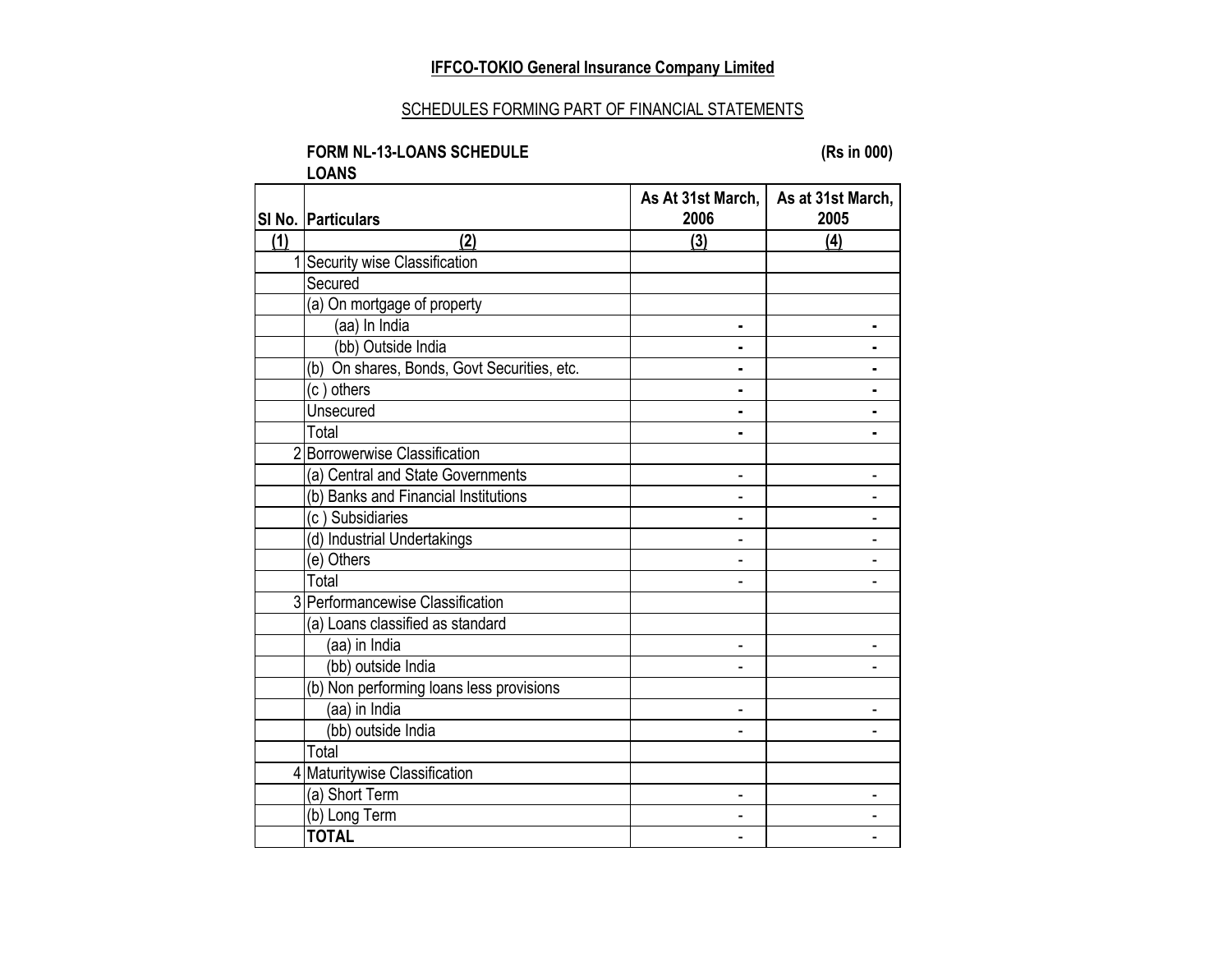**IFFCO-TOKIO General Insurance Company Limited**

SCHEDULES FORMING PART OF FINANCIAL STATEMENTS

**FORM NL-13-LOANS SCHEDULE** **(Rs in 000)**

**LOANS**

| Sl No. | Particulars | As At 31st March, 2006 | As at 31st March, 2005 |
|---|---|---|---|
| (1) | (2) | (3) | (4) |
| 1 | Security wise Classification | | |
| | Secured | | |
| | (a) On mortgage of property | | |
| | (aa) In India | - | - |
| | (bb) Outside India | - | - |
| | (b) On shares, Bonds, Govt Securities, etc. | - | - |
| | (c ) others | - | - |
| | Unsecured | - | - |
| | Total | - | - |
| 2 | Borrowerwise Classification | | |
| | (a) Central and State Governments | - | - |
| | (b) Banks and Financial Institutions | - | - |
| | (c ) Subsidiaries | - | - |
| | (d) Industrial Undertakings | - | - |
| | (e) Others | - | - |
| | Total | - | - |
| 3 | Performancewise Classification | | |
| | (a) Loans classified as standard | | |
| | (aa) in India | - | - |
| | (bb) outside India | - | - |
| | (b) Non performing loans less provisions | | |
| | (aa) in India | - | - |
| | (bb) outside India | - | - |
| | Total | | |
| 4 | Maturitywise Classification | | |
| | (a) Short Term | - | - |
| | (b) Long Term | - | - |
| | **TOTAL** | - | - |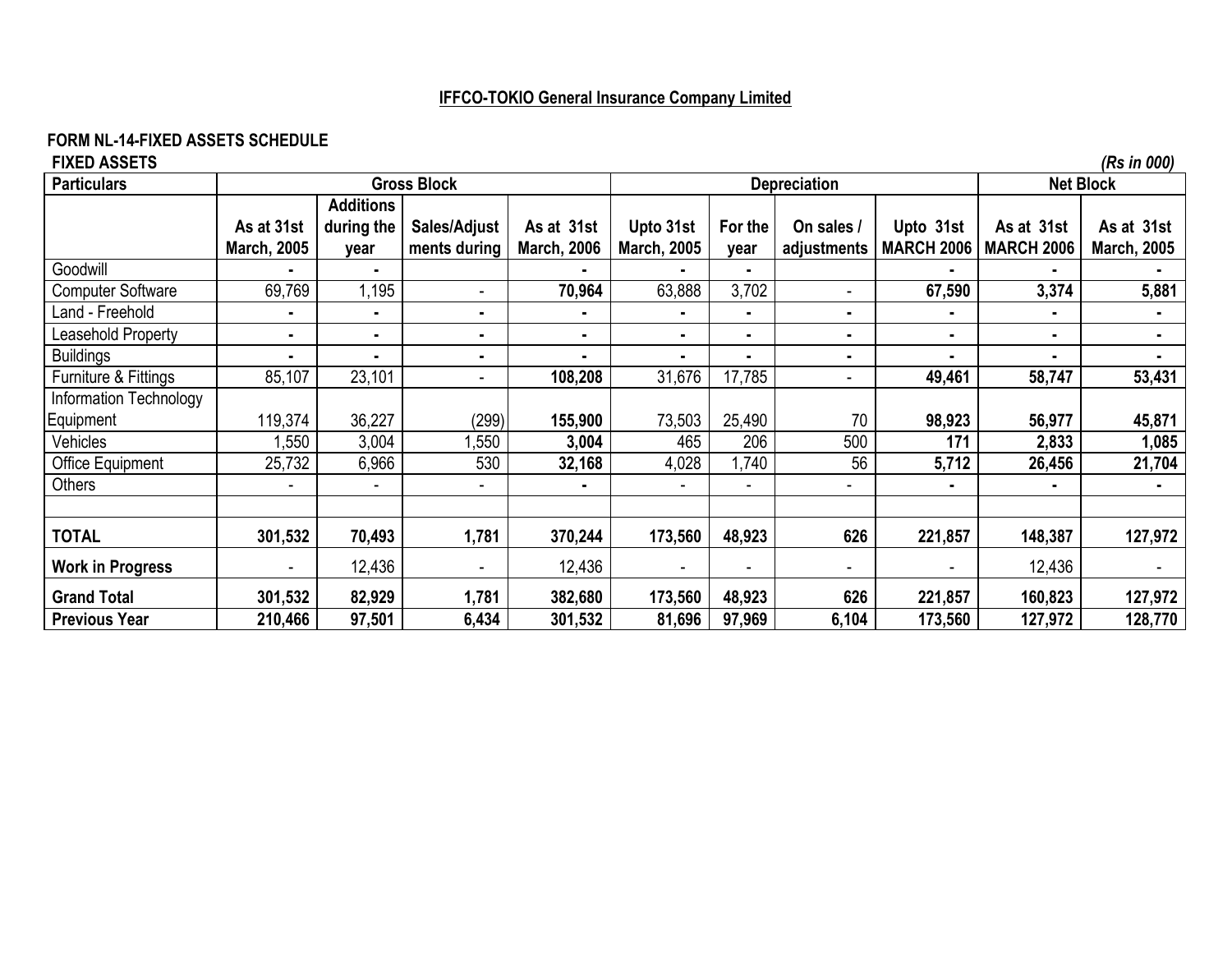**IFFCO-TOKIO General Insurance Company Limited**

**FORM NL-14-FIXED ASSETS SCHEDULE**

**FIXED ASSETS** *(Rs in 000)*

| Particulars | Gross Block | | | | Depreciation | | | | Net Block | |
|---|---|---|---|---|---|---|---|---|---|---|
| | As at 31st March, 2005 | Additions during the year | Sales/Adjust ments during | As at 31st March, 2006 | Upto 31st March, 2005 | For the year | On sales / adjustments | Upto 31st MARCH 2006 | As at 31st MARCH 2006 | As at 31st March, 2005 |
| Goodwill | - | - | | - | - | - | | - | - | - |
| Computer Software | 69,769 | 1,195 | - | **70,964** | 63,888 | 3,702 | - | **67,590** | **3,374** | **5,881** |
| Land - Freehold | - | - | - | - | - | - | - | - | - | - |
| Leasehold Property | - | - | - | - | - | - | - | - | - | - |
| Buildings | - | - | - | - | - | - | - | - | - | - |
| Furniture & Fittings | 85,107 | 23,101 | - | **108,208** | 31,676 | 17,785 | - | **49,461** | **58,747** | **53,431** |
| Information Technology Equipment | 119,374 | 36,227 | (299) | **155,900** | 73,503 | 25,490 | 70 | **98,923** | **56,977** | **45,871** |
| Vehicles | 1,550 | 3,004 | 1,550 | **3,004** | 465 | 206 | 500 | **171** | **2,833** | **1,085** |
| Office Equipment | 25,732 | 6,966 | 530 | **32,168** | 4,028 | 1,740 | 56 | **5,712** | **26,456** | **21,704** |
| Others | - | - | - | - | - | - | - | - | - | - |
| | | | | | | | | | | |
| **TOTAL** | **301,532** | **70,493** | **1,781** | **370,244** | **173,560** | **48,923** | **626** | **221,857** | **148,387** | **127,972** |
| **Work in Progress** | - | 12,436 | - | 12,436 | - | - | - | - | 12,436 | - |
| **Grand Total** | **301,532** | **82,929** | **1,781** | **382,680** | **173,560** | **48,923** | **626** | **221,857** | **160,823** | **127,972** |
| **Previous Year** | **210,466** | **97,501** | **6,434** | **301,532** | **81,696** | **97,969** | **6,104** | **173,560** | **127,972** | **128,770** |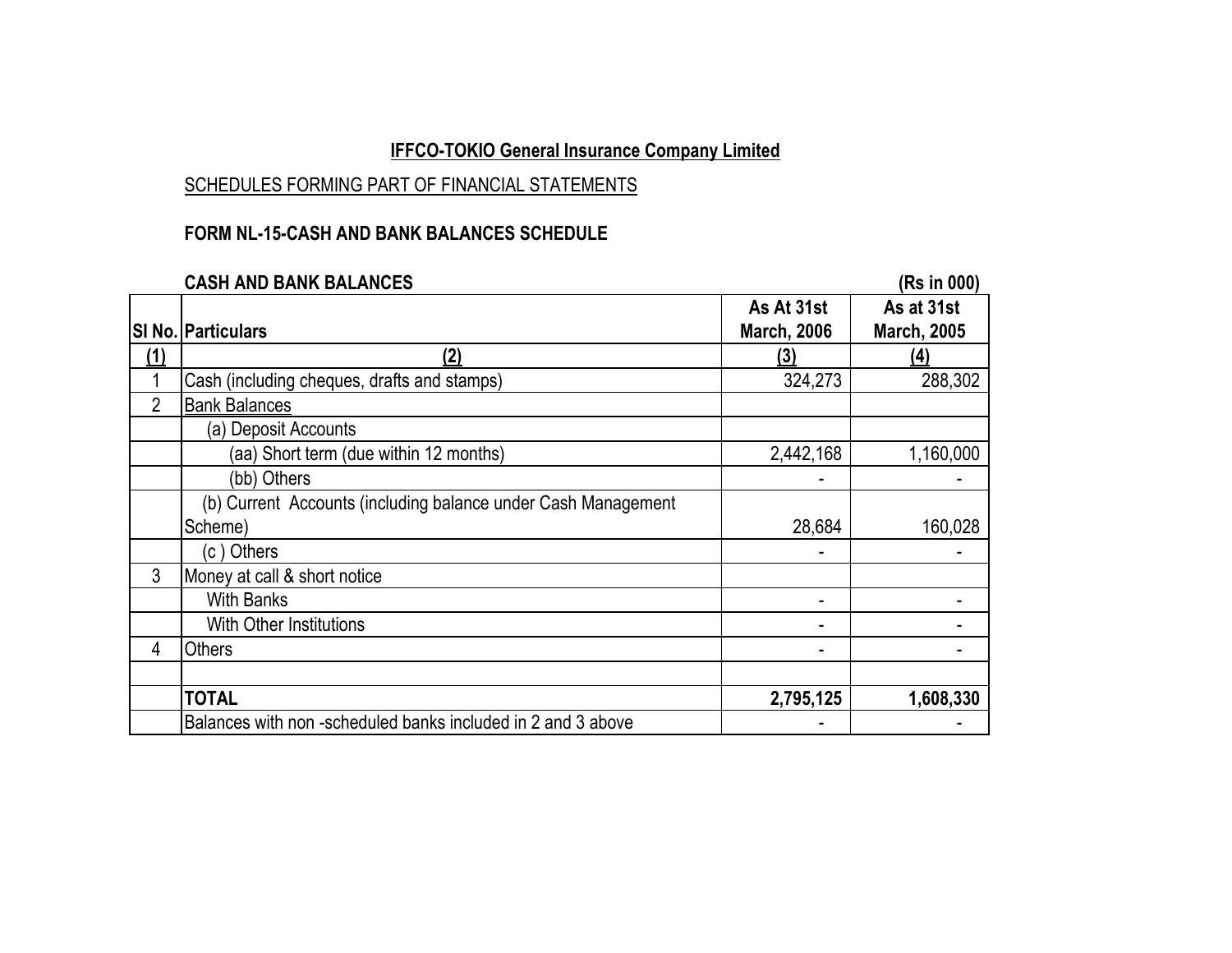**IFFCO-TOKIO General Insurance Company Limited**

SCHEDULES FORMING PART OF FINANCIAL STATEMENTS

**FORM NL-15-CASH AND BANK BALANCES SCHEDULE**

**CASH AND BANK BALANCES** **(Rs in 000)**

| Sl No. | Particulars | As At 31st March, 2006 | As at 31st March, 2005 |
|---|---|---|---|
| (1) | (2) | (3) | (4) |
| 1 | Cash (including cheques, drafts and stamps) | 324,273 | 288,302 |
| 2 | Bank Balances | | |
| | (a) Deposit Accounts | | |
| | (aa) Short term (due within 12 months) | 2,442,168 | 1,160,000 |
| | (bb) Others | - | - |
| | (b) Current Accounts (including balance under Cash Management Scheme) | 28,684 | 160,028 |
| | (c ) Others | - | - |
| 3 | Money at call & short notice | | |
| | With Banks | - | - |
| | With Other Institutions | - | - |
| 4 | Others | - | - |
| | | | |
| | **TOTAL** | **2,795,125** | **1,608,330** |
| | Balances with non -scheduled banks included in 2 and 3 above | - | - |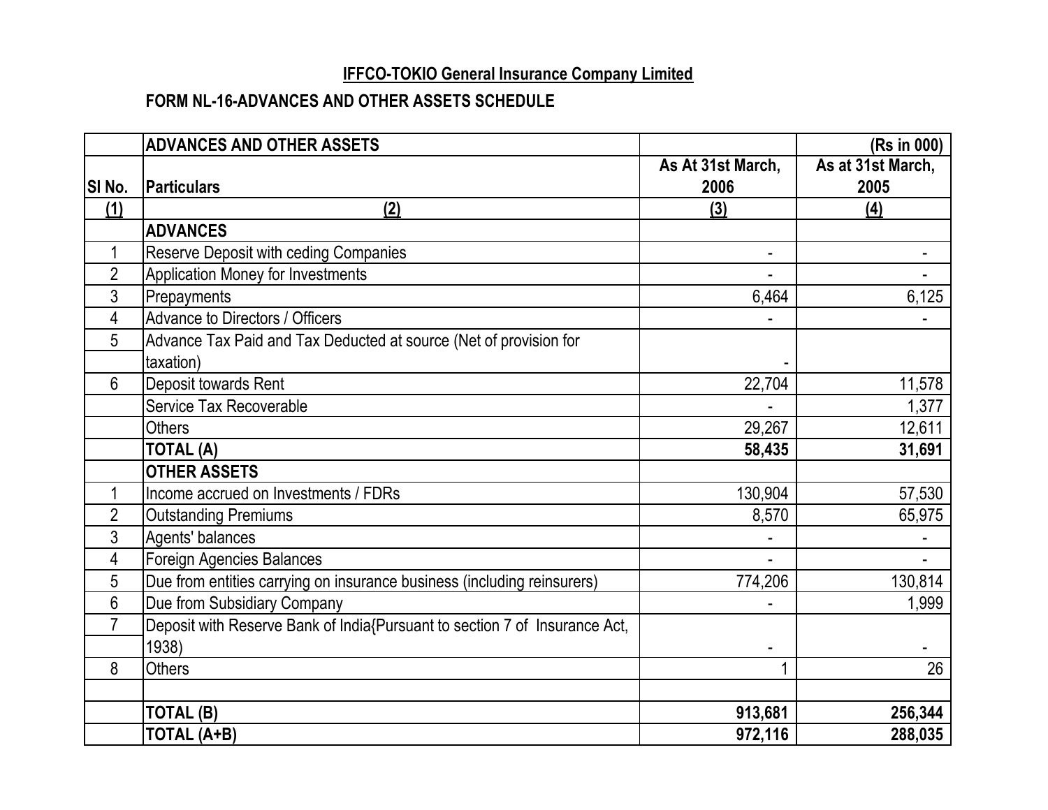**IFFCO-TOKIO General Insurance Company Limited**

**FORM NL-16-ADVANCES AND OTHER ASSETS SCHEDULE**

| | **ADVANCES AND OTHER ASSETS** | | **(Rs in 000)** |
|---|---|---|---|
| **SI No.** | **Particulars** | **As At 31st March, 2006** | **As at 31st March, 2005** |
| **(1)** | **(2)** | **(3)** | **(4)** |
| | **ADVANCES** | | |
| 1 | Reserve Deposit with ceding Companies | - | - |
| 2 | Application Money for Investments | - | - |
| 3 | Prepayments | 6,464 | 6,125 |
| 4 | Advance to Directors / Officers | - | - |
| 5 | Advance Tax Paid and Tax Deducted at source (Net of provision for taxation) | - | |
| 6 | Deposit towards Rent | 22,704 | 11,578 |
| | Service Tax Recoverable | - | 1,377 |
| | Others | 29,267 | 12,611 |
| | **TOTAL (A)** | **58,435** | **31,691** |
| | **OTHER ASSETS** | | |
| 1 | Income accrued on Investments / FDRs | 130,904 | 57,530 |
| 2 | Outstanding Premiums | 8,570 | 65,975 |
| 3 | Agents' balances | - | - |
| 4 | Foreign Agencies Balances | - | - |
| 5 | Due from entities carrying on insurance business (including reinsurers) | 774,206 | 130,814 |
| 6 | Due from Subsidiary Company | - | 1,999 |
| 7 | Deposit with Reserve Bank of India{Pursuant to section 7 of Insurance Act, 1938) | - | - |
| 8 | Others | 1 | 26 |
| | | | |
| | **TOTAL (B)** | **913,681** | **256,344** |
| | **TOTAL (A+B)** | **972,116** | **288,035** |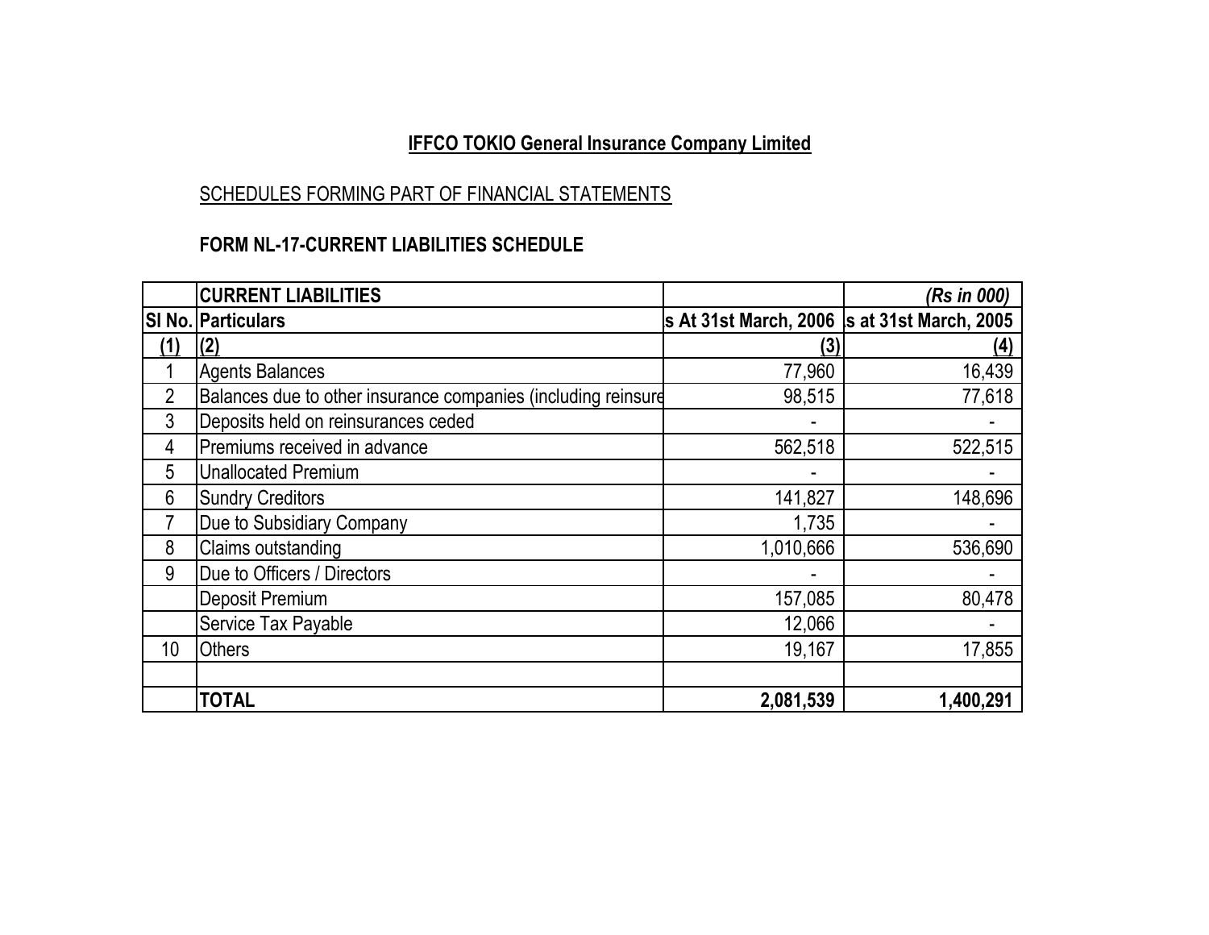**IFFCO TOKIO General Insurance Company Limited**

SCHEDULES FORMING PART OF FINANCIAL STATEMENTS

**FORM NL-17-CURRENT LIABILITIES SCHEDULE**

| | **CURRENT LIABILITIES** | | *(Rs in 000)* |
|---|---|---|---|
| **Sl No.** | **Particulars** | **s At 31st March, 2006** | **s at 31st March, 2005** |
| (1) | (2) | (3) | (4) |
| 1 | Agents Balances | 77,960 | 16,439 |
| 2 | Balances due to other insurance companies (including reinsure | 98,515 | 77,618 |
| 3 | Deposits held on reinsurances ceded | - | - |
| 4 | Premiums received in advance | 562,518 | 522,515 |
| 5 | Unallocated Premium | - | - |
| 6 | Sundry Creditors | 141,827 | 148,696 |
| 7 | Due to Subsidiary Company | 1,735 | - |
| 8 | Claims outstanding | 1,010,666 | 536,690 |
| 9 | Due to Officers / Directors | - | - |
| | Deposit Premium | 157,085 | 80,478 |
| | Service Tax Payable | 12,066 | - |
| 10 | Others | 19,167 | 17,855 |
| | | | |
| | **TOTAL** | **2,081,539** | **1,400,291** |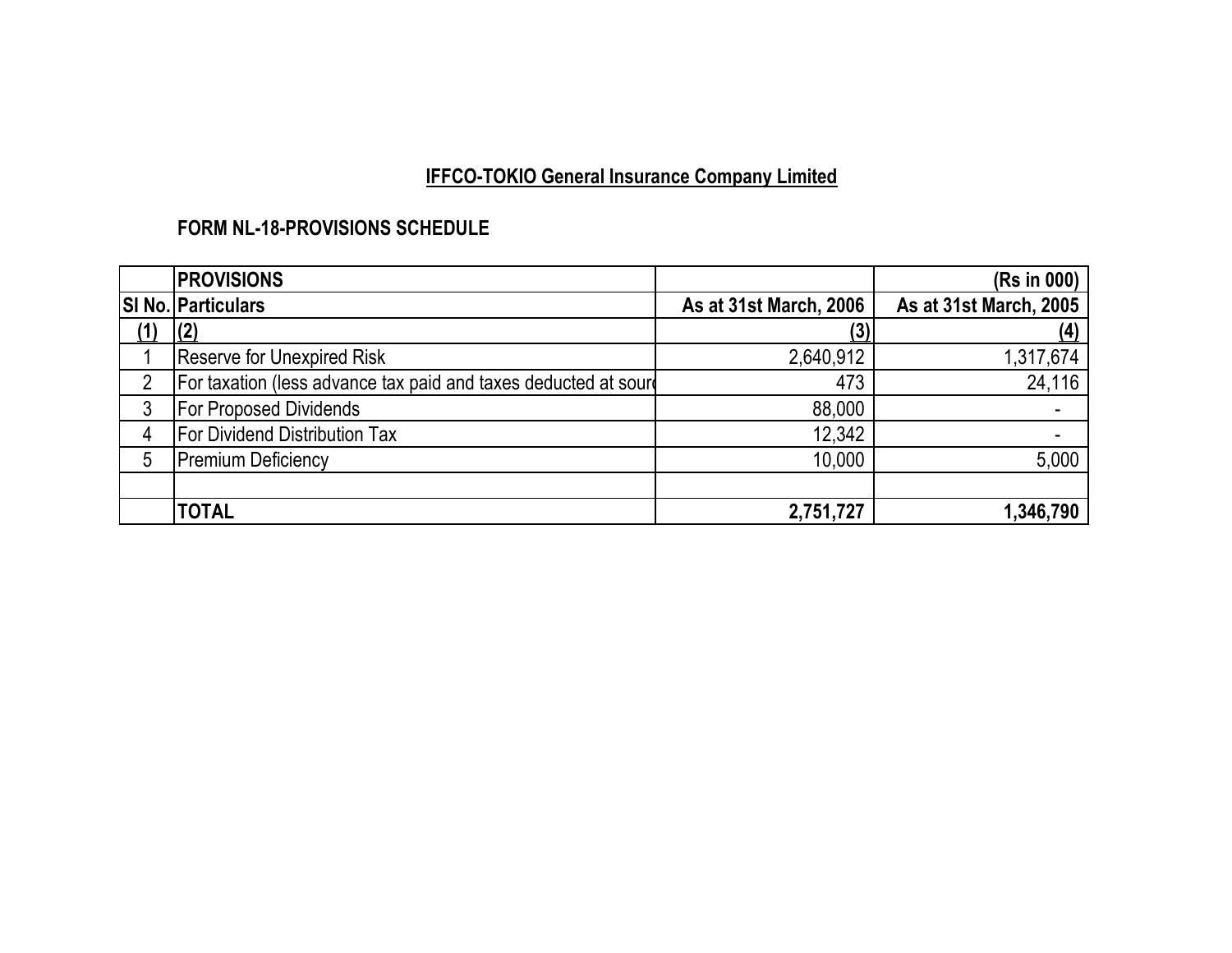# IFFCO-TOKIO General Insurance Company Limited

## FORM NL-18-PROVISIONS SCHEDULE

| | PROVISIONS | | (Rs in 000) |
|---|---|---|---|
| SI No. | Particulars | As at 31st March, 2006 | As at 31st March, 2005 |
| (1) | (2) | (3) | (4) |
| 1 | Reserve for Unexpired Risk | 2,640,912 | 1,317,674 |
| 2 | For taxation (less advance tax paid and taxes deducted at sourc | 473 | 24,116 |
| 3 | For Proposed Dividends | 88,000 | - |
| 4 | For Dividend Distribution Tax | 12,342 | - |
| 5 | Premium Deficiency | 10,000 | 5,000 |
| | | | |
| | TOTAL | 2,751,727 | 1,346,790 |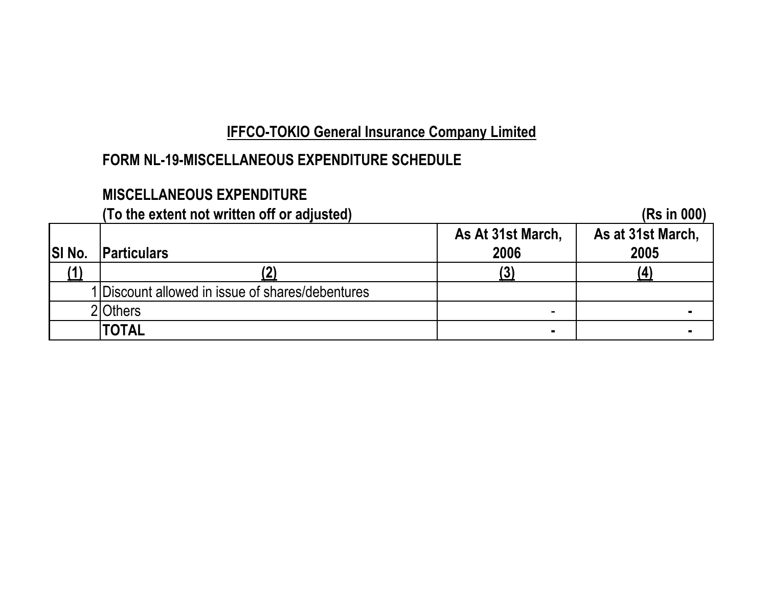# IFFCO-TOKIO General Insurance Company Limited

## FORM NL-19-MISCELLANEOUS EXPENDITURE SCHEDULE

### MISCELLANEOUS EXPENDITURE

**(To the extent not written off or adjusted)** **(Rs in 000)**

| Sl No. | Particulars | As At 31st March, 2006 | As at 31st March, 2005 |
|---|---|---|---|
| (1) | (2) | (3) | (4) |
| 1 | Discount allowed in issue of shares/debentures | | |
| 2 | Others | - | - |
| | **TOTAL** | **-** | **-** |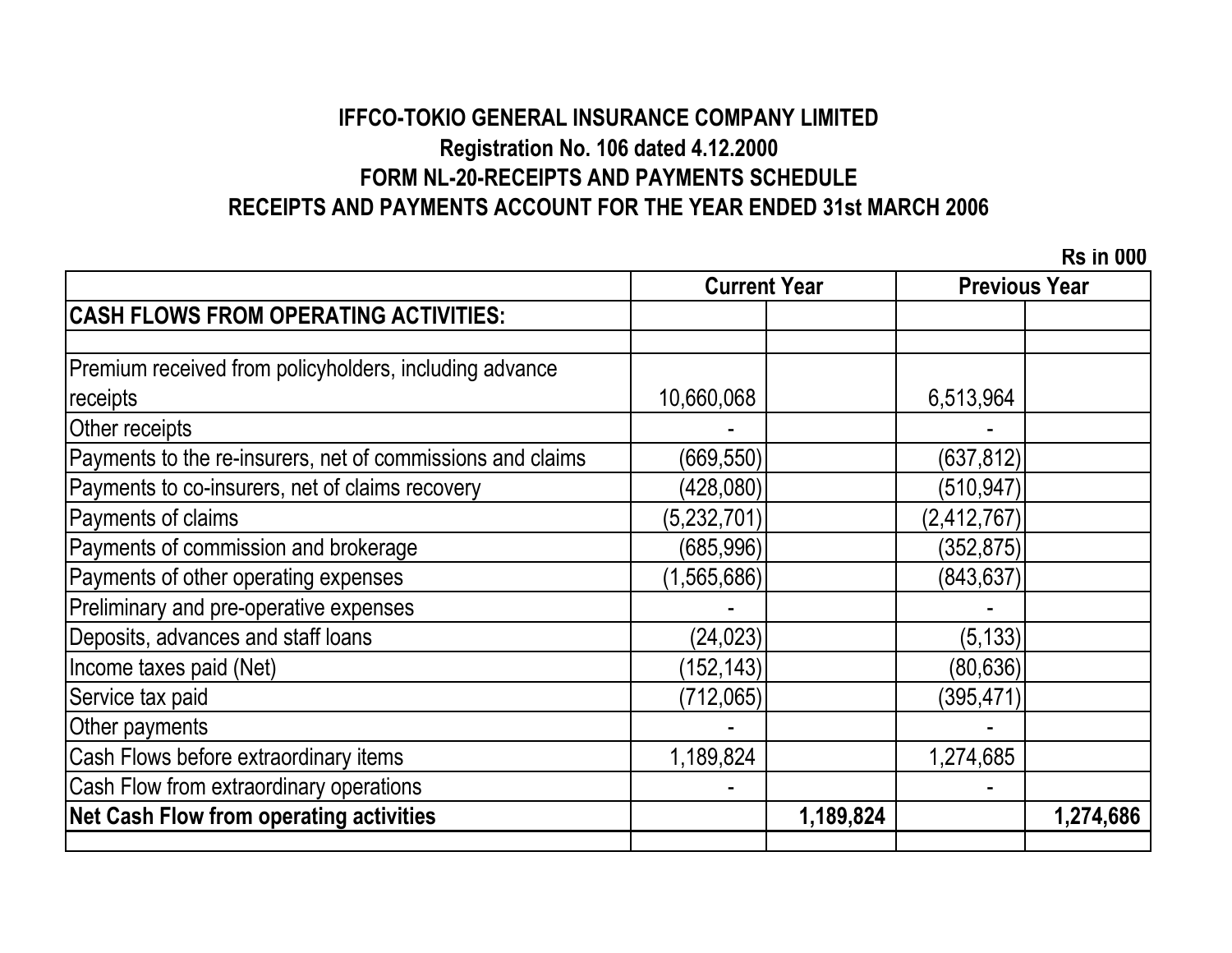**IFFCO-TOKIO GENERAL INSURANCE COMPANY LIMITED**

**Registration No. 106 dated 4.12.2000**

**FORM NL-20-RECEIPTS AND PAYMENTS SCHEDULE**

**RECEIPTS AND PAYMENTS ACCOUNT FOR THE YEAR ENDED 31st MARCH 2006**

**Rs in 000**

| | Current Year | | Previous Year | |
|---|---|---|---|---|
| **CASH FLOWS FROM OPERATING ACTIVITIES:** | | | | |
| | | | | |
| Premium received from policyholders, including advance receipts | 10,660,068 | | 6,513,964 | |
| Other receipts | - | | - | |
| Payments to the re-insurers, net of commissions and claims | (669,550) | | (637,812) | |
| Payments to co-insurers, net of claims recovery | (428,080) | | (510,947) | |
| Payments of claims | (5,232,701) | | (2,412,767) | |
| Payments of commission and brokerage | (685,996) | | (352,875) | |
| Payments of other operating expenses | (1,565,686) | | (843,637) | |
| Preliminary and pre-operative expenses | - | | - | |
| Deposits, advances and staff loans | (24,023) | | (5,133) | |
| Income taxes paid (Net) | (152,143) | | (80,636) | |
| Service tax paid | (712,065) | | (395,471) | |
| Other payments | - | | - | |
| Cash Flows before extraordinary items | 1,189,824 | | 1,274,685 | |
| Cash Flow from extraordinary operations | - | | - | |
| **Net Cash Flow from operating activities** | | **1,189,824** | | **1,274,686** |
| | | | | |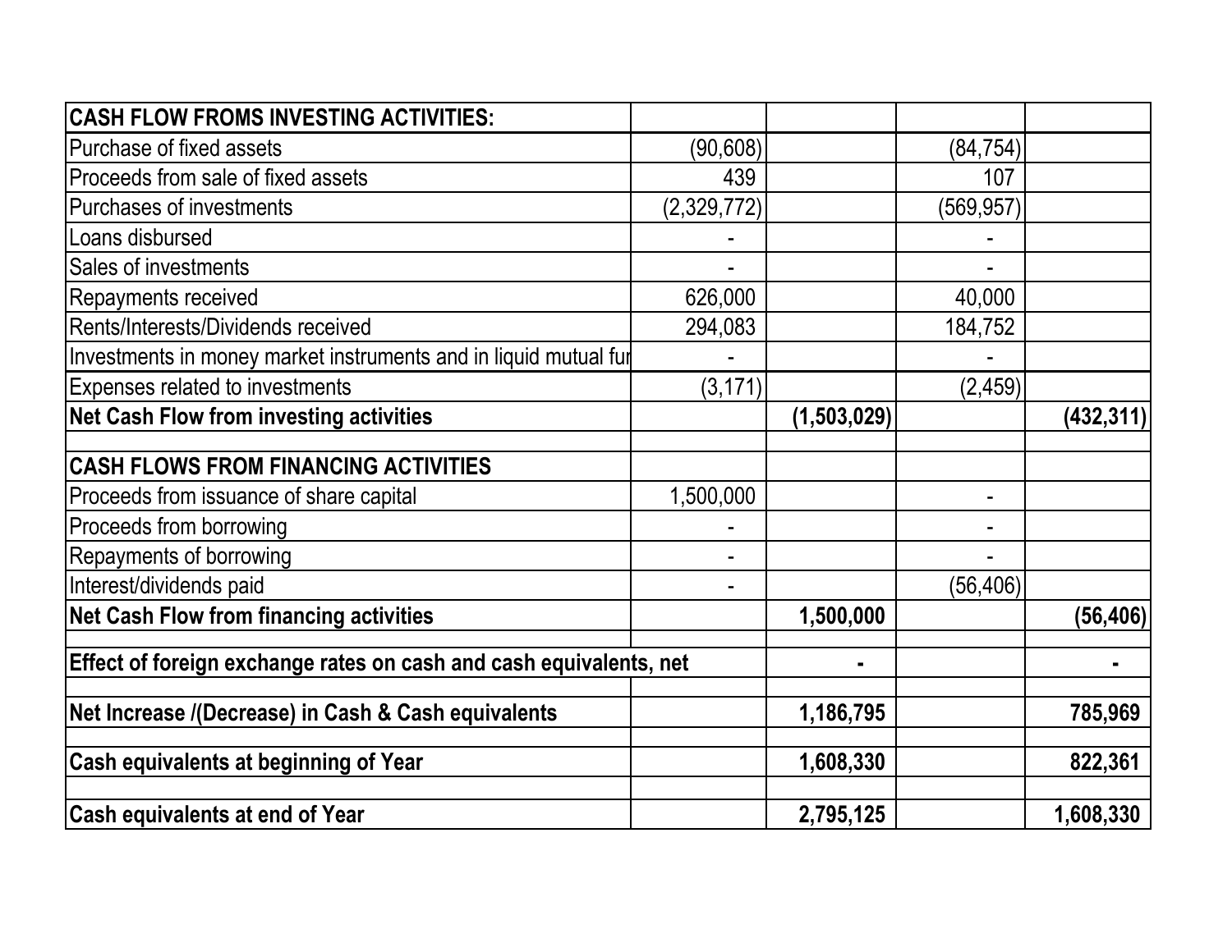| CASH FLOW FROMS INVESTING ACTIVITIES: | | | | |
|---|---|---|---|---|
| Purchase of fixed assets | (90,608) | | (84,754) | |
| Proceeds from sale of fixed assets | 439 | | 107 | |
| Purchases of investments | (2,329,772) | | (569,957) | |
| Loans disbursed | - | | - | |
| Sales of investments | - | | - | |
| Repayments received | 626,000 | | 40,000 | |
| Rents/Interests/Dividends received | 294,083 | | 184,752 | |
| Investments in money market instruments and in liquid mutual fur | - | | - | |
| Expenses related to investments | (3,171) | | (2,459) | |
| **Net Cash Flow from investing activities** | | **(1,503,029)** | | **(432,311)** |
| | | | | |
| **CASH FLOWS FROM FINANCING ACTIVITIES** | | | | |
| Proceeds from issuance of share capital | 1,500,000 | | - | |
| Proceeds from borrowing | - | | - | |
| Repayments of borrowing | - | | - | |
| Interest/dividends paid | - | | (56,406) | |
| **Net Cash Flow from financing activities** | | **1,500,000** | | **(56,406)** |
| | | | | |
| **Effect of foreign exchange rates on cash and cash equivalents, net** | | **-** | | **-** |
| | | | | |
| **Net Increase /(Decrease) in Cash & Cash equivalents** | | **1,186,795** | | **785,969** |
| | | | | |
| **Cash equivalents at beginning of Year** | | **1,608,330** | | **822,361** |
| | | | | |
| **Cash equivalents at end of Year** | | **2,795,125** | | **1,608,330** |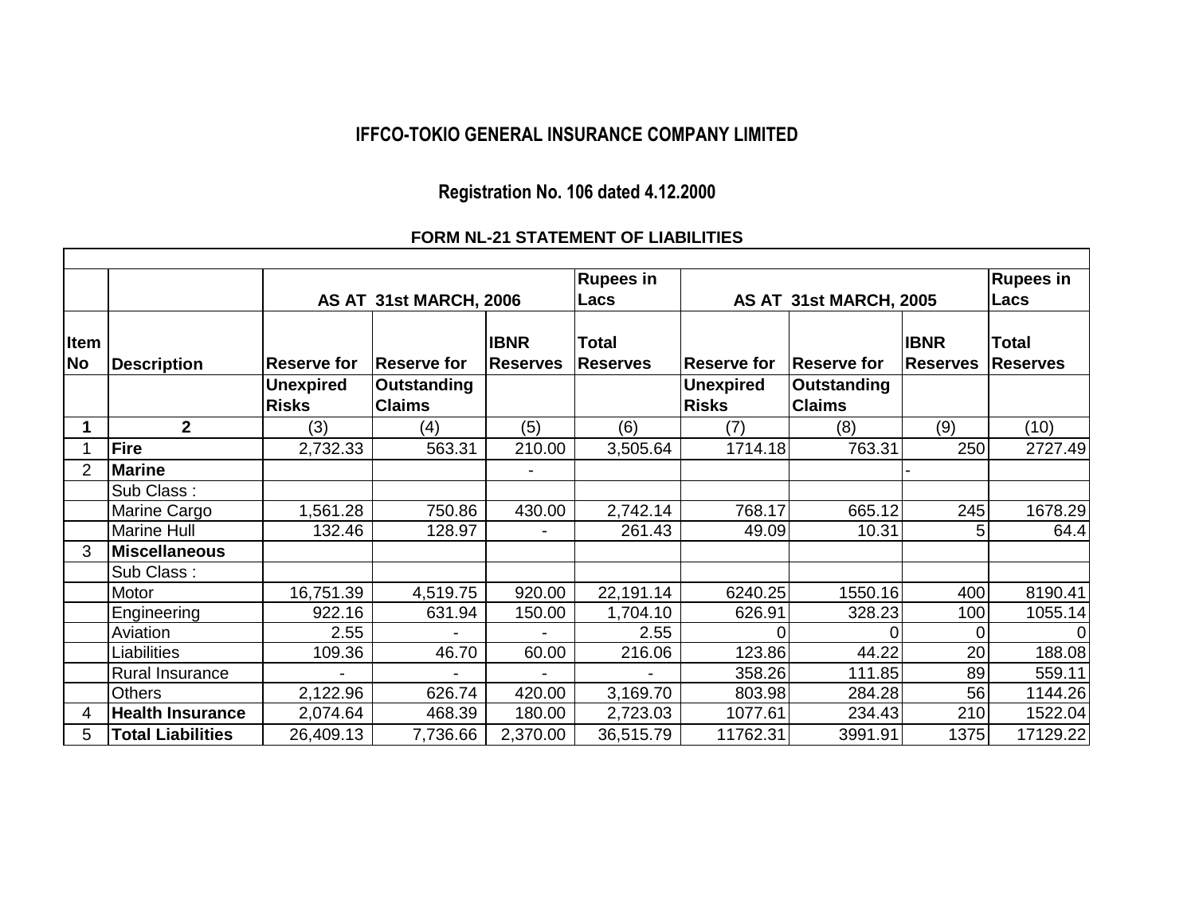## IFFCO-TOKIO GENERAL INSURANCE COMPANY LIMITED

### Registration No. 106 dated 4.12.2000

**FORM NL-21 STATEMENT OF LIABILITIES**

| | | AS AT 31st MARCH, 2006 | | | Rupees in Lacs | AS AT 31st MARCH, 2005 | | | Rupees in Lacs |
|---|---|---|---|---|---|---|---|---|---|
| **Item No** | **Description** | **Reserve for Unexpired Risks** | **Reserve for Outstanding Claims** | **IBNR Reserves** | **Total Reserves** | **Reserve for Unexpired Risks** | **Reserve for Outstanding Claims** | **IBNR Reserves** | **Total Reserves** |
| **1** | **2** | (3) | (4) | (5) | (6) | (7) | (8) | (9) | (10) |
| 1 | **Fire** | 2,732.33 | 563.31 | 210.00 | 3,505.64 | 1714.18 | 763.31 | 250 | 2727.49 |
| 2 | **Marine** | | | - | | | | - | |
| | Sub Class : | | | | | | | | |
| | Marine Cargo | 1,561.28 | 750.86 | 430.00 | 2,742.14 | 768.17 | 665.12 | 245 | 1678.29 |
| | Marine Hull | 132.46 | 128.97 | - | 261.43 | 49.09 | 10.31 | 5 | 64.4 |
| 3 | **Miscellaneous** | | | | | | | | |
| | Sub Class : | | | | | | | | |
| | Motor | 16,751.39 | 4,519.75 | 920.00 | 22,191.14 | 6240.25 | 1550.16 | 400 | 8190.41 |
| | Engineering | 922.16 | 631.94 | 150.00 | 1,704.10 | 626.91 | 328.23 | 100 | 1055.14 |
| | Aviation | 2.55 | - | - | 2.55 | 0 | 0 | 0 | 0 |
| | Liabilities | 109.36 | 46.70 | 60.00 | 216.06 | 123.86 | 44.22 | 20 | 188.08 |
| | Rural Insurance | - | - | - | - | 358.26 | 111.85 | 89 | 559.11 |
| | Others | 2,122.96 | 626.74 | 420.00 | 3,169.70 | 803.98 | 284.28 | 56 | 1144.26 |
| 4 | **Health Insurance** | 2,074.64 | 468.39 | 180.00 | 2,723.03 | 1077.61 | 234.43 | 210 | 1522.04 |
| 5 | **Total Liabilities** | 26,409.13 | 7,736.66 | 2,370.00 | 36,515.79 | 11762.31 | 3991.91 | 1375 | 17129.22 |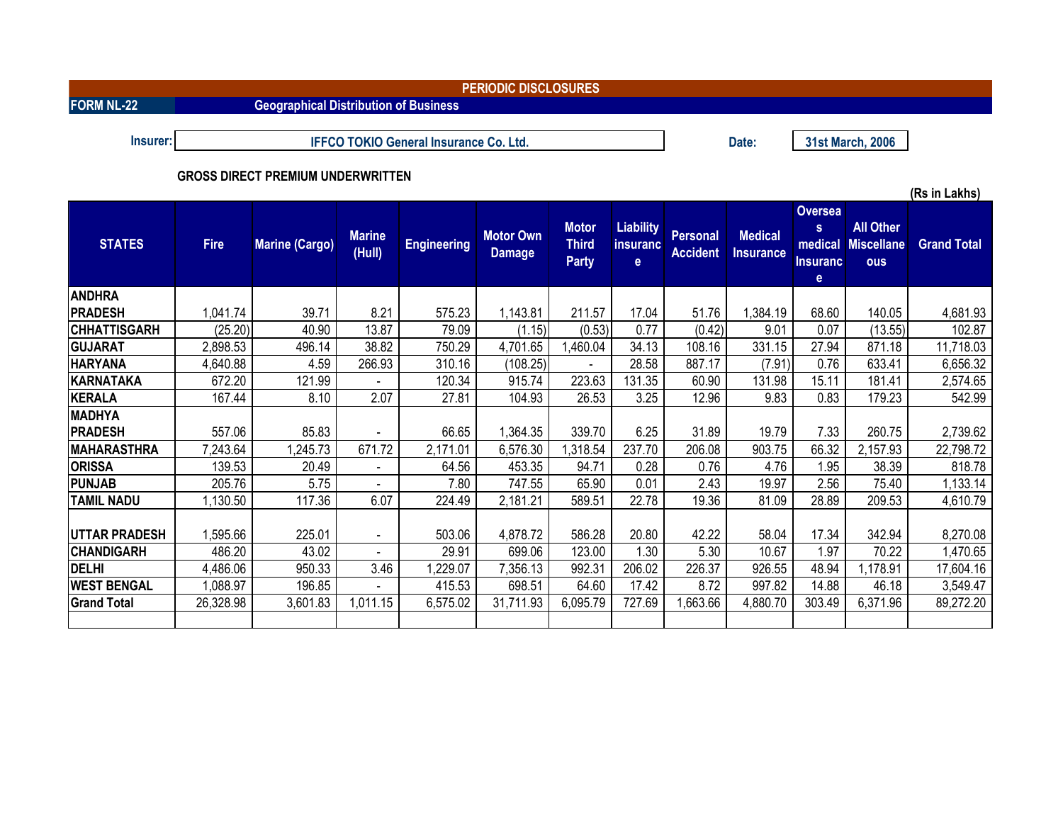**PERIODIC DISCLOSURES**

**FORM NL-22** | **Geographical Distribution of Business**

**Insurer:** IFFCO TOKIO General Insurance Co. Ltd. **Date:** 31st March, 2006

**GROSS DIRECT PREMIUM UNDERWRITTEN**

(Rs in Lakhs)

| STATES | Fire | Marine (Cargo) | Marine (Hull) | Engineering | Motor Own Damage | Motor Third Party | Liability insurance | Personal Accident | Medical Insurance | Overseas medical Insurance | All Other Miscellaneous | Grand Total |
|---|---|---|---|---|---|---|---|---|---|---|---|---|
| ANDHRA PRADESH | 1,041.74 | 39.71 | 8.21 | 575.23 | 1,143.81 | 211.57 | 17.04 | 51.76 | 1,384.19 | 68.60 | 140.05 | 4,681.93 |
| CHHATTISGARH | (25.20) | 40.90 | 13.87 | 79.09 | (1.15) | (0.53) | 0.77 | (0.42) | 9.01 | 0.07 | (13.55) | 102.87 |
| GUJARAT | 2,898.53 | 496.14 | 38.82 | 750.29 | 4,701.65 | 1,460.04 | 34.13 | 108.16 | 331.15 | 27.94 | 871.18 | 11,718.03 |
| HARYANA | 4,640.88 | 4.59 | 266.93 | 310.16 | (108.25) | - | 28.58 | 887.17 | (7.91) | 0.76 | 633.41 | 6,656.32 |
| KARNATAKA | 672.20 | 121.99 | - | 120.34 | 915.74 | 223.63 | 131.35 | 60.90 | 131.98 | 15.11 | 181.41 | 2,574.65 |
| KERALA | 167.44 | 8.10 | 2.07 | 27.81 | 104.93 | 26.53 | 3.25 | 12.96 | 9.83 | 0.83 | 179.23 | 542.99 |
| MADHYA PRADESH | 557.06 | 85.83 | - | 66.65 | 1,364.35 | 339.70 | 6.25 | 31.89 | 19.79 | 7.33 | 260.75 | 2,739.62 |
| MAHARASTHRA | 7,243.64 | 1,245.73 | 671.72 | 2,171.01 | 6,576.30 | 1,318.54 | 237.70 | 206.08 | 903.75 | 66.32 | 2,157.93 | 22,798.72 |
| ORISSA | 139.53 | 20.49 | - | 64.56 | 453.35 | 94.71 | 0.28 | 0.76 | 4.76 | 1.95 | 38.39 | 818.78 |
| PUNJAB | 205.76 | 5.75 | - | 7.80 | 747.55 | 65.90 | 0.01 | 2.43 | 19.97 | 2.56 | 75.40 | 1,133.14 |
| TAMIL NADU | 1,130.50 | 117.36 | 6.07 | 224.49 | 2,181.21 | 589.51 | 22.78 | 19.36 | 81.09 | 28.89 | 209.53 | 4,610.79 |
| UTTAR PRADESH | 1,595.66 | 225.01 | - | 503.06 | 4,878.72 | 586.28 | 20.80 | 42.22 | 58.04 | 17.34 | 342.94 | 8,270.08 |
| CHANDIGARH | 486.20 | 43.02 | - | 29.91 | 699.06 | 123.00 | 1.30 | 5.30 | 10.67 | 1.97 | 70.22 | 1,470.65 |
| DELHI | 4,486.06 | 950.33 | 3.46 | 1,229.07 | 7,356.13 | 992.31 | 206.02 | 226.37 | 926.55 | 48.94 | 1,178.91 | 17,604.16 |
| WEST BENGAL | 1,088.97 | 196.85 | - | 415.53 | 698.51 | 64.60 | 17.42 | 8.72 | 997.82 | 14.88 | 46.18 | 3,549.47 |
| Grand Total | 26,328.98 | 3,601.83 | 1,011.15 | 6,575.02 | 31,711.93 | 6,095.79 | 727.69 | 1,663.66 | 4,880.70 | 303.49 | 6,371.96 | 89,272.20 |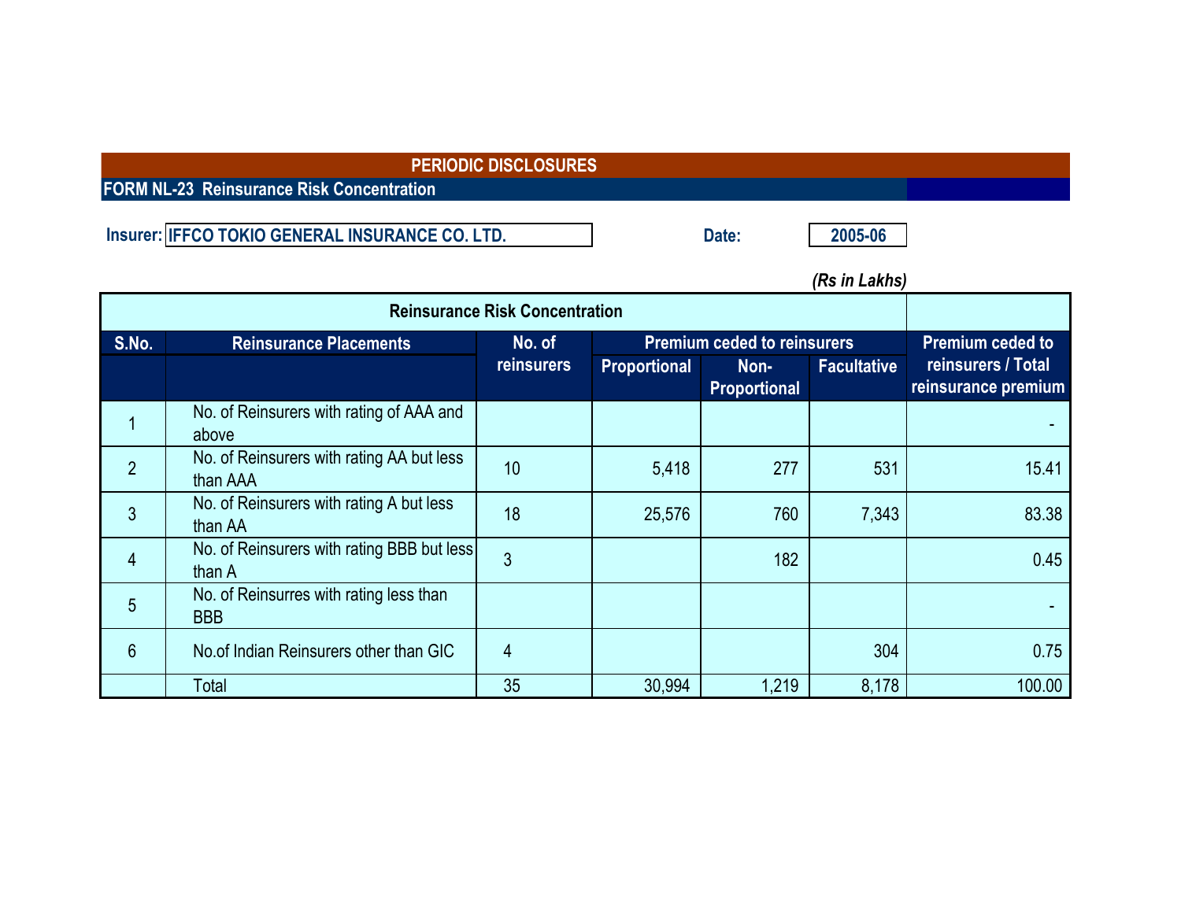# PERIODIC DISCLOSURES

## FORM NL-23 Reinsurance Risk Concentration

**Insurer:** IFFCO TOKIO GENERAL INSURANCE CO. LTD.

**Date:** 2005-06

*(Rs in Lakhs)*

| Reinsurance Risk Concentration | | | | | | |
|---|---|---|---|---|---|---|
| S.No. | Reinsurance Placements | No. of reinsurers | Premium ceded to reinsurers | | | Premium ceded to reinsurers / Total reinsurance premium |
| | | | Proportional | Non-Proportional | Facultative | |
| 1 | No. of Reinsurers with rating of AAA and above | | | | | - |
| 2 | No. of Reinsurers with rating AA but less than AAA | 10 | 5,418 | 277 | 531 | 15.41 |
| 3 | No. of Reinsurers with rating A but less than AA | 18 | 25,576 | 760 | 7,343 | 83.38 |
| 4 | No. of Reinsurers with rating BBB but less than A | 3 | | 182 | | 0.45 |
| 5 | No. of Reinsurres with rating less than BBB | | | | | - |
| 6 | No.of Indian Reinsurers other than GIC | 4 | | | 304 | 0.75 |
| | Total | 35 | 30,994 | 1,219 | 8,178 | 100.00 |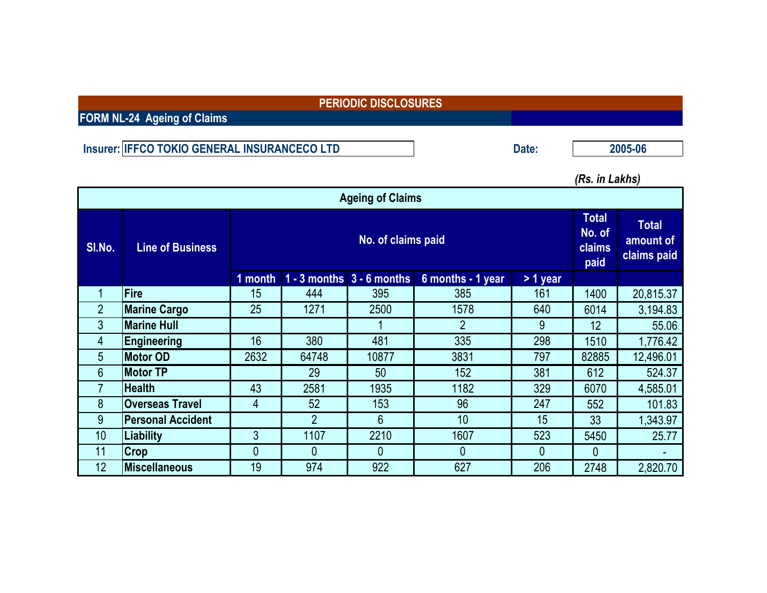# PERIODIC DISCLOSURES

## FORM NL-24 Ageing of Claims

**Insurer:** IFFCO TOKIO GENERAL INSURANCECO LTD

**Date:** 2005-06

*(Rs. in Lakhs)*

### Ageing of Claims

| Sl.No. | Line of Business | No. of claims paid | | | | | Total No. of claims paid | Total amount of claims paid |
|---|---|---|---|---|---|---|---|---|
| | | 1 month | 1 - 3 months | 3 - 6 months | 6 months - 1 year | > 1 year | | |
| 1 | Fire | 15 | 444 | 395 | 385 | 161 | 1400 | 20,815.37 |
| 2 | Marine Cargo | 25 | 1271 | 2500 | 1578 | 640 | 6014 | 3,194.83 |
| 3 | Marine Hull | | | 1 | 2 | 9 | 12 | 55.06 |
| 4 | Engineering | 16 | 380 | 481 | 335 | 298 | 1510 | 1,776.42 |
| 5 | Motor OD | 2632 | 64748 | 10877 | 3831 | 797 | 82885 | 12,496.01 |
| 6 | Motor TP | | 29 | 50 | 152 | 381 | 612 | 524.37 |
| 7 | Health | 43 | 2581 | 1935 | 1182 | 329 | 6070 | 4,585.01 |
| 8 | Overseas Travel | 4 | 52 | 153 | 96 | 247 | 552 | 101.83 |
| 9 | Personal Accident | | 2 | 6 | 10 | 15 | 33 | 1,343.97 |
| 10 | Liability | 3 | 1107 | 2210 | 1607 | 523 | 5450 | 25.77 |
| 11 | Crop | 0 | 0 | 0 | 0 | 0 | 0 | - |
| 12 | Miscellaneous | 19 | 974 | 922 | 627 | 206 | 2748 | 2,820.70 |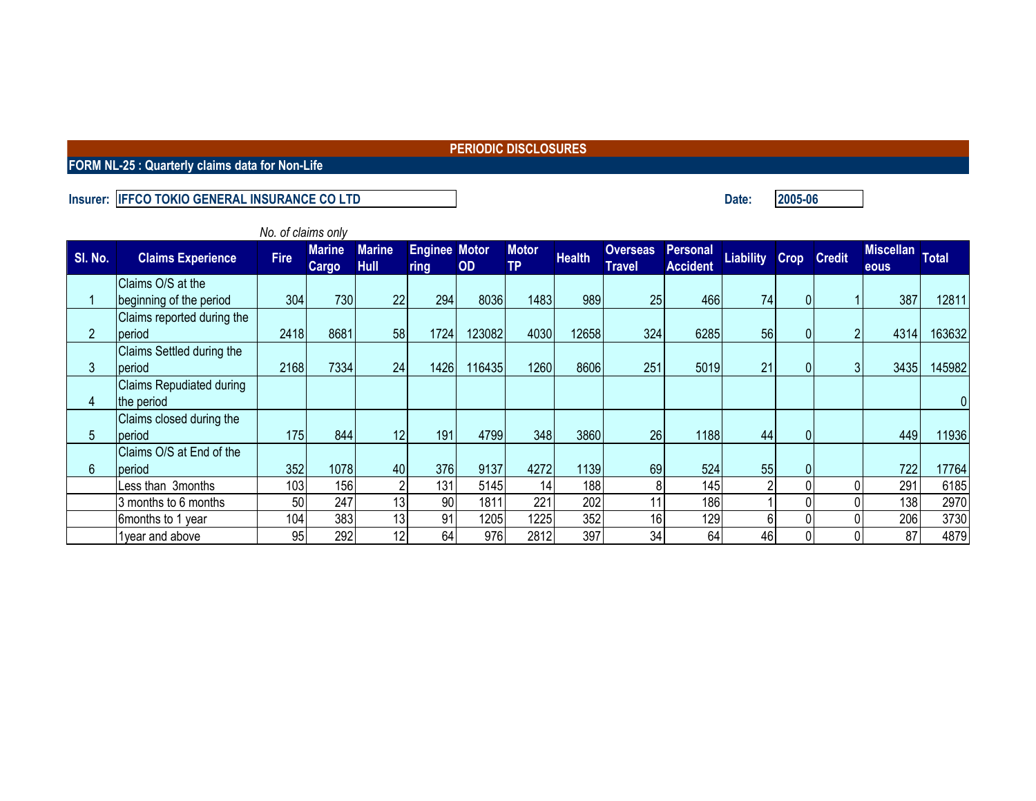## PERIODIC DISCLOSURES

### FORM NL-25 : Quarterly claims data for Non-Life

**Insurer:** IFFCO TOKIO GENERAL INSURANCE CO LTD

**Date:** 2005-06

*No. of claims only*

| Sl. No. | Claims Experience | Fire | Marine Cargo | Marine Hull | Engineering | Motor OD | Motor TP | Health | Overseas Travel | Personal Accident | Liability | Crop | Credit | Miscellaneous | Total |
|---|---|---|---|---|---|---|---|---|---|---|---|---|---|---|---|
| 1 | Claims O/S at the beginning of the period | 304 | 730 | 22 | 294 | 8036 | 1483 | 989 | 25 | 466 | 74 | 0 | 1 | 387 | 12811 |
| 2 | Claims reported during the period | 2418 | 8681 | 58 | 1724 | 123082 | 4030 | 12658 | 324 | 6285 | 56 | 0 | 2 | 4314 | 163632 |
| 3 | Claims Settled during the period | 2168 | 7334 | 24 | 1426 | 116435 | 1260 | 8606 | 251 | 5019 | 21 | 0 | 3 | 3435 | 145982 |
| 4 | Claims Repudiated during the period | | | | | | | | | | | | | | 0 |
| 5 | Claims closed during the period | 175 | 844 | 12 | 191 | 4799 | 348 | 3860 | 26 | 1188 | 44 | 0 | | 449 | 11936 |
| 6 | Claims O/S at End of the period | 352 | 1078 | 40 | 376 | 9137 | 4272 | 1139 | 69 | 524 | 55 | 0 | | 722 | 17764 |
| | Less than 3months | 103 | 156 | 2 | 131 | 5145 | 14 | 188 | 8 | 145 | 2 | 0 | 0 | 291 | 6185 |
| | 3 months to 6 months | 50 | 247 | 13 | 90 | 1811 | 221 | 202 | 11 | 186 | 1 | 0 | 0 | 138 | 2970 |
| | 6months to 1 year | 104 | 383 | 13 | 91 | 1205 | 1225 | 352 | 16 | 129 | 6 | 0 | 0 | 206 | 3730 |
| | 1year and above | 95 | 292 | 12 | 64 | 976 | 2812 | 397 | 34 | 64 | 46 | 0 | 0 | 87 | 4879 |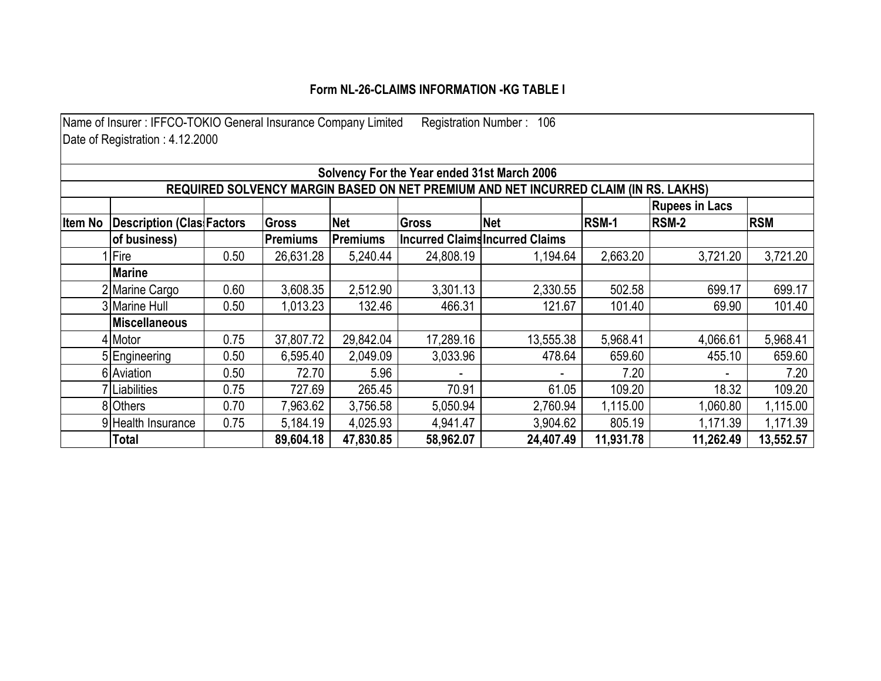# Form NL-26-CLAIMS INFORMATION -KG TABLE I

Name of Insurer : IFFCO-TOKIO General Insurance Company Limited Registration Number : 106
Date of Registration : 4.12.2000

## Solvency For the Year ended 31st March 2006

### REQUIRED SOLVENCY MARGIN BASED ON NET PREMIUM AND NET INCURRED CLAIM (IN RS. LAKHS)

| | | | | | | | | Rupees in Lacs | |
|---|---|---|---|---|---|---|---|---|---|
| Item No | Description (Class of business) | Factors | Gross Premiums | Net Premiums | Gross Incurred Claims | Net Incurred Claims | RSM-1 | RSM-2 | RSM |
| 1 | Fire | 0.50 | 26,631.28 | 5,240.44 | 24,808.19 | 1,194.64 | 2,663.20 | 3,721.20 | 3,721.20 |
| | **Marine** | | | | | | | | |
| 2 | Marine Cargo | 0.60 | 3,608.35 | 2,512.90 | 3,301.13 | 2,330.55 | 502.58 | 699.17 | 699.17 |
| 3 | Marine Hull | 0.50 | 1,013.23 | 132.46 | 466.31 | 121.67 | 101.40 | 69.90 | 101.40 |
| | **Miscellaneous** | | | | | | | | |
| 4 | Motor | 0.75 | 37,807.72 | 29,842.04 | 17,289.16 | 13,555.38 | 5,968.41 | 4,066.61 | 5,968.41 |
| 5 | Engineering | 0.50 | 6,595.40 | 2,049.09 | 3,033.96 | 478.64 | 659.60 | 455.10 | 659.60 |
| 6 | Aviation | 0.50 | 72.70 | 5.96 | - | - | 7.20 | - | 7.20 |
| 7 | Liabilities | 0.75 | 727.69 | 265.45 | 70.91 | 61.05 | 109.20 | 18.32 | 109.20 |
| 8 | Others | 0.70 | 7,963.62 | 3,756.58 | 5,050.94 | 2,760.94 | 1,115.00 | 1,060.80 | 1,115.00 |
| 9 | Health Insurance | 0.75 | 5,184.19 | 4,025.93 | 4,941.47 | 3,904.62 | 805.19 | 1,171.39 | 1,171.39 |
| | **Total** | | **89,604.18** | **47,830.85** | **58,962.07** | **24,407.49** | **11,931.78** | **11,262.49** | **13,552.57** |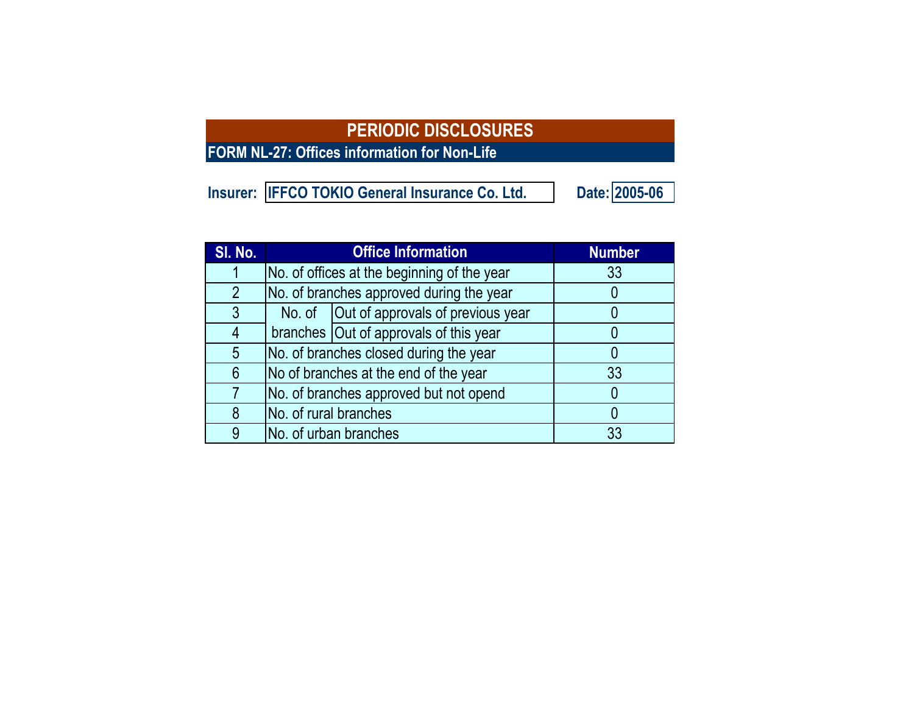# PERIODIC DISCLOSURES

## FORM NL-27: Offices information for Non-Life

**Insurer:** IFFCO TOKIO General Insurance Co. Ltd. **Date:** 2005-06

| Sl. No. | Office Information | | Number |
|---|---|---|---|
| 1 | No. of offices at the beginning of the year | | 33 |
| 2 | No. of branches approved during the year | | 0 |
| 3 | No. of branches | Out of approvals of previous year | 0 |
| 4 | | Out of approvals of this year | 0 |
| 5 | No. of branches closed during the year | | 0 |
| 6 | No of branches at the end of the year | | 33 |
| 7 | No. of branches approved but not opend | | 0 |
| 8 | No. of rural branches | | 0 |
| 9 | No. of urban branches | | 33 |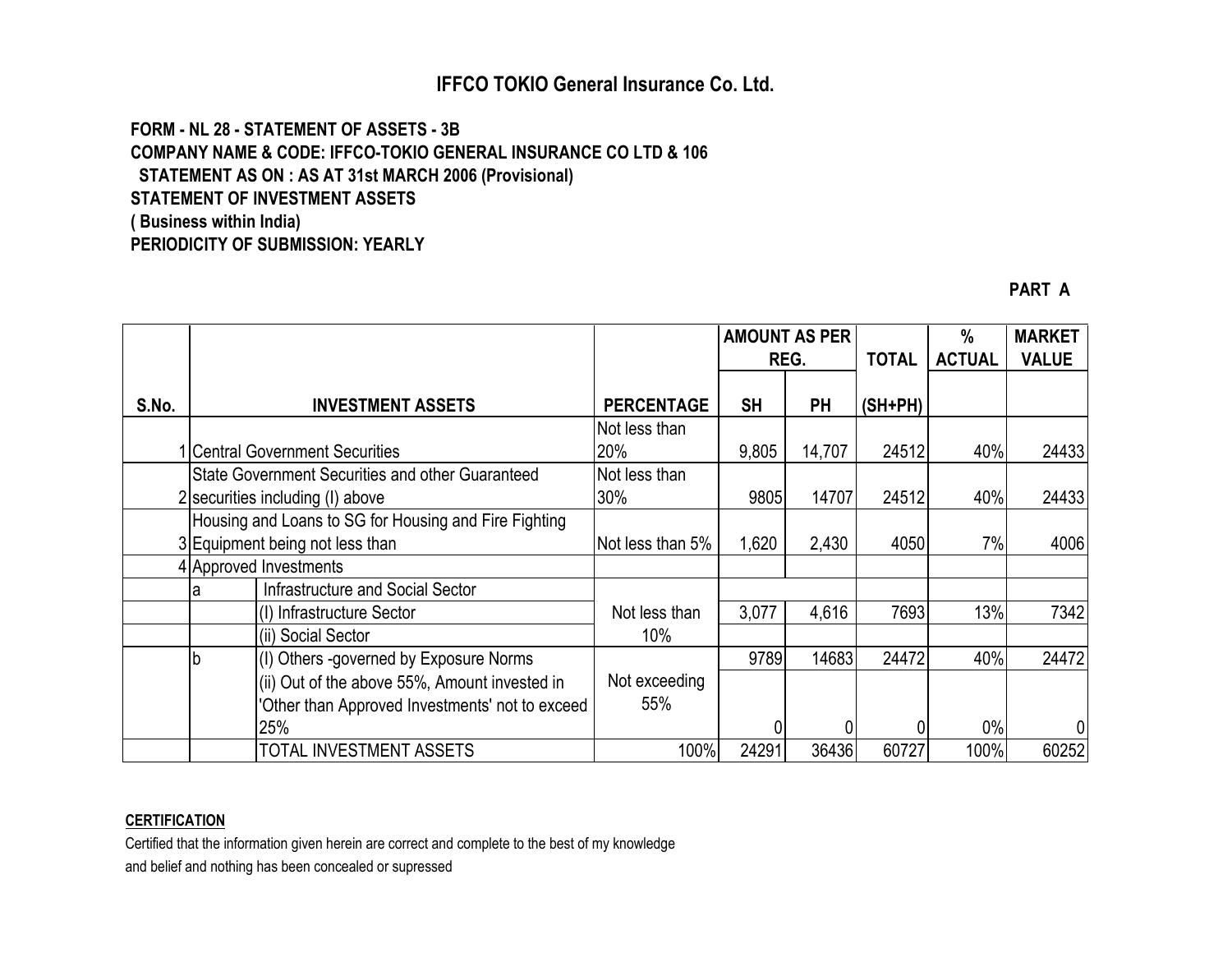# IFFCO TOKIO General Insurance Co. Ltd.

**FORM - NL 28 - STATEMENT OF ASSETS - 3B**
**COMPANY NAME & CODE: IFFCO-TOKIO GENERAL INSURANCE CO LTD & 106**
**STATEMENT AS ON : AS AT 31st MARCH 2006 (Provisional)**
**STATEMENT OF INVESTMENT ASSETS**
**( Business within India)**
**PERIODICITY OF SUBMISSION: YEARLY**

**PART A**

| S.No. | | INVESTMENT ASSETS | PERCENTAGE | AMOUNT AS PER REG. | | TOTAL | % ACTUAL | MARKET VALUE |
|---|---|---|---|---|---|---|---|---|
| | | | | SH | PH | (SH+PH) | | |
| 1 | Central Government Securities | | Not less than 20% | 9,805 | 14,707 | 24512 | 40% | 24433 |
| 2 | State Government Securities and other Guaranteed securities including (I) above | | Not less than 30% | 9805 | 14707 | 24512 | 40% | 24433 |
| 3 | Housing and Loans to SG for Housing and Fire Fighting Equipment being not less than | | Not less than 5% | 1,620 | 2,430 | 4050 | 7% | 4006 |
| 4 | Approved Investments | | | | | | | |
| | a | Infrastructure and Social Sector | Not less than 10% | | | | | |
| | | (I) Infrastructure Sector | | 3,077 | 4,616 | 7693 | 13% | 7342 |
| | | (ii) Social Sector | | | | | | |
| | b | (I) Others -governed by Exposure Norms | Not exceeding 55% | 9789 | 14683 | 24472 | 40% | 24472 |
| | | (ii) Out of the above 55%, Amount invested in 'Other than Approved Investments' not to exceed 25% | | 0 | 0 | 0 | 0% | 0 |
| | | TOTAL INVESTMENT ASSETS | 100% | 24291 | 36436 | 60727 | 100% | 60252 |

**CERTIFICATION**

Certified that the information given herein are correct and complete to the best of my knowledge and belief and nothing has been concealed or supressed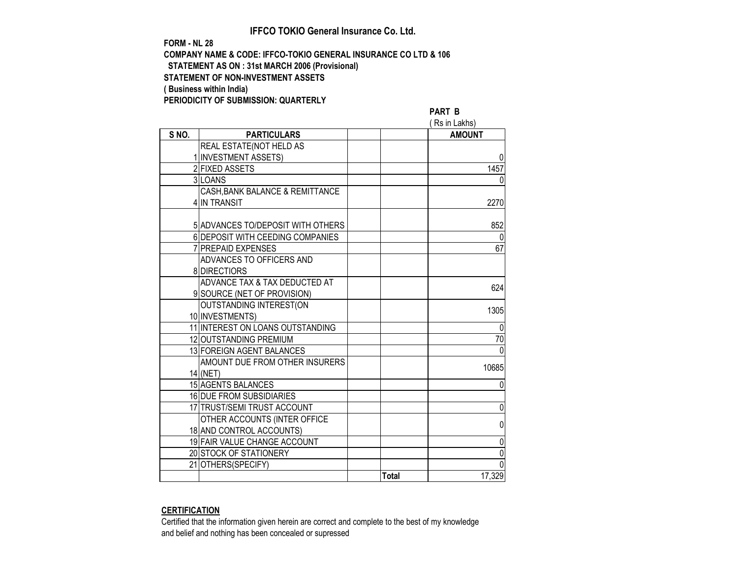# IFFCO TOKIO General Insurance Co. Ltd.

**FORM - NL 28**

**COMPANY NAME & CODE: IFFCO-TOKIO GENERAL INSURANCE CO LTD & 106**

**STATEMENT AS ON : 31st MARCH 2006 (Provisional)**

**STATEMENT OF NON-INVESTMENT ASSETS**

**( Business within India)**

**PERIODICITY OF SUBMISSION: QUARTERLY**

**PART B**

( Rs in Lakhs)

| S NO. | PARTICULARS | | | AMOUNT |
|---|---|---|---|---|
| 1 | REAL ESTATE(NOT HELD AS INVESTMENT ASSETS) | | | 0 |
| 2 | FIXED ASSETS | | | 1457 |
| 3 | LOANS | | | 0 |
| 4 | CASH,BANK BALANCE & REMITTANCE IN TRANSIT | | | 2270 |
| 5 | ADVANCES TO/DEPOSIT WITH OTHERS | | | 852 |
| 6 | DEPOSIT WITH CEEDING COMPANIES | | | 0 |
| 7 | PREPAID EXPENSES | | | 67 |
| 8 | ADVANCES TO OFFICERS AND DIRECTIORS | | | |
| 9 | ADVANCE TAX & TAX DEDUCTED AT SOURCE (NET OF PROVISION) | | | 624 |
| 10 | OUTSTANDING INTEREST(ON INVESTMENTS) | | | 1305 |
| 11 | INTEREST ON LOANS OUTSTANDING | | | 0 |
| 12 | OUTSTANDING PREMIUM | | | 70 |
| 13 | FOREIGN AGENT BALANCES | | | 0 |
| 14 | AMOUNT DUE FROM OTHER INSURERS (NET) | | | 10685 |
| 15 | AGENTS BALANCES | | | 0 |
| 16 | DUE FROM SUBSIDIARIES | | | |
| 17 | TRUST/SEMI TRUST ACCOUNT | | | 0 |
| 18 | OTHER ACCOUNTS (INTER OFFICE AND CONTROL ACCOUNTS) | | | 0 |
| 19 | FAIR VALUE CHANGE ACCOUNT | | | 0 |
| 20 | STOCK OF STATIONERY | | | 0 |
| 21 | OTHERS(SPECIFY) | | | 0 |
| | | | **Total** | 17,329 |

**CERTIFICATION**

Certified that the information given herein are correct and complete to the best of my knowledge and belief and nothing has been concealed or supressed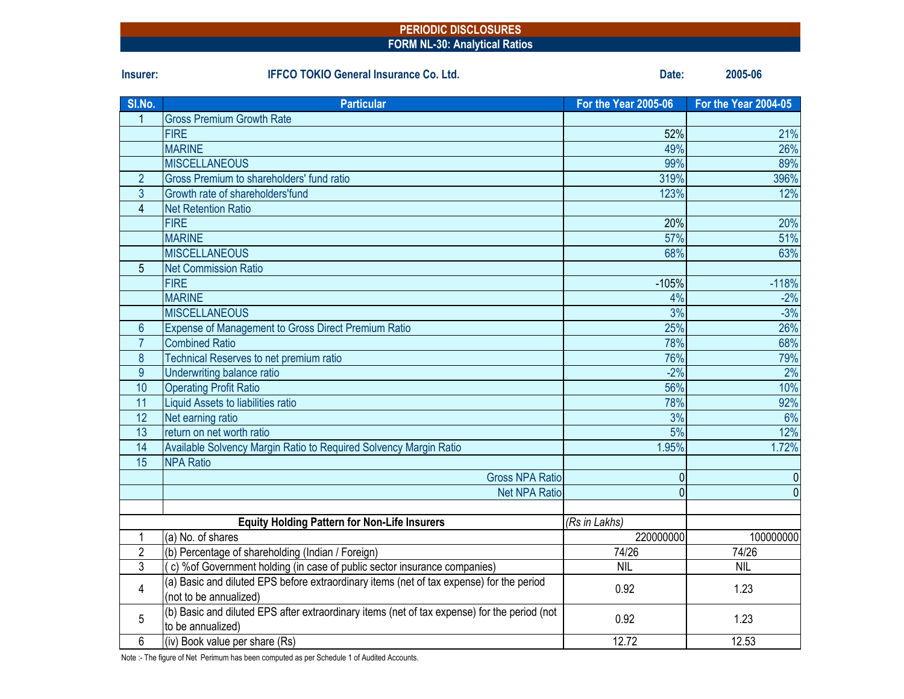# PERIODIC DISCLOSURES

## FORM NL-30: Analytical Ratios

**Insurer:** IFFCO TOKIO General Insurance Co. Ltd. **Date:** 2005-06

| Sl.No. | Particular | For the Year 2005-06 | For the Year 2004-05 |
|---|---|---|---|
| 1 | Gross Premium Growth Rate | | |
| | FIRE | 52% | 21% |
| | MARINE | 49% | 26% |
| | MISCELLANEOUS | 99% | 89% |
| 2 | Gross Premium to shareholders' fund ratio | 319% | 396% |
| 3 | Growth rate of shareholders'fund | 123% | 12% |
| 4 | Net Retention Ratio | | |
| | FIRE | 20% | 20% |
| | MARINE | 57% | 51% |
| | MISCELLANEOUS | 68% | 63% |
| 5 | Net Commission Ratio | | |
| | FIRE | -105% | -118% |
| | MARINE | 4% | -2% |
| | MISCELLANEOUS | 3% | -3% |
| 6 | Expense of Management to Gross Direct Premium Ratio | 25% | 26% |
| 7 | Combined Ratio | 78% | 68% |
| 8 | Technical Reserves to net premium ratio | 76% | 79% |
| 9 | Underwriting balance ratio | -2% | 2% |
| 10 | Operating Profit Ratio | 56% | 10% |
| 11 | Liquid Assets to liabilities ratio | 78% | 92% |
| 12 | Net earning ratio | 3% | 6% |
| 13 | return on net worth ratio | 5% | 12% |
| 14 | Available Solvency Margin Ratio to Required Solvency Margin Ratio | 1.95% | 1.72% |
| 15 | NPA Ratio | | |
| | Gross NPA Ratio | 0 | 0 |
| | Net NPA Ratio | 0 | 0 |
| | | | |
| | **Equity Holding Pattern for Non-Life Insurers** | *(Rs in Lakhs)* | |
| 1 | (a) No. of shares | 220000000 | 100000000 |
| 2 | (b) Percentage of shareholding (Indian / Foreign) | 74/26 | 74/26 |
| 3 | ( c) %of Government holding (in case of public sector insurance companies) | NIL | NIL |
| 4 | (a) Basic and diluted EPS before extraordinary items (net of tax expense) for the period (not to be annualized) | 0.92 | 1.23 |
| 5 | (b) Basic and diluted EPS after extraordinary items (net of tax expense) for the period (not to be annualized) | 0.92 | 1.23 |
| 6 | (iv) Book value per share (Rs) | 12.72 | 12.53 |

Note :- The figure of Net Perimum has been computed as per Schedule 1 of Audited Accounts.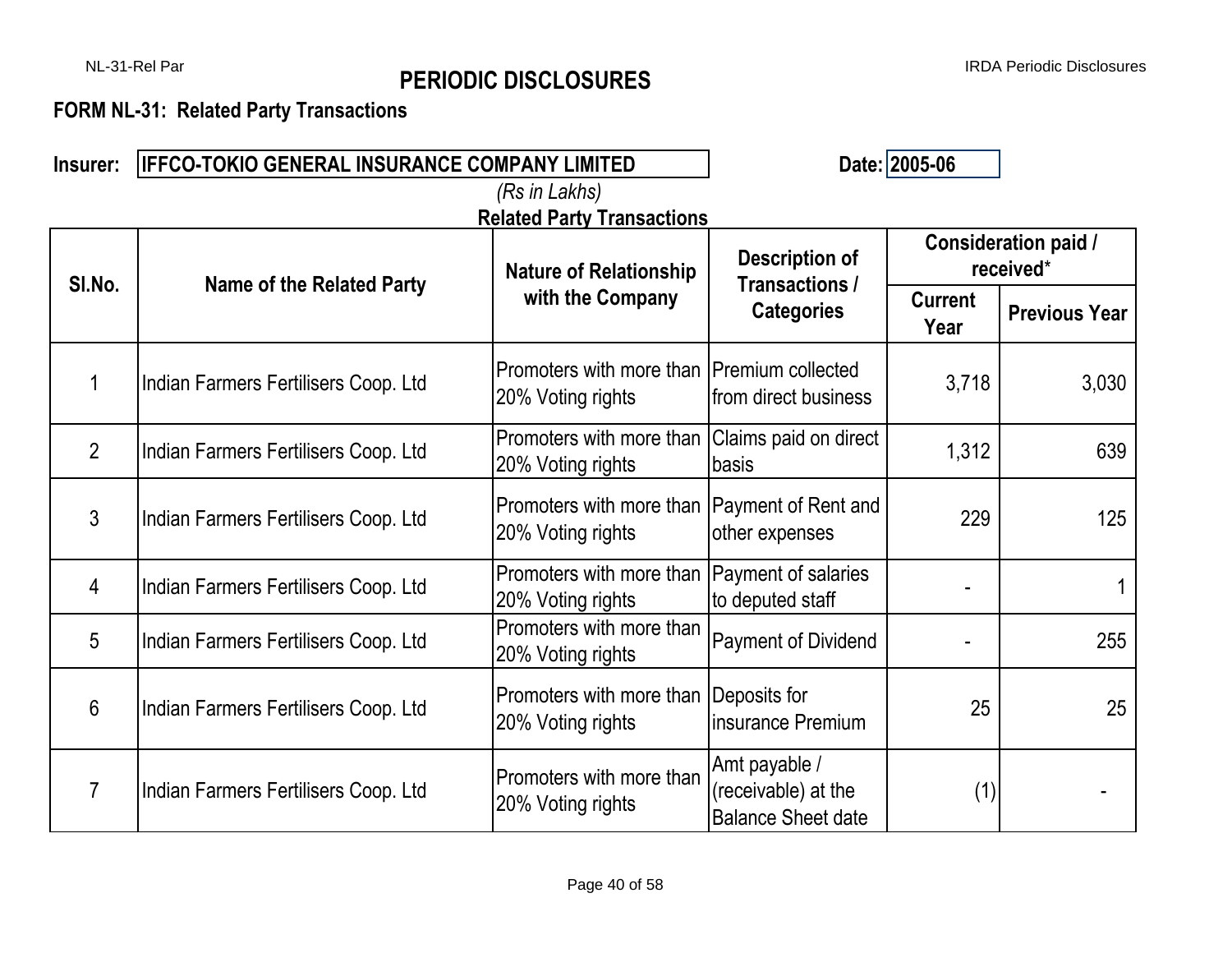# PERIODIC DISCLOSURES

## FORM NL-31: Related Party Transactions

**Insurer:** IFFCO-TOKIO GENERAL INSURANCE COMPANY LIMITED

**Date:** 2005-06

*(Rs in Lakhs)*

**Related Party Transactions**

| Sl.No. | Name of the Related Party | Nature of Relationship with the Company | Description of Transactions / Categories | Consideration paid / received* | |
|---|---|---|---|---|---|
| | | | | Current Year | Previous Year |
| 1 | Indian Farmers Fertilisers Coop. Ltd | Promoters with more than 20% Voting rights | Premium collected from direct business | 3,718 | 3,030 |
| 2 | Indian Farmers Fertilisers Coop. Ltd | Promoters with more than 20% Voting rights | Claims paid on direct basis | 1,312 | 639 |
| 3 | Indian Farmers Fertilisers Coop. Ltd | Promoters with more than 20% Voting rights | Payment of Rent and other expenses | 229 | 125 |
| 4 | Indian Farmers Fertilisers Coop. Ltd | Promoters with more than 20% Voting rights | Payment of salaries to deputed staff | - | 1 |
| 5 | Indian Farmers Fertilisers Coop. Ltd | Promoters with more than 20% Voting rights | Payment of Dividend | - | 255 |
| 6 | Indian Farmers Fertilisers Coop. Ltd | Promoters with more than 20% Voting rights | Deposits for insurance Premium | 25 | 25 |
| 7 | Indian Farmers Fertilisers Coop. Ltd | Promoters with more than 20% Voting rights | Amt payable / (receivable) at the Balance Sheet date | (1) | - |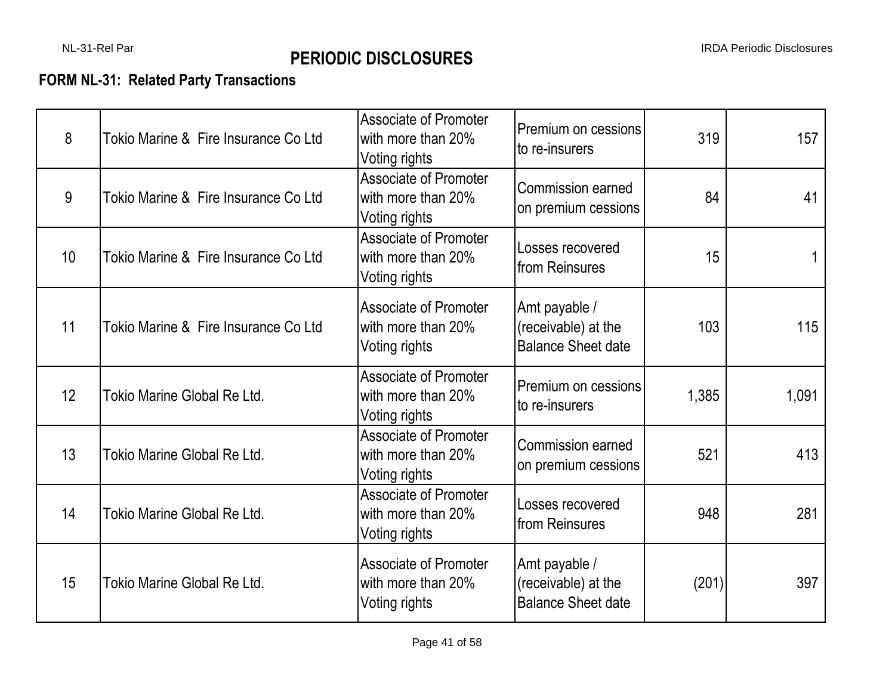# PERIODIC DISCLOSURES

## FORM NL-31: Related Party Transactions

| | | | | | |
|---|---|---|---|---|---|
| 8 | Tokio Marine & Fire Insurance Co Ltd | Associate of Promoter with more than 20% Voting rights | Premium on cessions to re-insurers | 319 | 157 |
| 9 | Tokio Marine & Fire Insurance Co Ltd | Associate of Promoter with more than 20% Voting rights | Commission earned on premium cessions | 84 | 41 |
| 10 | Tokio Marine & Fire Insurance Co Ltd | Associate of Promoter with more than 20% Voting rights | Losses recovered from Reinsures | 15 | 1 |
| 11 | Tokio Marine & Fire Insurance Co Ltd | Associate of Promoter with more than 20% Voting rights | Amt payable / (receivable) at the Balance Sheet date | 103 | 115 |
| 12 | Tokio Marine Global Re Ltd. | Associate of Promoter with more than 20% Voting rights | Premium on cessions to re-insurers | 1,385 | 1,091 |
| 13 | Tokio Marine Global Re Ltd. | Associate of Promoter with more than 20% Voting rights | Commission earned on premium cessions | 521 | 413 |
| 14 | Tokio Marine Global Re Ltd. | Associate of Promoter with more than 20% Voting rights | Losses recovered from Reinsures | 948 | 281 |
| 15 | Tokio Marine Global Re Ltd. | Associate of Promoter with more than 20% Voting rights | Amt payable / (receivable) at the Balance Sheet date | (201) | 397 |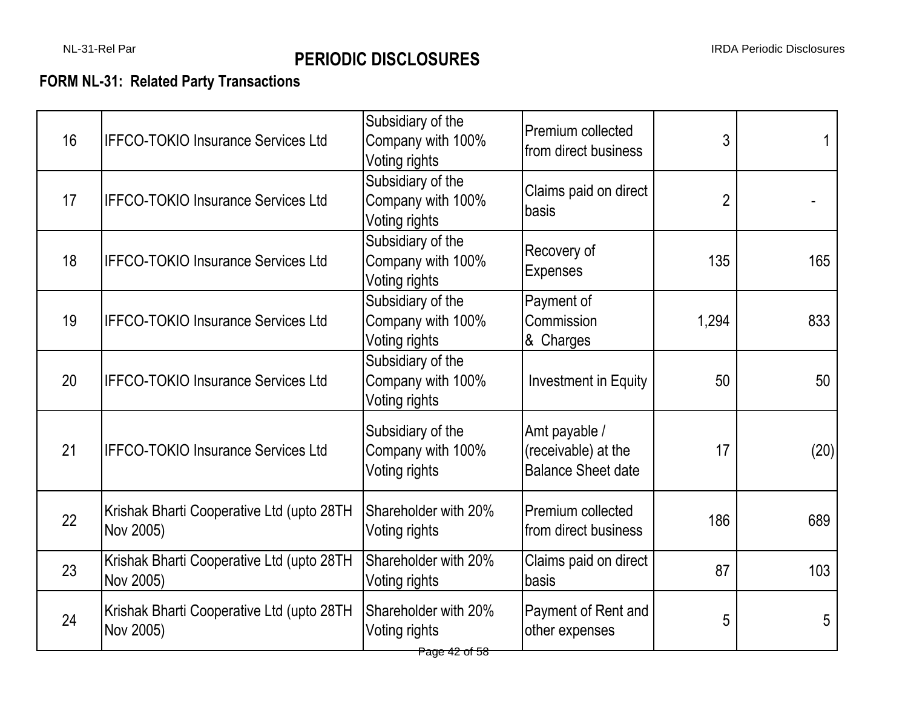# PERIODIC DISCLOSURES

**FORM NL-31: Related Party Transactions**

| | | | | | |
|---|---|---|---|---|---|
| 16 | IFFCO-TOKIO Insurance Services Ltd | Subsidiary of the Company with 100% Voting rights | Premium collected from direct business | 3 | 1 |
| 17 | IFFCO-TOKIO Insurance Services Ltd | Subsidiary of the Company with 100% Voting rights | Claims paid on direct basis | 2 | - |
| 18 | IFFCO-TOKIO Insurance Services Ltd | Subsidiary of the Company with 100% Voting rights | Recovery of Expenses | 135 | 165 |
| 19 | IFFCO-TOKIO Insurance Services Ltd | Subsidiary of the Company with 100% Voting rights | Payment of Commission & Charges | 1,294 | 833 |
| 20 | IFFCO-TOKIO Insurance Services Ltd | Subsidiary of the Company with 100% Voting rights | Investment in Equity | 50 | 50 |
| 21 | IFFCO-TOKIO Insurance Services Ltd | Subsidiary of the Company with 100% Voting rights | Amt payable / (receivable) at the Balance Sheet date | 17 | (20) |
| 22 | Krishak Bharti Cooperative Ltd (upto 28TH Nov 2005) | Shareholder with 20% Voting rights | Premium collected from direct business | 186 | 689 |
| 23 | Krishak Bharti Cooperative Ltd (upto 28TH Nov 2005) | Shareholder with 20% Voting rights | Claims paid on direct basis | 87 | 103 |
| 24 | Krishak Bharti Cooperative Ltd (upto 28TH Nov 2005) | Shareholder with 20% Voting rights | Payment of Rent and other expenses | 5 | 5 |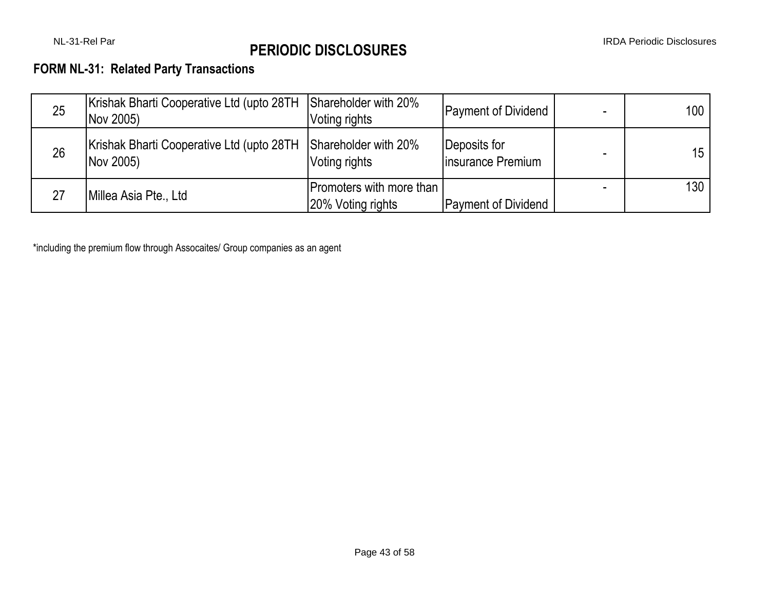# PERIODIC DISCLOSURES

## FORM NL-31: Related Party Transactions

| | | | | | |
|---|---|---|---|---|---|
| 25 | Krishak Bharti Cooperative Ltd (upto 28TH Nov 2005) | Shareholder with 20% Voting rights | Payment of Dividend | - | 100 |
| 26 | Krishak Bharti Cooperative Ltd (upto 28TH Nov 2005) | Shareholder with 20% Voting rights | Deposits for insurance Premium | - | 15 |
| 27 | Millea Asia Pte., Ltd | Promoters with more than 20% Voting rights | Payment of Dividend | - | 130 |

*including the premium flow through Assocaites/ Group companies as an agent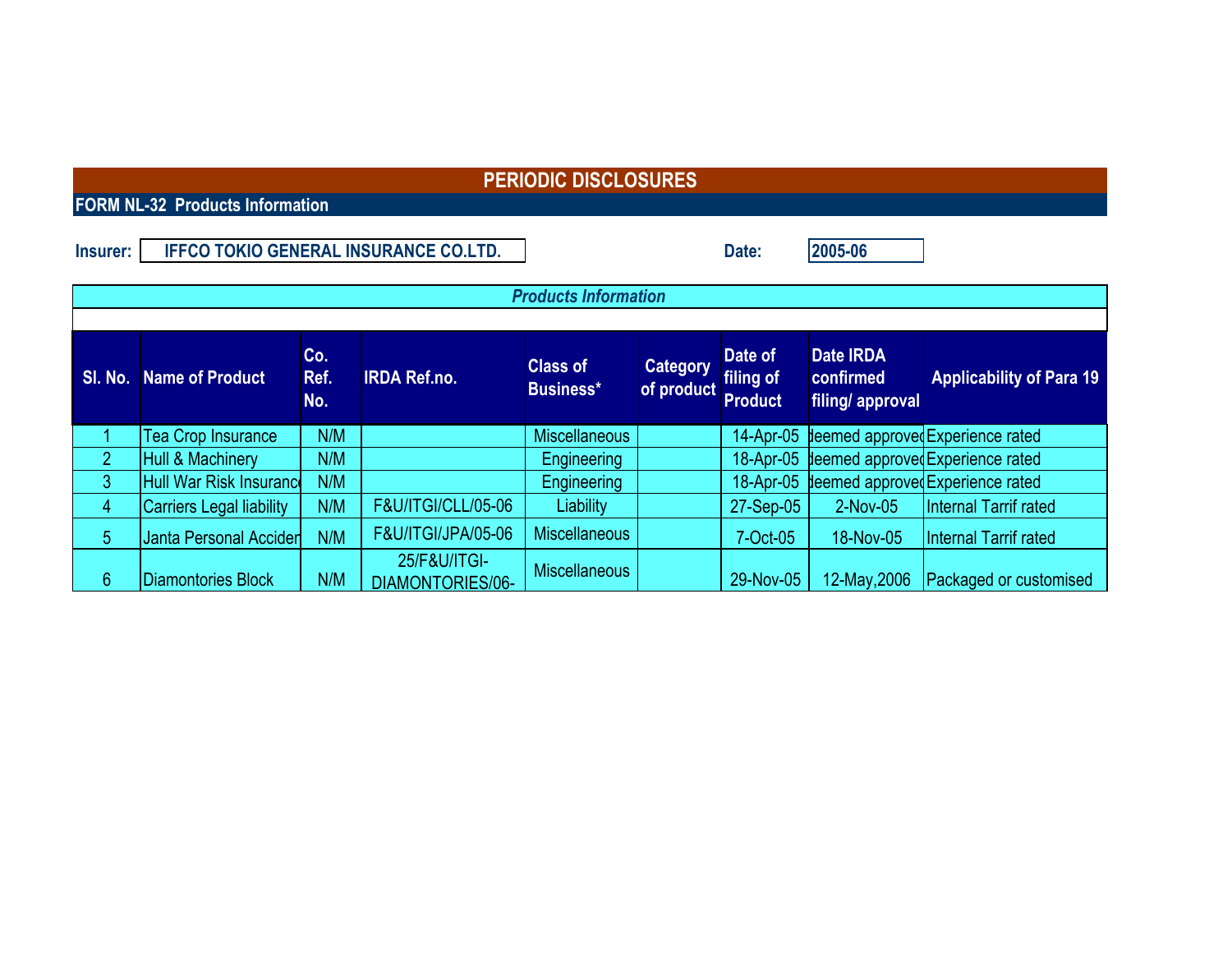# PERIODIC DISCLOSURES

## FORM NL-32 Products Information

**Insurer:** IFFCO TOKIO GENERAL INSURANCE CO.LTD.

**Date:** 2005-06

| Products Information | | | | | | | | |
|---|---|---|---|---|---|---|---|---|
| **Sl. No.** | **Name of Product** | **Co. Ref. No.** | **IRDA Ref.no.** | **Class of Business*** | **Category of product** | **Date of filing of Product** | **Date IRDA confirmed filing/ approval** | **Applicability of Para 19** |
| 1 | Tea Crop Insurance | N/M | | Miscellaneous | | 14-Apr-05 | deemed approved | Experience rated |
| 2 | Hull & Machinery | N/M | | Engineering | | 18-Apr-05 | deemed approved | Experience rated |
| 3 | Hull War Risk Insurance | N/M | | Engineering | | 18-Apr-05 | deemed approved | Experience rated |
| 4 | Carriers Legal liability | N/M | F&U/ITGI/CLL/05-06 | Liability | | 27-Sep-05 | 2-Nov-05 | Internal Tarrif rated |
| 5 | Janta Personal Accident | N/M | F&U/ITGI/JPA/05-06 | Miscellaneous | | 7-Oct-05 | 18-Nov-05 | Internal Tarrif rated |
| 6 | Diamontories Block | N/M | 25/F&U/ITGI-DIAMONTORIES/06- | Miscellaneous | | 29-Nov-05 | 12-May,2006 | Packaged or customised |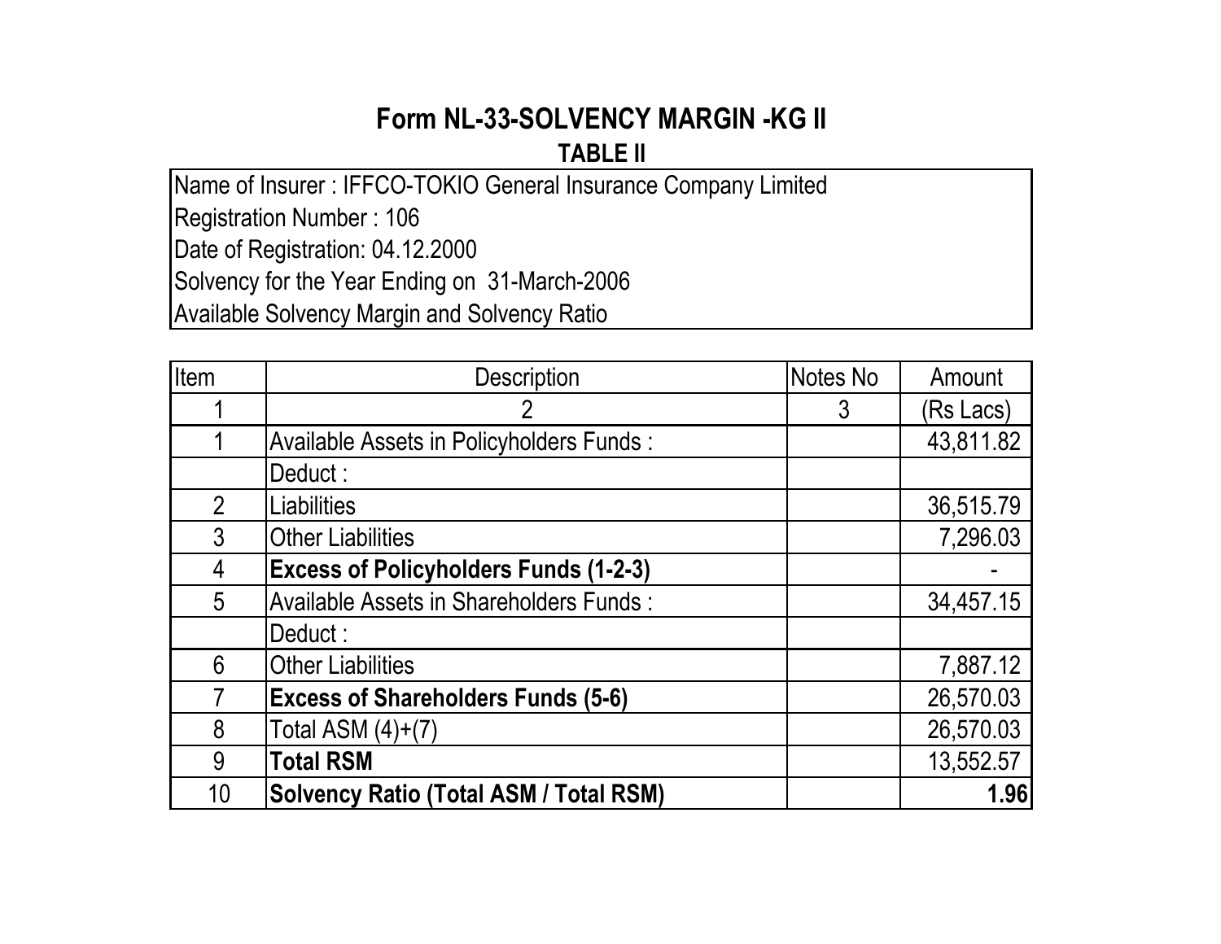# Form NL-33-SOLVENCY MARGIN -KG II

## TABLE II

Name of Insurer : IFFCO-TOKIO General Insurance Company Limited
Registration Number : 106
Date of Registration: 04.12.2000
Solvency for the Year Ending on 31-March-2006
Available Solvency Margin and Solvency Ratio

| Item | Description | Notes No | Amount |
|---|---|---|---|
| 1 | 2 | 3 | (Rs Lacs) |
| 1 | Available Assets in Policyholders Funds : | | 43,811.82 |
| | Deduct : | | |
| 2 | Liabilities | | 36,515.79 |
| 3 | Other Liabilities | | 7,296.03 |
| 4 | **Excess of Policyholders Funds (1-2-3)** | | - |
| 5 | Available Assets in Shareholders Funds : | | 34,457.15 |
| | Deduct : | | |
| 6 | Other Liabilities | | 7,887.12 |
| 7 | **Excess of Shareholders Funds (5-6)** | | 26,570.03 |
| 8 | Total ASM (4)+(7) | | 26,570.03 |
| 9 | **Total RSM** | | 13,552.57 |
| 10 | **Solvency Ratio (Total ASM / Total RSM)** | | **1.96** |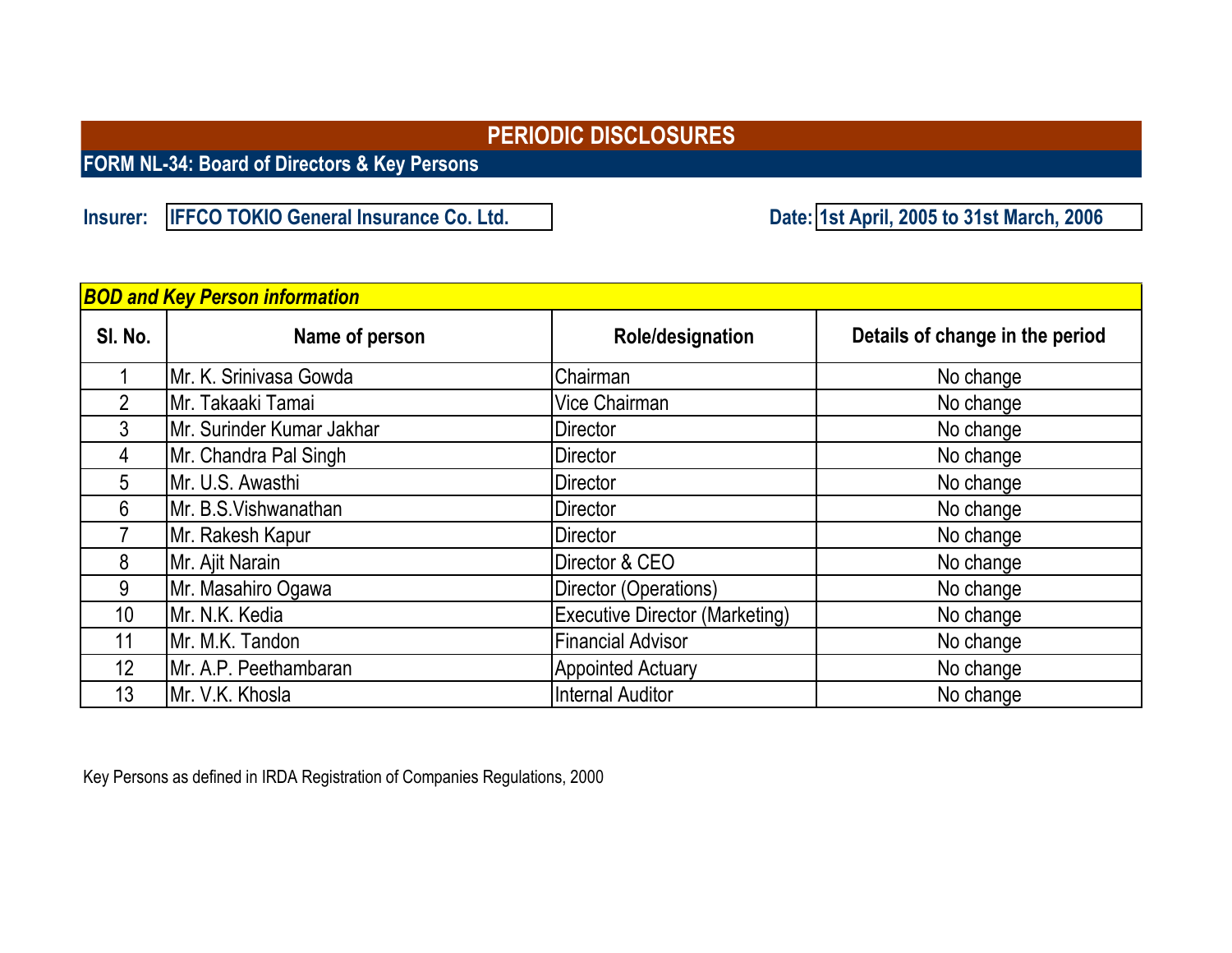# PERIODIC DISCLOSURES

## FORM NL-34: Board of Directors & Key Persons

**Insurer:** IFFCO TOKIO General Insurance Co. Ltd.

**Date:** 1st April, 2005 to 31st March, 2006

***BOD and Key Person information***

| Sl. No. | Name of person | Role/designation | Details of change in the period |
|---|---|---|---|
| 1 | Mr. K. Srinivasa Gowda | Chairman | No change |
| 2 | Mr. Takaaki Tamai | Vice Chairman | No change |
| 3 | Mr. Surinder Kumar Jakhar | Director | No change |
| 4 | Mr. Chandra Pal Singh | Director | No change |
| 5 | Mr. U.S. Awasthi | Director | No change |
| 6 | Mr. B.S.Vishwanathan | Director | No change |
| 7 | Mr. Rakesh Kapur | Director | No change |
| 8 | Mr. Ajit Narain | Director & CEO | No change |
| 9 | Mr. Masahiro Ogawa | Director (Operations) | No change |
| 10 | Mr. N.K. Kedia | Executive Director (Marketing) | No change |
| 11 | Mr. M.K. Tandon | Financial Advisor | No change |
| 12 | Mr. A.P. Peethambaran | Appointed Actuary | No change |
| 13 | Mr. V.K. Khosla | Internal Auditor | No change |

Key Persons as defined in IRDA Registration of Companies Regulations, 2000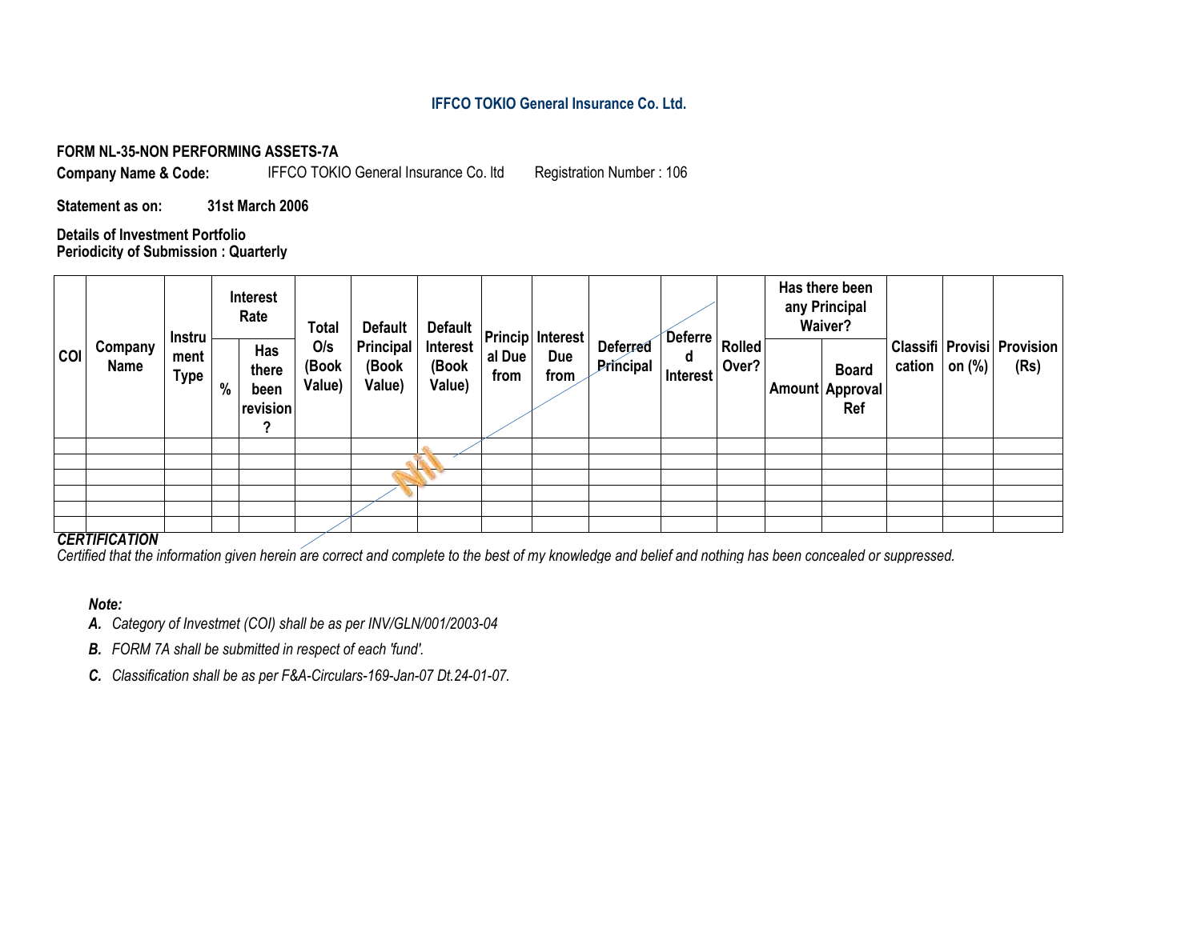**IFFCO TOKIO General Insurance Co. Ltd.**

**FORM NL-35-NON PERFORMING ASSETS-7A**

**Company Name & Code:** IFFCO TOKIO General Insurance Co. ltd Registration Number : 106

**Statement as on:** **31st March 2006**

**Details of Investment Portfolio**
**Periodicity of Submission : Quarterly**

| COI | Company Name | Instrument Type | Interest Rate | | Total O/s (Book Value) | Default Principal (Book Value) | Default Interest (Book Value) | Principal Due from | Interest Due from | Deferred Principal | Deferred Interest | Rolled Over? | Has there been any Principal Waiver? | | Classification | Provision (%) | Provision (Rs) |
|---|---|---|---|---|---|---|---|---|---|---|---|---|---|---|---|---|---|
| | | | % | Has there been revision? | | | | | | | | | Amount | Board Approval Ref | | | |
| | | | | | | | Nil | | | | | | | | | | |
| | | | | | | | | | | | | | | | | | |
| | | | | | | | | | | | | | | | | | |
| | | | | | | | | | | | | | | | | | |
| | | | | | | | | | | | | | | | | | |
| | | | | | | | | | | | | | | | | | |

***CERTIFICATION***
*Certified that the information given herein are correct and complete to the best of my knowledge and belief and nothing has been concealed or suppressed.*

***Note:***

***A.*** *Category of Investmet (COI) shall be as per INV/GLN/001/2003-04*

***B.*** *FORM 7A shall be submitted in respect of each 'fund'.*

***C.*** *Classification shall be as per F&A-Circulars-169-Jan-07 Dt.24-01-07.*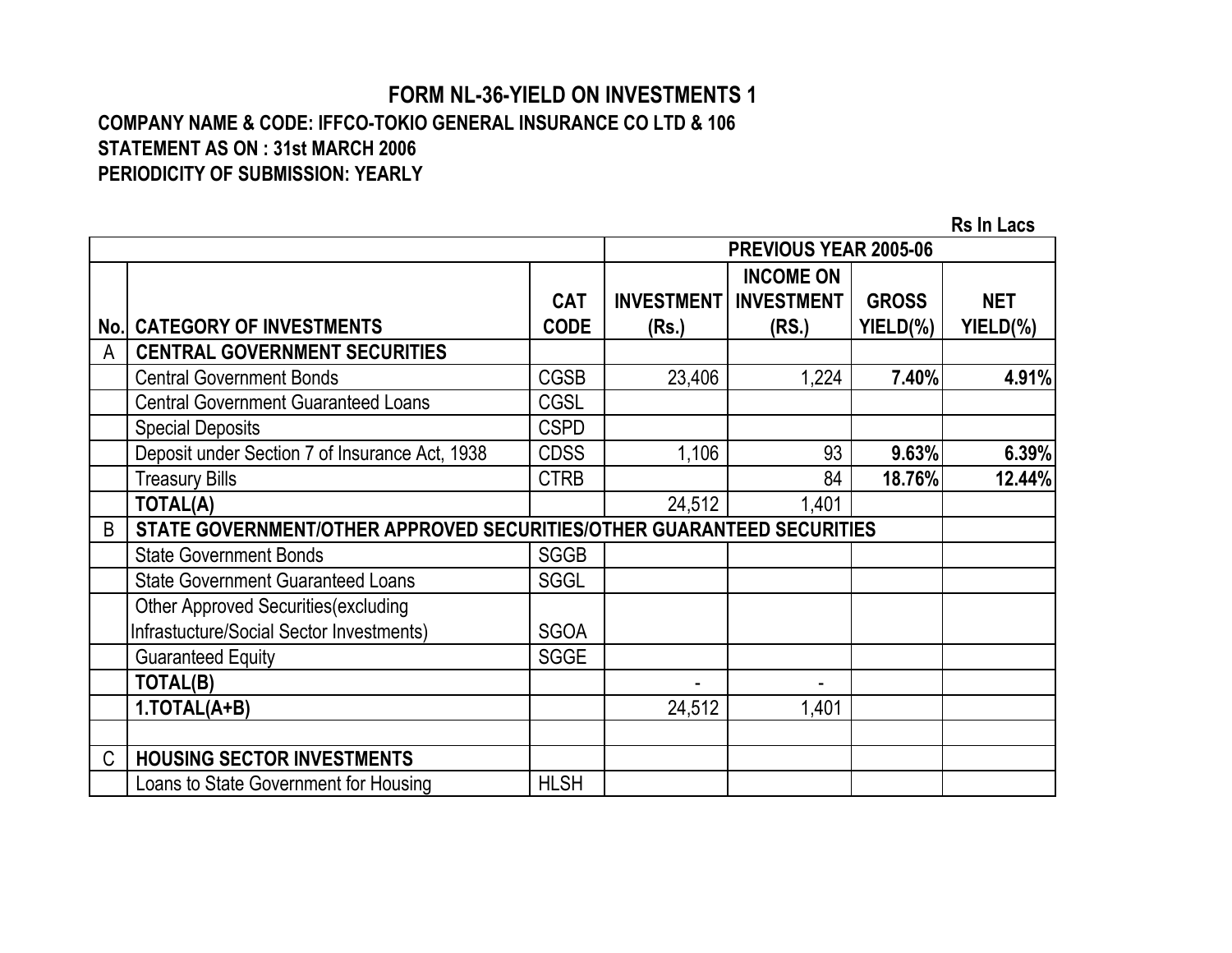# FORM NL-36-YIELD ON INVESTMENTS 1

**COMPANY NAME & CODE: IFFCO-TOKIO GENERAL INSURANCE CO LTD & 106**

**STATEMENT AS ON : 31st MARCH 2006**

**PERIODICITY OF SUBMISSION: YEARLY**

Rs In Lacs

| | | | PREVIOUS YEAR 2005-06 | | | |
|---|---|---|---|---|---|---|
| No. | CATEGORY OF INVESTMENTS | CAT CODE | INVESTMENT (Rs.) | INCOME ON INVESTMENT (RS.) | GROSS YIELD(%) | NET YIELD(%) |
| A | **CENTRAL GOVERNMENT SECURITIES** | | | | | |
| | Central Government Bonds | CGSB | 23,406 | 1,224 | **7.40%** | **4.91%** |
| | Central Government Guaranteed Loans | CGSL | | | | |
| | Special Deposits | CSPD | | | | |
| | Deposit under Section 7 of Insurance Act, 1938 | CDSS | 1,106 | 93 | **9.63%** | **6.39%** |
| | Treasury Bills | CTRB | | 84 | **18.76%** | **12.44%** |
| | **TOTAL(A)** | | 24,512 | 1,401 | | |
| B | **STATE GOVERNMENT/OTHER APPROVED SECURITIES/OTHER GUARANTEED SECURITIES** | | | | | |
| | State Government Bonds | SGGB | | | | |
| | State Government Guaranteed Loans | SGGL | | | | |
| | Other Approved Securities(excluding Infrastucture/Social Sector Investments) | SGOA | | | | |
| | Guaranteed Equity | SGGE | | | | |
| | **TOTAL(B)** | | - | - | | |
| | **1.TOTAL(A+B)** | | 24,512 | 1,401 | | |
| | | | | | | |
| C | **HOUSING SECTOR INVESTMENTS** | | | | | |
| | Loans to State Government for Housing | HLSH | | | | |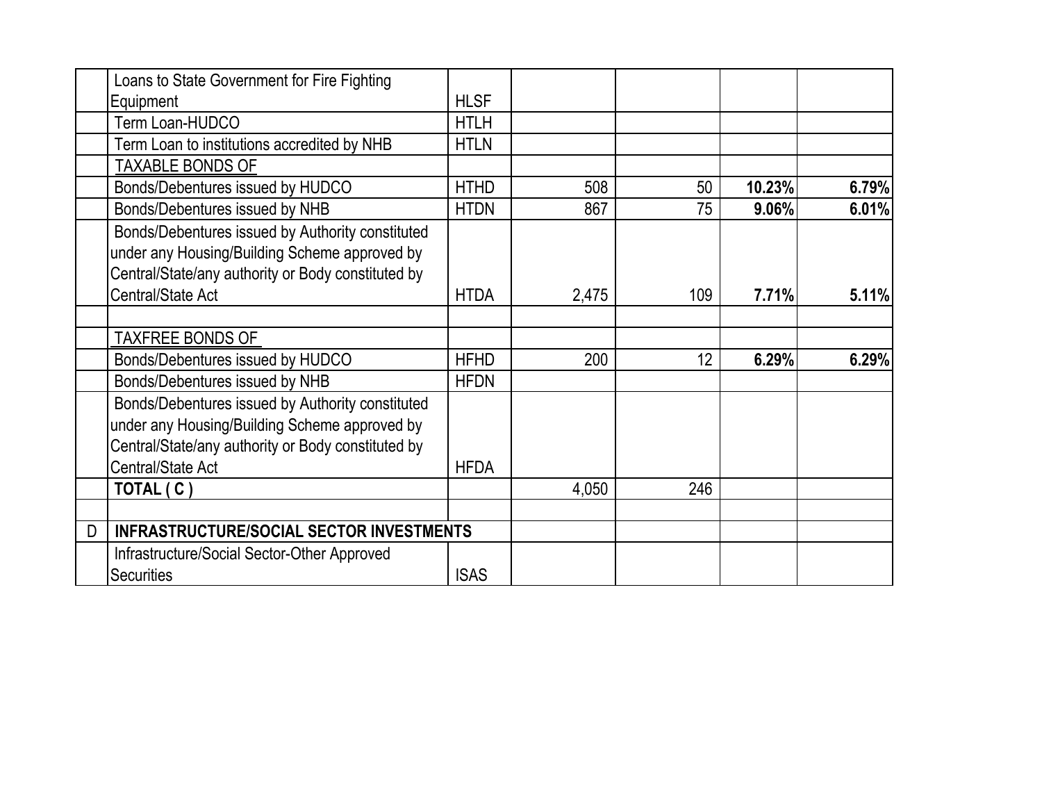| | | | | | | |
|---|---|---|---|---|---|---|
| | Loans to State Government for Fire Fighting Equipment | HLSF | | | | |
| | Term Loan-HUDCO | HTLH | | | | |
| | Term Loan to institutions accredited by NHB | HTLN | | | | |
| | TAXABLE BONDS OF | | | | | |
| | Bonds/Debentures issued by HUDCO | HTHD | 508 | 50 | **10.23%** | **6.79%** |
| | Bonds/Debentures issued by NHB | HTDN | 867 | 75 | **9.06%** | **6.01%** |
| | Bonds/Debentures issued by Authority constituted under any Housing/Building Scheme approved by Central/State/any authority or Body constituted by Central/State Act | HTDA | 2,475 | 109 | **7.71%** | **5.11%** |
| | | | | | | |
| | TAXFREE BONDS OF | | | | | |
| | Bonds/Debentures issued by HUDCO | HFHD | 200 | 12 | **6.29%** | **6.29%** |
| | Bonds/Debentures issued by NHB | HFDN | | | | |
| | Bonds/Debentures issued by Authority constituted under any Housing/Building Scheme approved by Central/State/any authority or Body constituted by Central/State Act | HFDA | | | | |
| | **TOTAL ( C )** | | 4,050 | 246 | | |
| | | | | | | |
| D | **INFRASTRUCTURE/SOCIAL SECTOR INVESTMENTS** | | | | | |
| | Infrastructure/Social Sector-Other Approved Securities | ISAS | | | | |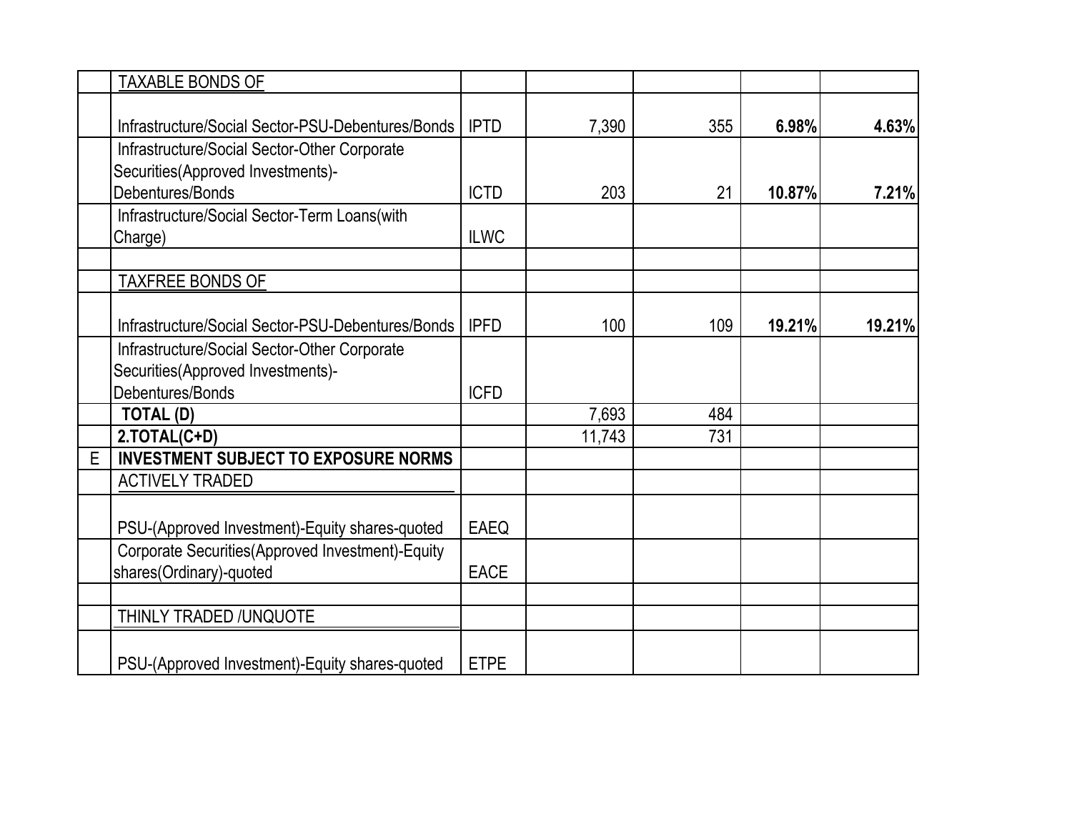| | | | | | | |
|---|---|---|---|---|---|---|
| | TAXABLE BONDS OF | | | | | |
| | Infrastructure/Social Sector-PSU-Debentures/Bonds | IPTD | 7,390 | 355 | **6.98%** | **4.63%** |
| | Infrastructure/Social Sector-Other Corporate Securities(Approved Investments)-Debentures/Bonds | ICTD | 203 | 21 | **10.87%** | **7.21%** |
| | Infrastructure/Social Sector-Term Loans(with Charge) | ILWC | | | | |
| | | | | | | |
| | TAXFREE BONDS OF | | | | | |
| | Infrastructure/Social Sector-PSU-Debentures/Bonds | IPFD | 100 | 109 | **19.21%** | **19.21%** |
| | Infrastructure/Social Sector-Other Corporate Securities(Approved Investments)-Debentures/Bonds | ICFD | | | | |
| | **TOTAL (D)** | | 7,693 | 484 | | |
| | **2.TOTAL(C+D)** | | 11,743 | 731 | | |
| E | **INVESTMENT SUBJECT TO EXPOSURE NORMS** | | | | | |
| | ACTIVELY TRADED | | | | | |
| | PSU-(Approved Investment)-Equity shares-quoted | EAEQ | | | | |
| | Corporate Securities(Approved Investment)-Equity shares(Ordinary)-quoted | EACE | | | | |
| | | | | | | |
| | THINLY TRADED /UNQUOTE | | | | | |
| | PSU-(Approved Investment)-Equity shares-quoted | ETPE | | | | |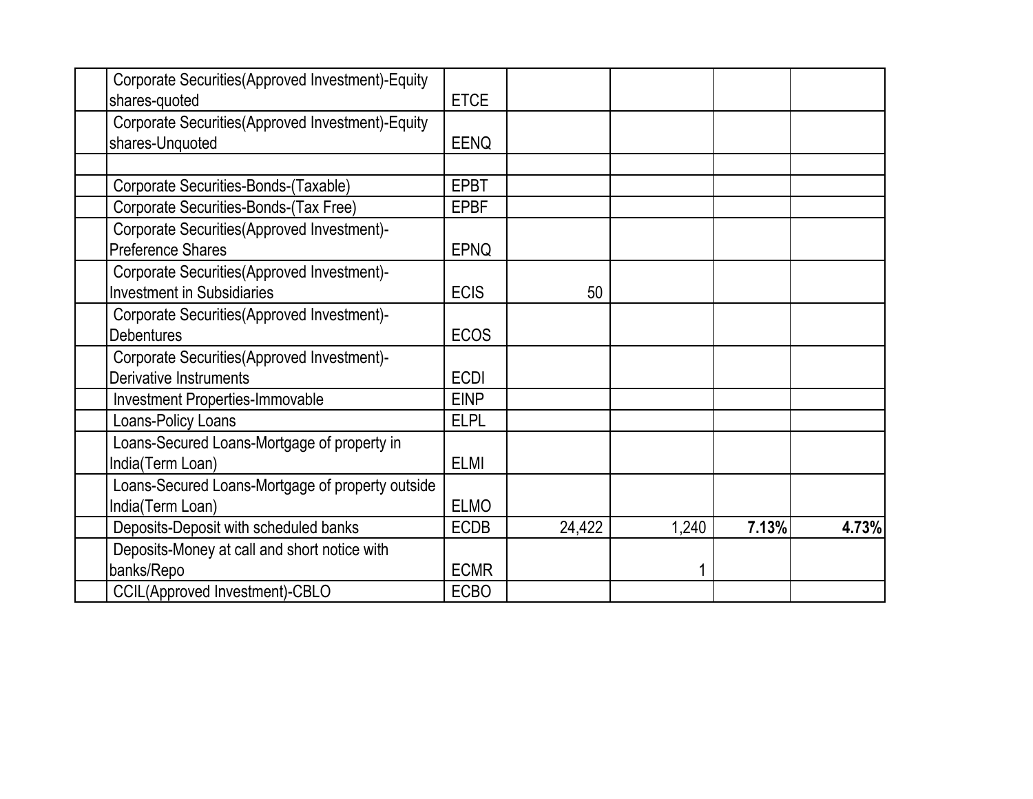| | | | | | | |
|---|---|---|---|---|---|---|
| | Corporate Securities(Approved Investment)-Equity shares-quoted | ETCE | | | | |
| | Corporate Securities(Approved Investment)-Equity shares-Unquoted | EENQ | | | | |
| | | | | | | |
| | Corporate Securities-Bonds-(Taxable) | EPBT | | | | |
| | Corporate Securities-Bonds-(Tax Free) | EPBF | | | | |
| | Corporate Securities(Approved Investment)-Preference Shares | EPNQ | | | | |
| | Corporate Securities(Approved Investment)-Investment in Subsidiaries | ECIS | 50 | | | |
| | Corporate Securities(Approved Investment)-Debentures | ECOS | | | | |
| | Corporate Securities(Approved Investment)-Derivative Instruments | ECDI | | | | |
| | Investment Properties-Immovable | EINP | | | | |
| | Loans-Policy Loans | ELPL | | | | |
| | Loans-Secured Loans-Mortgage of property in India(Term Loan) | ELMI | | | | |
| | Loans-Secured Loans-Mortgage of property outside India(Term Loan) | ELMO | | | | |
| | Deposits-Deposit with scheduled banks | ECDB | 24,422 | 1,240 | **7.13%** | **4.73%** |
| | Deposits-Money at call and short notice with banks/Repo | ECMR | | 1 | | |
| | CCIL(Approved Investment)-CBLO | ECBO | | | | |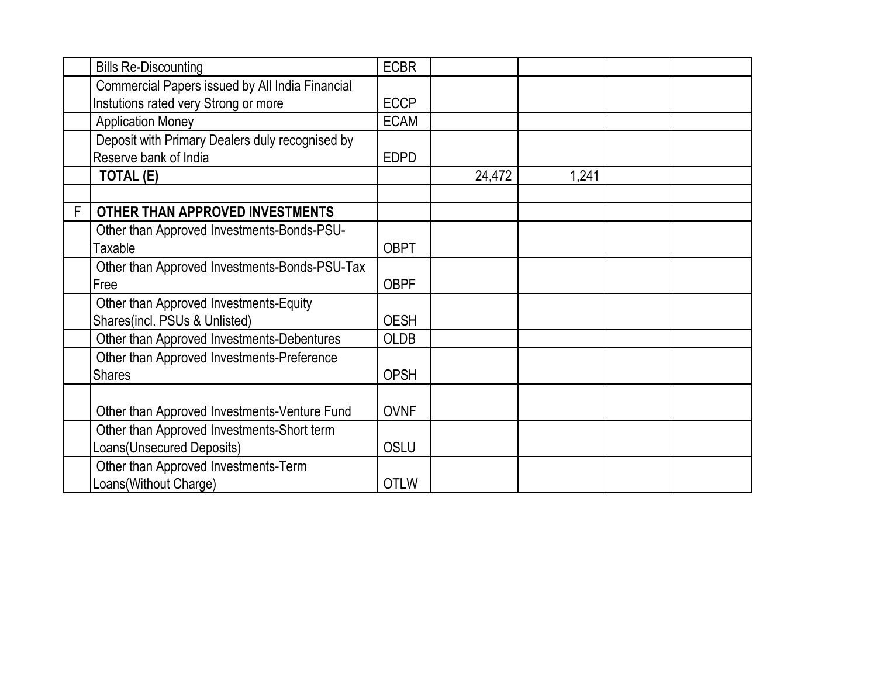| | | | | | | |
|---|---|---|---|---|---|---|
| | Bills Re-Discounting | ECBR | | | | |
| | Commercial Papers issued by All India Financial Instutions rated very Strong or more | ECCP | | | | |
| | Application Money | ECAM | | | | |
| | Deposit with Primary Dealers duly recognised by Reserve bank of India | EDPD | | | | |
| | **TOTAL (E)** | | 24,472 | 1,241 | | |
| | | | | | | |
| F | **OTHER THAN APPROVED INVESTMENTS** | | | | | |
| | Other than Approved Investments-Bonds-PSU-Taxable | OBPT | | | | |
| | Other than Approved Investments-Bonds-PSU-Tax Free | OBPF | | | | |
| | Other than Approved Investments-Equity Shares(incl. PSUs & Unlisted) | OESH | | | | |
| | Other than Approved Investments-Debentures | OLDB | | | | |
| | Other than Approved Investments-Preference Shares | OPSH | | | | |
| | Other than Approved Investments-Venture Fund | OVNF | | | | |
| | Other than Approved Investments-Short term Loans(Unsecured Deposits) | OSLU | | | | |
| | Other than Approved Investments-Term Loans(Without Charge) | OTLW | | | | |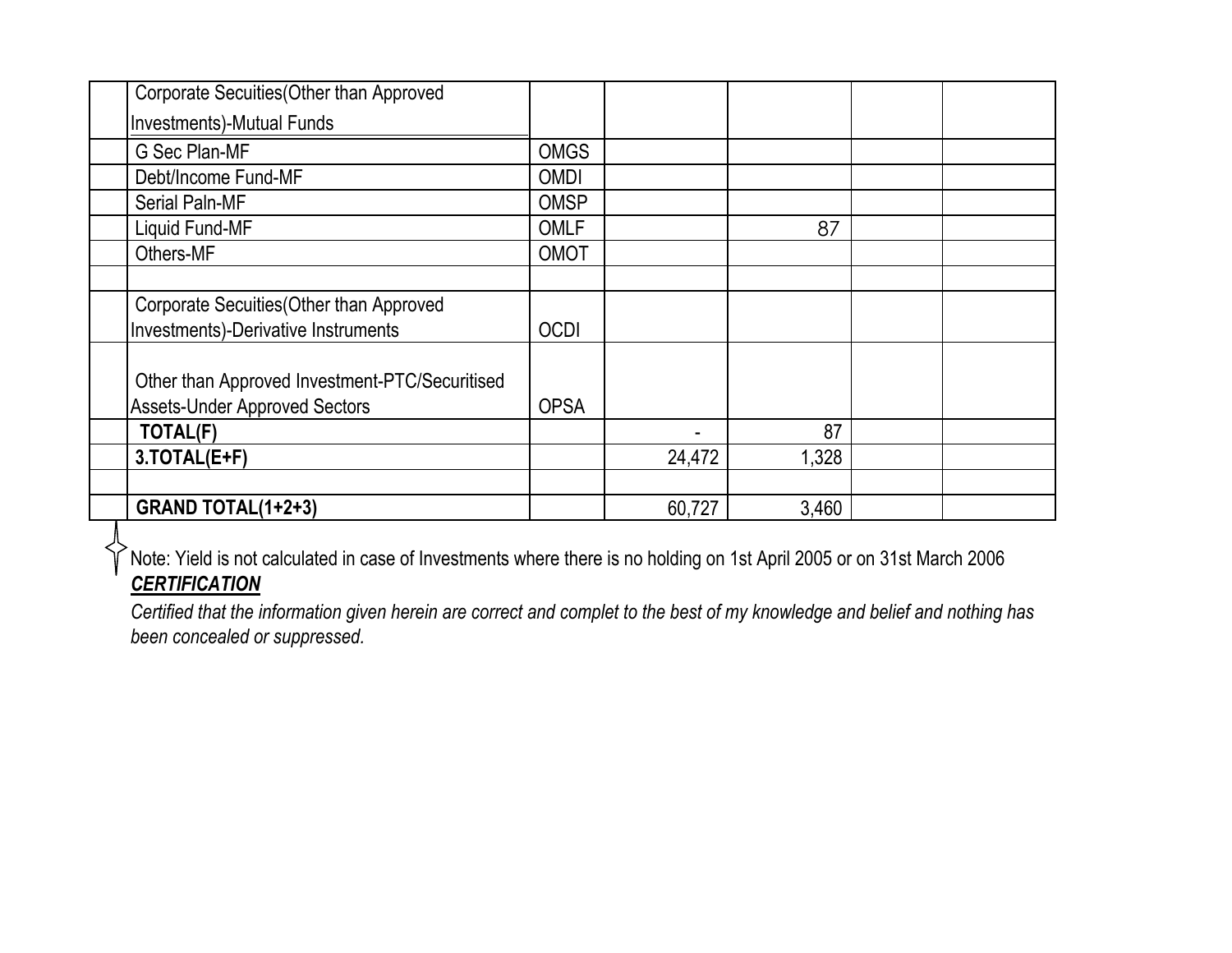| | | | | | | |
|---|---|---|---|---|---|---|
| | Corporate Secuities(Other than Approved Investments)-Mutual Funds | | | | | |
| | G Sec Plan-MF | OMGS | | | | |
| | Debt/Income Fund-MF | OMDI | | | | |
| | Serial Paln-MF | OMSP | | | | |
| | Liquid Fund-MF | OMLF | | 87 | | |
| | Others-MF | OMOT | | | | |
| | | | | | | |
| | Corporate Secuities(Other than Approved Investments)-Derivative Instruments | OCDI | | | | |
| | Other than Approved Investment-PTC/Securitised Assets-Under Approved Sectors | OPSA | | | | |
| | **TOTAL(F)** | | - | 87 | | |
| | **3.TOTAL(E+F)** | | 24,472 | 1,328 | | |
| | | | | | | |
| | **GRAND TOTAL(1+2+3)** | | 60,727 | 3,460 | | |

Note: Yield is not calculated in case of Investments where there is no holding on 1st April 2005 or on 31st March 2006

***CERTIFICATION***

*Certified that the information given herein are correct and complet to the best of my knowledge and belief and nothing has been concealed or suppressed.*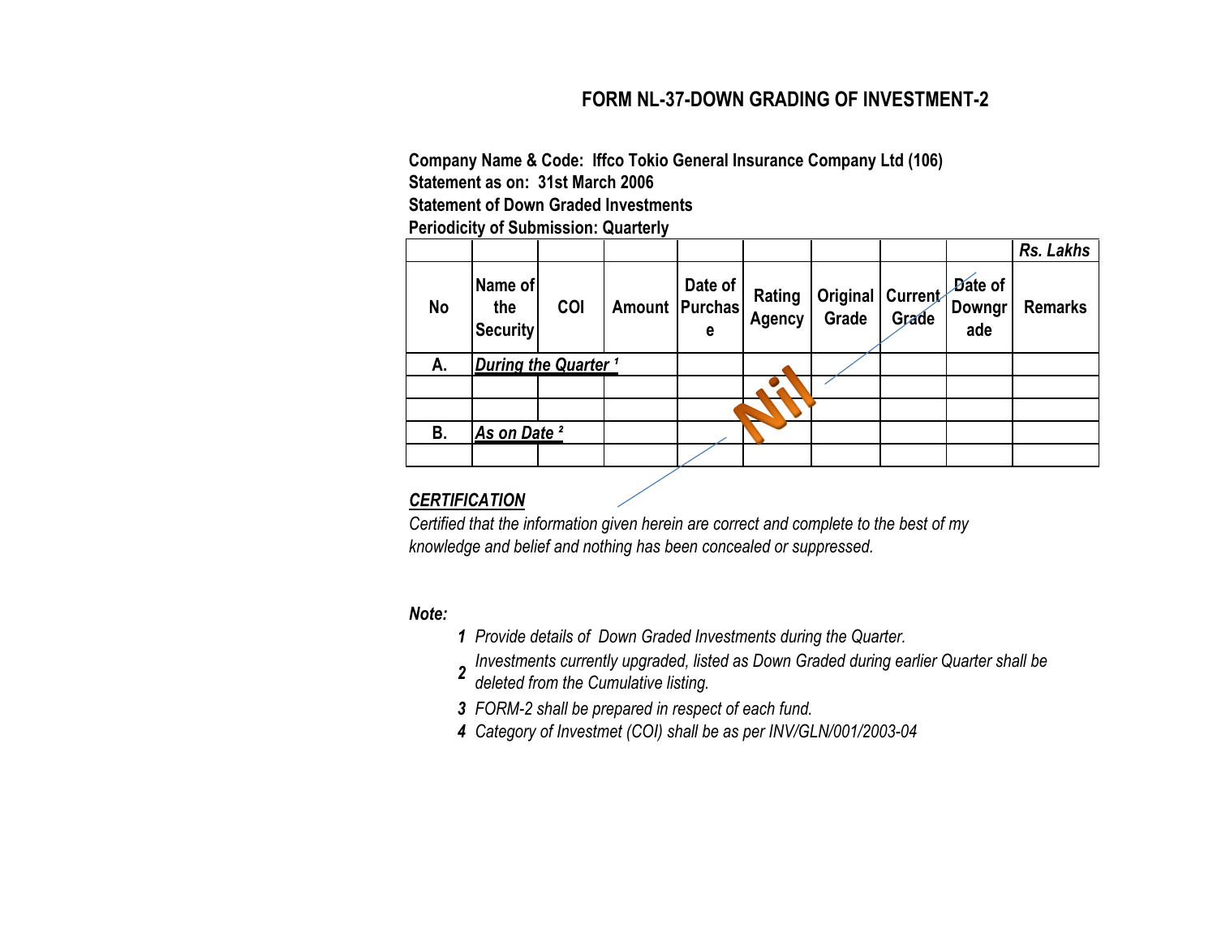# FORM NL-37-DOWN GRADING OF INVESTMENT-2

**Company Name & Code: Iffco Tokio General Insurance Company Ltd (106)**
**Statement as on: 31st March 2006**
**Statement of Down Graded Investments**
**Periodicity of Submission: Quarterly**

| | | | | | | | | | *Rs. Lakhs* |
|---|---|---|---|---|---|---|---|---|---|
| **No** | **Name of the Security** | **COI** | **Amount** | **Date of Purchase** | **Rating Agency** | **Original Grade** | **Current Grade** | **Date of Downgrade** | **Remarks** |
| **A.** | ***During the Quarter [1]*** | | | | | | | | |
| | | | | | Nil | | | | |
| | | | | | | | | | |
| **B.** | ***As on Date [2]*** | | | | | | | | |
| | | | | | | | | | |

***CERTIFICATION***

*Certified that the information given herein are correct and complete to the best of my knowledge and belief and nothing has been concealed or suppressed.*

***Note:***

1. *Provide details of Down Graded Investments during the Quarter.*
2. *Investments currently upgraded, listed as Down Graded during earlier Quarter shall be deleted from the Cumulative listing.*
3. *FORM-2 shall be prepared in respect of each fund.*
4. *Category of Investmet (COI) shall be as per INV/GLN/001/2003-04*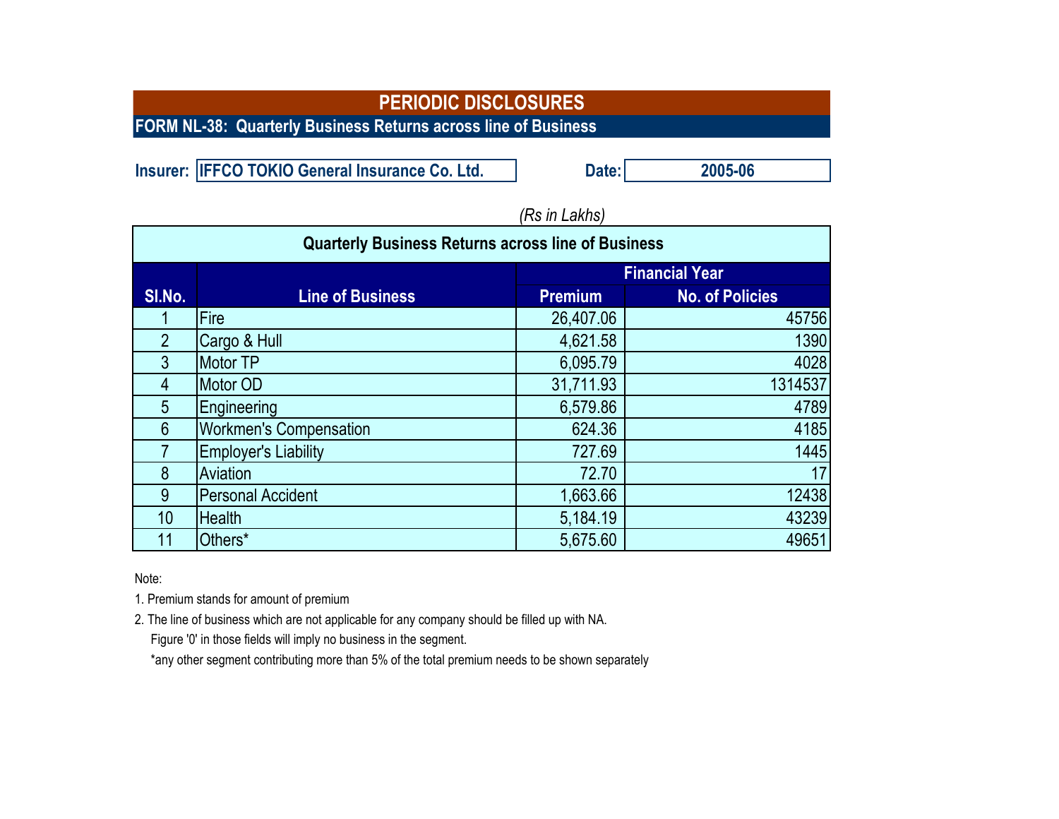# PERIODIC DISCLOSURES

## FORM NL-38: Quarterly Business Returns across line of Business

**Insurer:** IFFCO TOKIO General Insurance Co. Ltd. **Date:** 2005-06

*(Rs in Lakhs)*

| Quarterly Business Returns across line of Business | | | |
|---|---|---|---|
| | | Financial Year | |
| Sl.No. | Line of Business | Premium | No. of Policies |
| 1 | Fire | 26,407.06 | 45756 |
| 2 | Cargo & Hull | 4,621.58 | 1390 |
| 3 | Motor TP | 6,095.79 | 4028 |
| 4 | Motor OD | 31,711.93 | 1314537 |
| 5 | Engineering | 6,579.86 | 4789 |
| 6 | Workmen's Compensation | 624.36 | 4185 |
| 7 | Employer's Liability | 727.69 | 1445 |
| 8 | Aviation | 72.70 | 17 |
| 9 | Personal Accident | 1,663.66 | 12438 |
| 10 | Health | 5,184.19 | 43239 |
| 11 | Others* | 5,675.60 | 49651 |

Note:

1. Premium stands for amount of premium
2. The line of business which are not applicable for any company should be filled up with NA.
   Figure '0' in those fields will imply no business in the segment.
   *any other segment contributing more than 5% of the total premium needs to be shown separately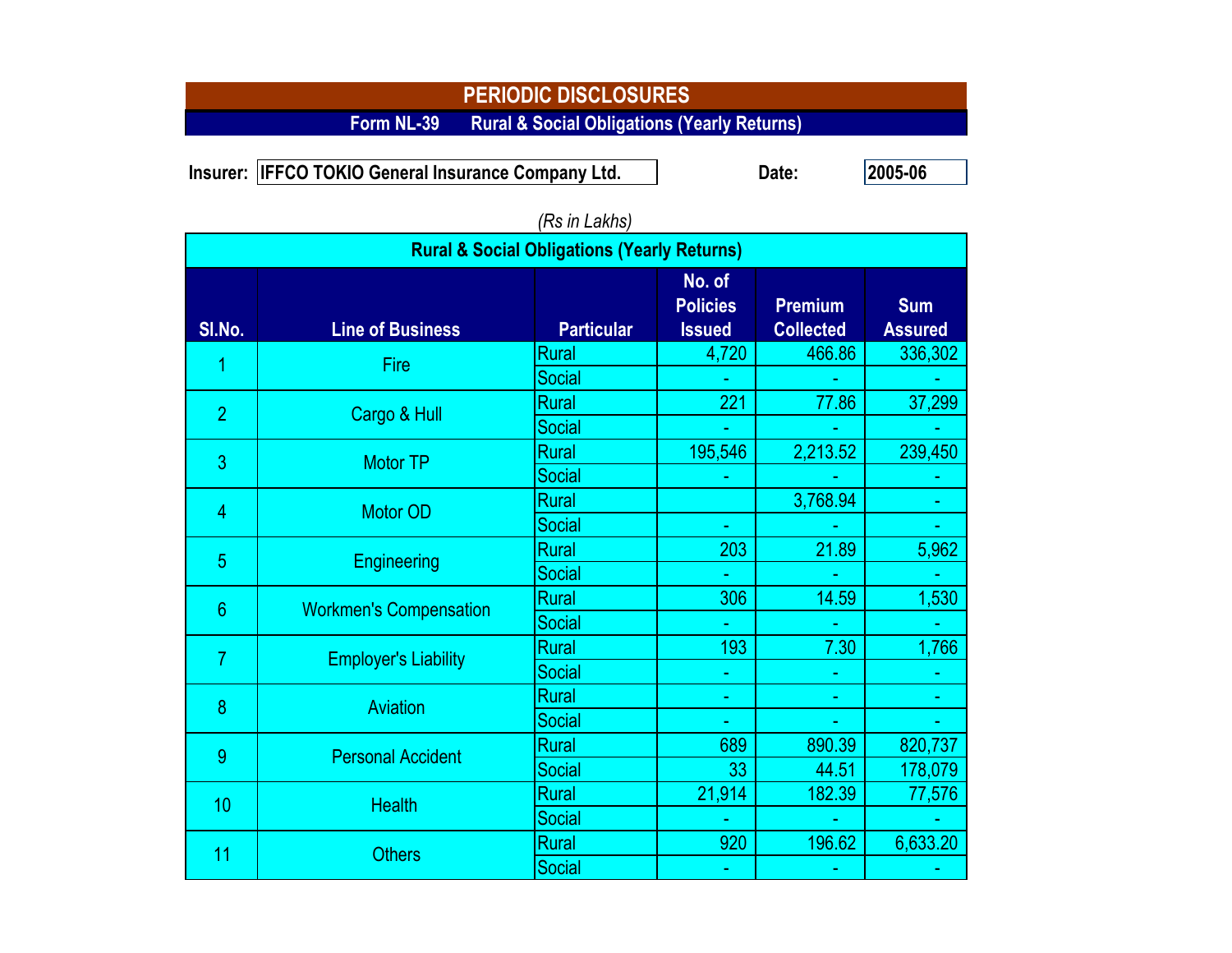# PERIODIC DISCLOSURES

## Form NL-39 Rural & Social Obligations (Yearly Returns)

**Insurer:** IFFCO TOKIO General Insurance Company Ltd. **Date:** 2005-06

*(Rs in Lakhs)*

**Rural & Social Obligations (Yearly Returns)**

| Sl.No. | Line of Business | Particular | No. of Policies Issued | Premium Collected | Sum Assured |
|---|---|---|---|---|---|
| 1 | Fire | Rural | 4,720 | 466.86 | 336,302 |
| | | Social | - | - | - |
| 2 | Cargo & Hull | Rural | 221 | 77.86 | 37,299 |
| | | Social | - | - | - |
| 3 | Motor TP | Rural | 195,546 | 2,213.52 | 239,450 |
| | | Social | - | - | - |
| 4 | Motor OD | Rural | | 3,768.94 | - |
| | | Social | - | - | - |
| 5 | Engineering | Rural | 203 | 21.89 | 5,962 |
| | | Social | - | - | - |
| 6 | Workmen's Compensation | Rural | 306 | 14.59 | 1,530 |
| | | Social | - | - | - |
| 7 | Employer's Liability | Rural | 193 | 7.30 | 1,766 |
| | | Social | - | - | - |
| 8 | Aviation | Rural | - | - | - |
| | | Social | - | - | - |
| 9 | Personal Accident | Rural | 689 | 890.39 | 820,737 |
| | | Social | 33 | 44.51 | 178,079 |
| 10 | Health | Rural | 21,914 | 182.39 | 77,576 |
| | | Social | - | - | - |
| 11 | Others | Rural | 920 | 196.62 | 6,633.20 |
| | | Social | - | - | - |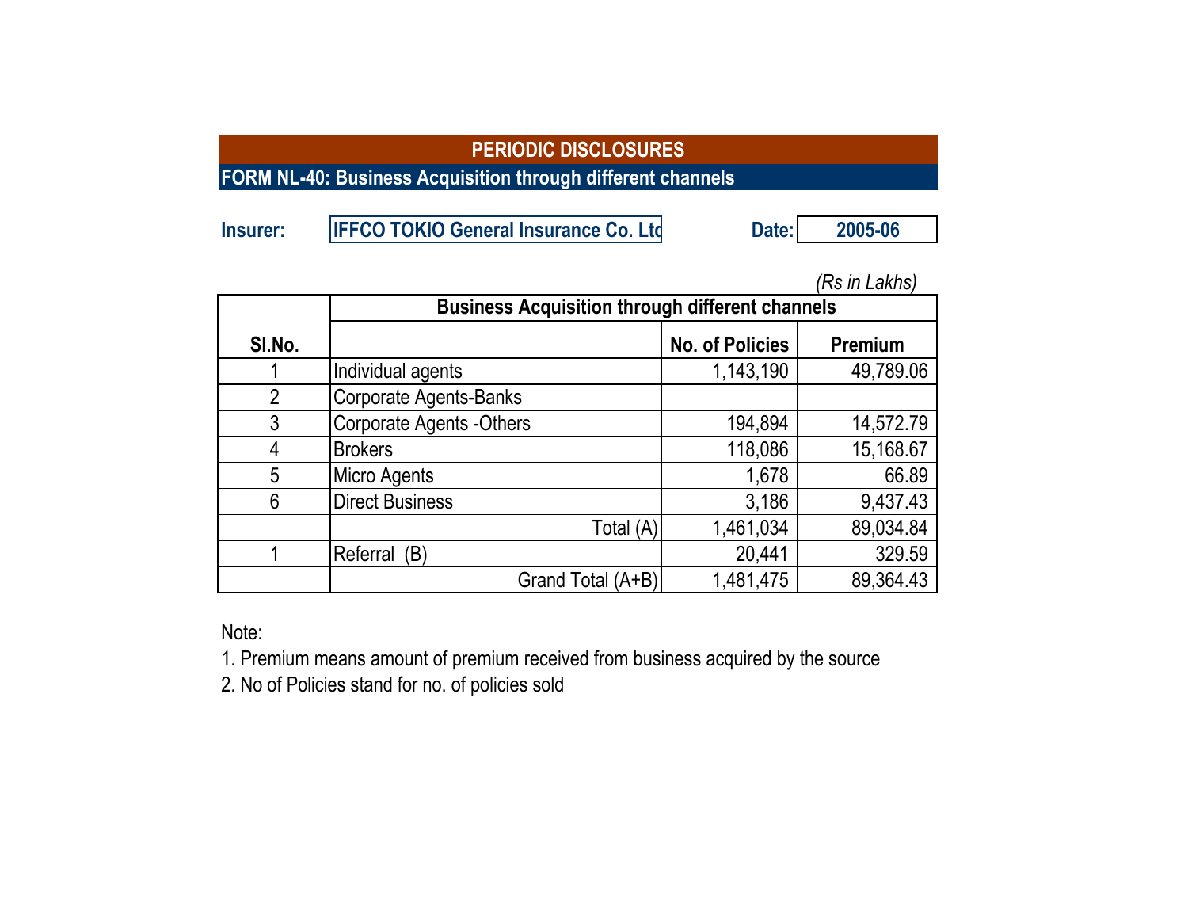# PERIODIC DISCLOSURES

## FORM NL-40: Business Acquisition through different channels

**Insurer:** IFFCO TOKIO General Insurance Co. Ltd **Date:** 2005-06

*(Rs in Lakhs)*

| Sl.No. | Business Acquisition through different channels | | |
|---|---|---|---|
| | | No. of Policies | Premium |
| 1 | Individual agents | 1,143,190 | 49,789.06 |
| 2 | Corporate Agents-Banks | | |
| 3 | Corporate Agents -Others | 194,894 | 14,572.79 |
| 4 | Brokers | 118,086 | 15,168.67 |
| 5 | Micro Agents | 1,678 | 66.89 |
| 6 | Direct Business | 3,186 | 9,437.43 |
| | Total (A) | 1,461,034 | 89,034.84 |
| 1 | Referral (B) | 20,441 | 329.59 |
| | Grand Total (A+B) | 1,481,475 | 89,364.43 |

Note:

1. Premium means amount of premium received from business acquired by the source
2. No of Policies stand for no. of policies sold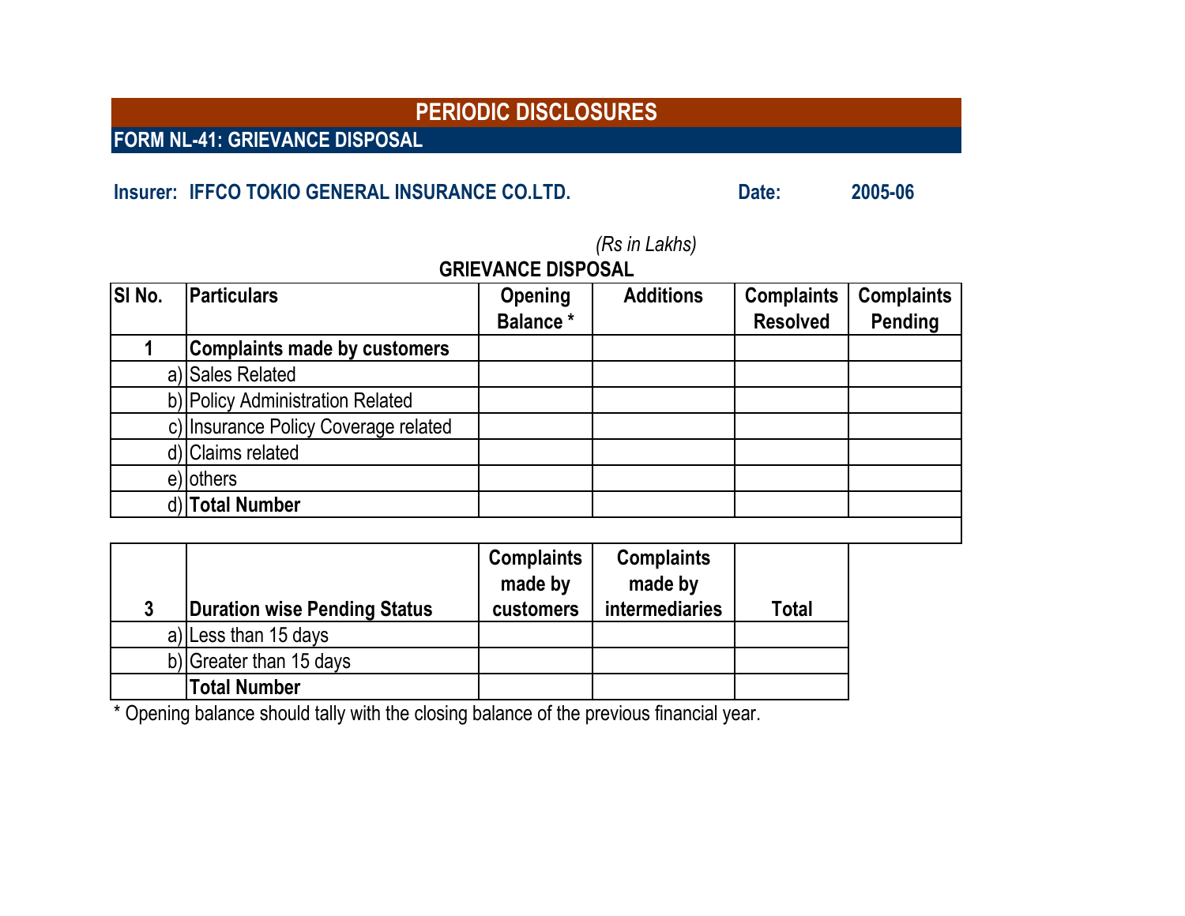# PERIODIC DISCLOSURES

## FORM NL-41: GRIEVANCE DISPOSAL

**Insurer: IFFCO TOKIO GENERAL INSURANCE CO.LTD.** **Date: 2005-06**

*(Rs in Lakhs)*

### GRIEVANCE DISPOSAL

| Sl No. | Particulars | Opening Balance * | Additions | Complaints Resolved | Complaints Pending |
|---|---|---|---|---|---|
| 1 | **Complaints made by customers** | | | | |
| a) | Sales Related | | | | |
| b) | Policy Administration Related | | | | |
| c) | Insurance Policy Coverage related | | | | |
| d) | Claims related | | | | |
| e) | others | | | | |
| d) | **Total Number** | | | | |

| | | | | |
|---|---|---|---|---|
| 3 | **Duration wise Pending Status** | **Complaints made by customers** | **Complaints made by intermediaries** | **Total** |
| a) | Less than 15 days | | | |
| b) | Greater than 15 days | | | |
| | **Total Number** | | | |

* Opening balance should tally with the closing balance of the previous financial year.